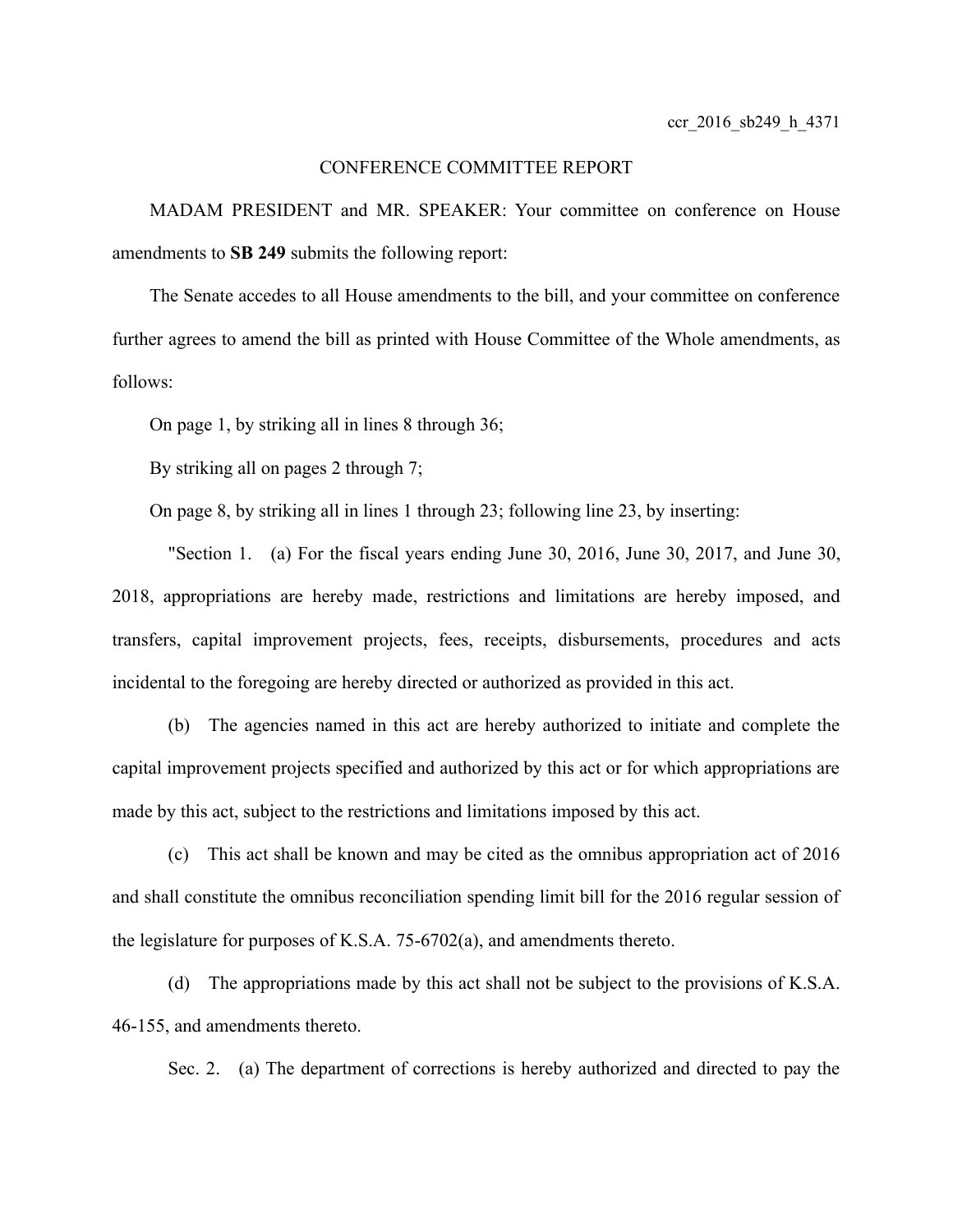ccr_2016_sb249_h_4371

CONFERENCE COMMITTEE REPORT

MADAM PRESIDENT and MR. SPEAKER: Your committee on conference on House amendments to **SB 249** submits the following report:

The Senate accedes to all House amendments to the bill, and your committee on conference further agrees to amend the bill as printed with House Committee of the Whole amendments, as follows:

On page 1, by striking all in lines 8 through 36;

By striking all on pages 2 through 7;

On page 8, by striking all in lines 1 through 23; following line 23, by inserting:

"Section 1. (a) For the fiscal years ending June 30, 2016, June 30, 2017, and June 30, 2018, appropriations are hereby made, restrictions and limitations are hereby imposed, and transfers, capital improvement projects, fees, receipts, disbursements, procedures and acts incidental to the foregoing are hereby directed or authorized as provided in this act.

(b) The agencies named in this act are hereby authorized to initiate and complete the capital improvement projects specified and authorized by this act or for which appropriations are made by this act, subject to the restrictions and limitations imposed by this act.

(c) This act shall be known and may be cited as the omnibus appropriation act of 2016 and shall constitute the omnibus reconciliation spending limit bill for the 2016 regular session of the legislature for purposes of K.S.A. 75-6702(a), and amendments thereto.

(d) The appropriations made by this act shall not be subject to the provisions of K.S.A. 46-155, and amendments thereto.

Sec. 2. (a) The department of corrections is hereby authorized and directed to pay the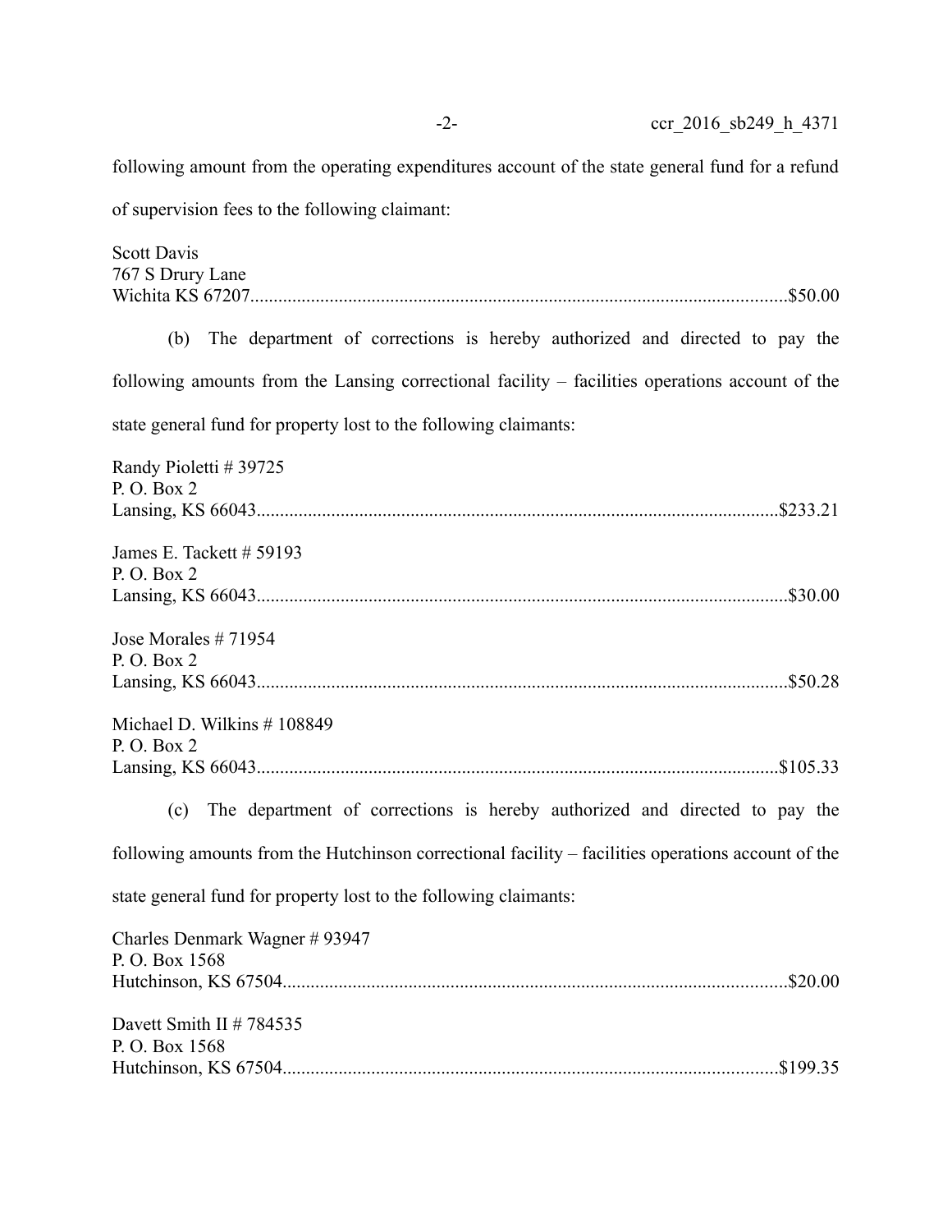following amount from the operating expenditures account of the state general fund for a refund of supervision fees to the following claimant:

Scott Davis
767 S Drury Lane
Wichita KS 67207.................................................................................................................$50.00

(b) The department of corrections is hereby authorized and directed to pay the following amounts from the Lansing correctional facility – facilities operations account of the state general fund for property lost to the following claimants:

Randy Pioletti # 39725
P. O. Box 2
Lansing, KS 66043..............................................................................................................$233.21

James E. Tackett # 59193
P. O. Box 2
Lansing, KS 66043................................................................................................................$30.00

Jose Morales # 71954
P. O. Box 2
Lansing, KS 66043................................................................................................................$50.28

Michael D. Wilkins # 108849
P. O. Box 2
Lansing, KS 66043..............................................................................................................$105.33

(c) The department of corrections is hereby authorized and directed to pay the following amounts from the Hutchinson correctional facility – facilities operations account of the state general fund for property lost to the following claimants:

Charles Denmark Wagner # 93947
P. O. Box 1568
Hutchinson, KS 67504..........................................................................................................$20.00

Davett Smith II # 784535
P. O. Box 1568
Hutchinson, KS 67504........................................................................................................$199.35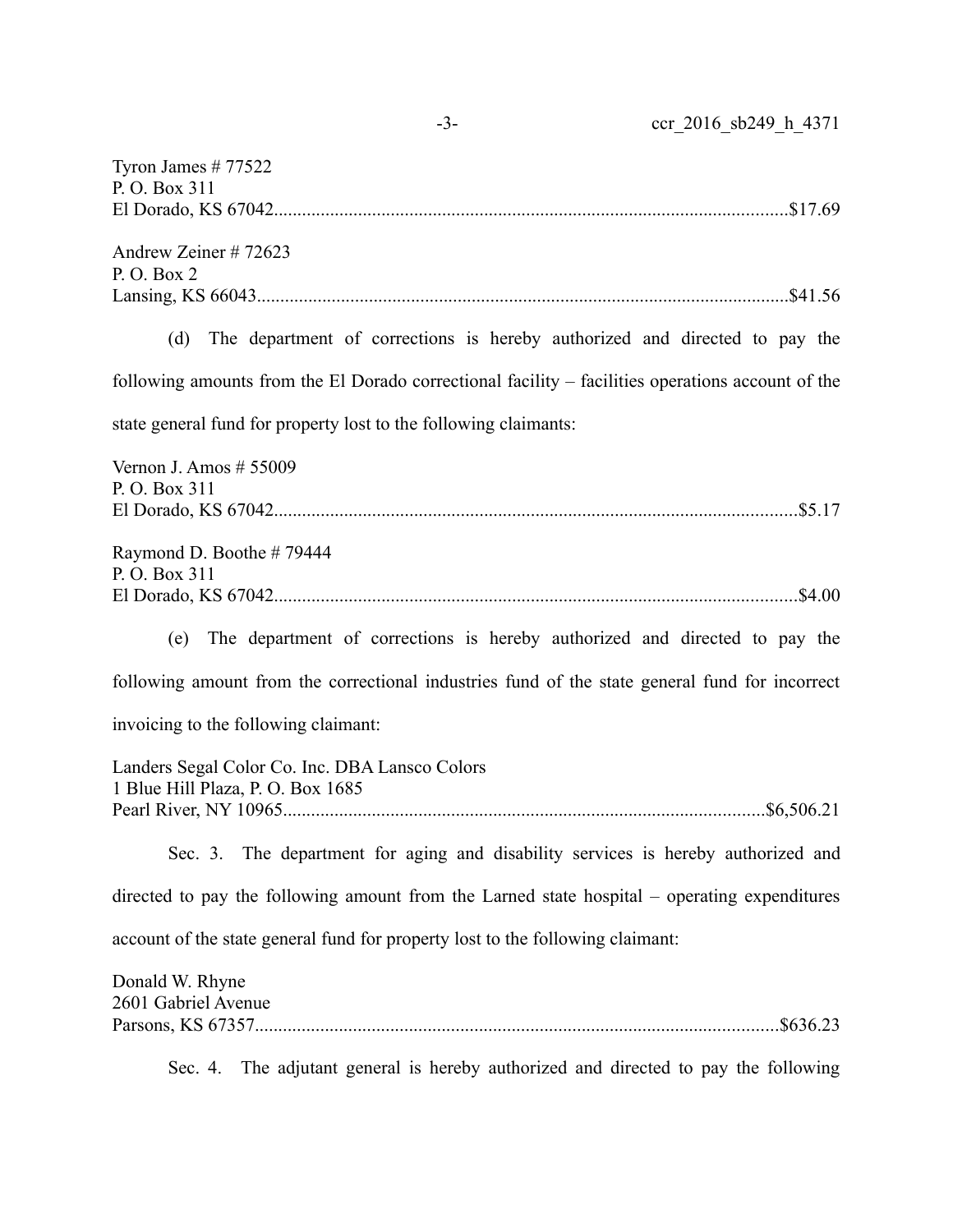Tyron James # 77522
P. O. Box 311
El Dorado, KS 67042..........................................................................................................$17.69

Andrew Zeiner # 72623
P. O. Box 2
Lansing, KS 66043..............................................................................................................$41.56

(d) The department of corrections is hereby authorized and directed to pay the following amounts from the El Dorado correctional facility – facilities operations account of the state general fund for property lost to the following claimants:

Vernon J. Amos # 55009
P. O. Box 311
El Dorado, KS 67042............................................................................................................$5.17

Raymond D. Boothe # 79444
P. O. Box 311
El Dorado, KS 67042............................................................................................................$4.00

(e) The department of corrections is hereby authorized and directed to pay the following amount from the correctional industries fund of the state general fund for incorrect invoicing to the following claimant:

Landers Segal Color Co. Inc. DBA Lansco Colors
1 Blue Hill Plaza, P. O. Box 1685
Pearl River, NY 10965....................................................................................................$6,506.21

Sec. 3. The department for aging and disability services is hereby authorized and directed to pay the following amount from the Larned state hospital – operating expenditures account of the state general fund for property lost to the following claimant:

Donald W. Rhyne
2601 Gabriel Avenue
Parsons, KS 67357............................................................................................................$636.23

Sec. 4. The adjutant general is hereby authorized and directed to pay the following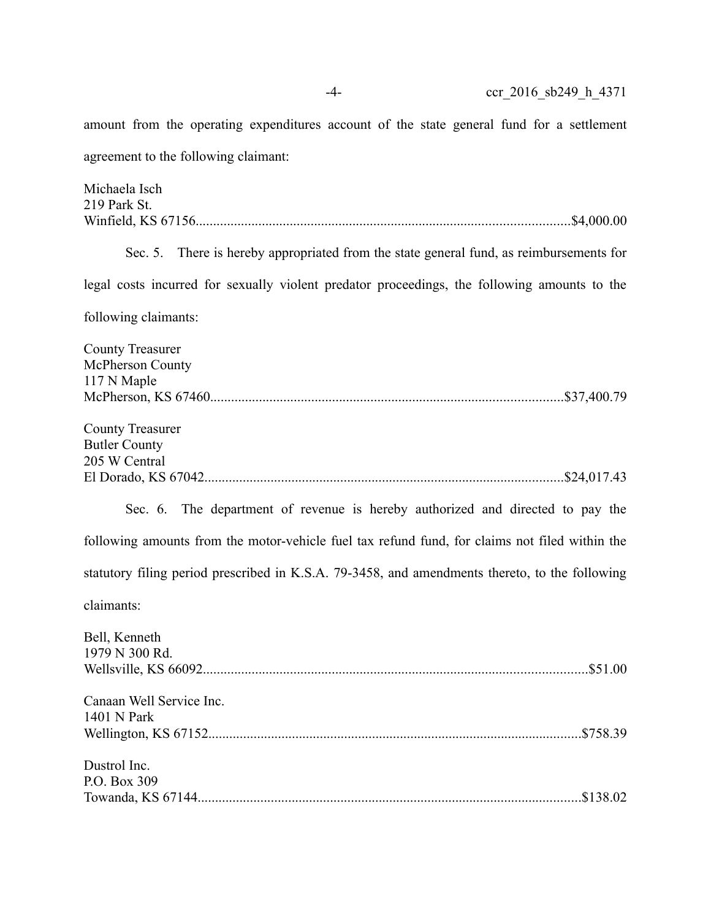amount from the operating expenditures account of the state general fund for a settlement agreement to the following claimant:

Michaela Isch
219 Park St.
Winfield, KS 67156..........................................................................................................$4,000.00

Sec. 5. There is hereby appropriated from the state general fund, as reimbursements for legal costs incurred for sexually violent predator proceedings, the following amounts to the following claimants:

County Treasurer
McPherson County
117 N Maple
McPherson, KS 67460....................................................................................................$37,400.79

County Treasurer
Butler County
205 W Central
El Dorado, KS 67042......................................................................................................$24,017.43

Sec. 6. The department of revenue is hereby authorized and directed to pay the following amounts from the motor-vehicle fuel tax refund fund, for claims not filed within the statutory filing period prescribed in K.S.A. 79-3458, and amendments thereto, to the following claimants:

Bell, Kenneth
1979 N 300 Rd.
Wellsville, KS 66092............................................................................................................$51.00

Canaan Well Service Inc.
1401 N Park
Wellington, KS 67152.........................................................................................................$758.39

Dustrol Inc.
P.O. Box 309
Towanda, KS 67144............................................................................................................$138.02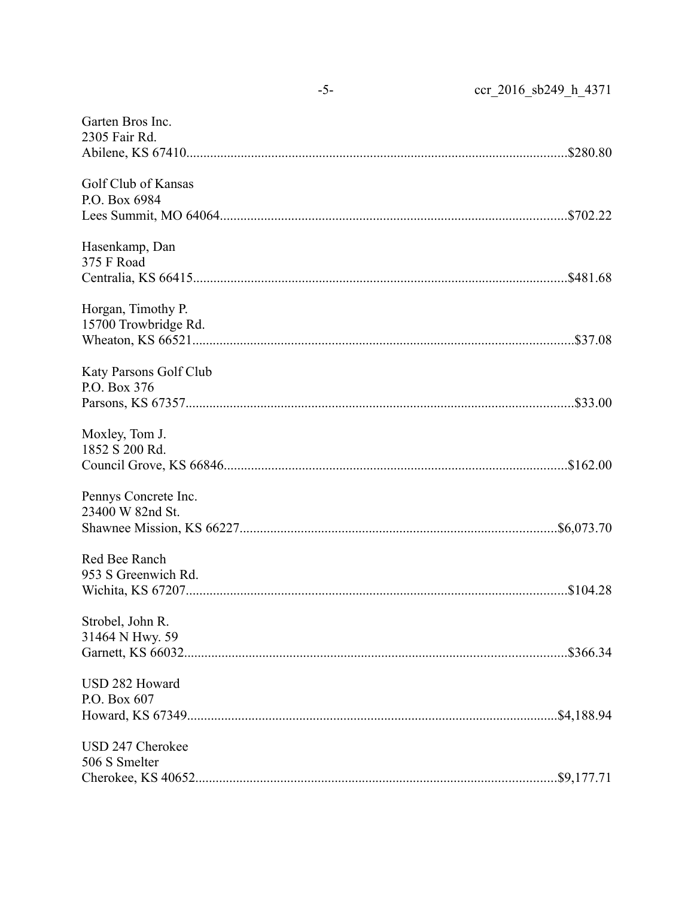Garten Bros Inc.
2305 Fair Rd.
Abilene, KS 67410..........................................................................................................$280.80

Golf Club of Kansas
P.O. Box 6984
Lees Summit, MO 64064..................................................................................................$702.22

Hasenkamp, Dan
375 F Road
Centralia, KS 66415..........................................................................................................$481.68

Horgan, Timothy P.
15700 Trowbridge Rd.
Wheaton, KS 66521............................................................................................................$37.08

Katy Parsons Golf Club
P.O. Box 376
Parsons, KS 67357.............................................................................................................$33.00

Moxley, Tom J.
1852 S 200 Rd.
Council Grove, KS 66846................................................................................................$162.00

Pennys Concrete Inc.
23400 W 82nd St.
Shawnee Mission, KS 66227.........................................................................................$6,073.70

Red Bee Ranch
953 S Greenwich Rd.
Wichita, KS 67207............................................................................................................$104.28

Strobel, John R.
31464 N Hwy. 59
Garnett, KS 66032.............................................................................................................$366.34

USD 282 Howard
P.O. Box 607
Howard, KS 67349.........................................................................................................$4,188.94

USD 247 Cherokee
506 S Smelter
Cherokee, KS 40652.......................................................................................................$9,177.71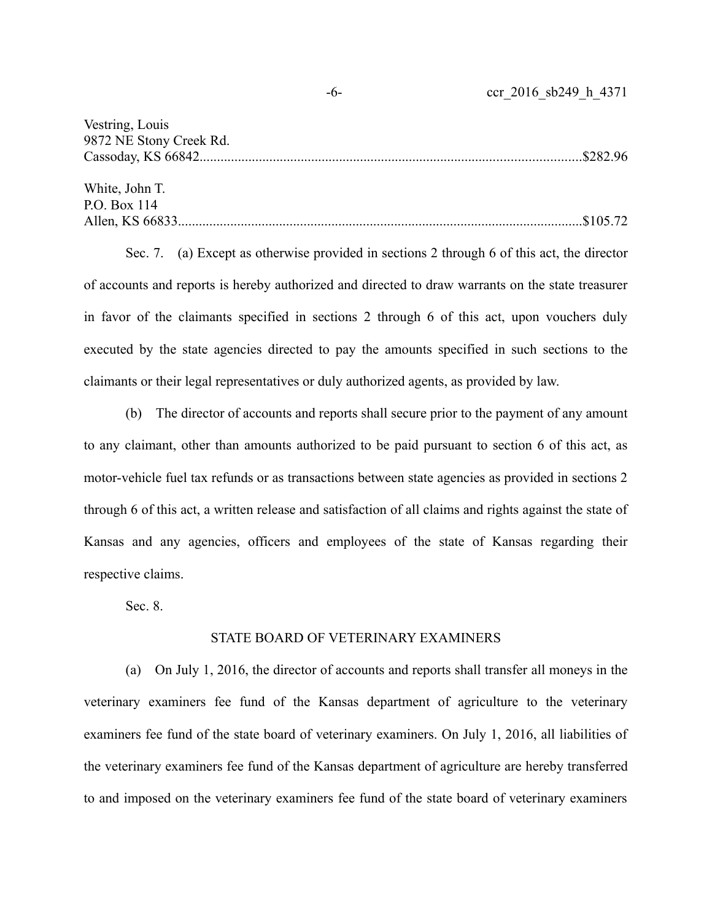Vestring, Louis
9872 NE Stony Creek Rd.
Cassoday, KS 66842............................................................................................................$282.96

White, John T.
P.O. Box 114
Allen, KS 66833..................................................................................................................$105.72

Sec. 7. (a) Except as otherwise provided in sections 2 through 6 of this act, the director of accounts and reports is hereby authorized and directed to draw warrants on the state treasurer in favor of the claimants specified in sections 2 through 6 of this act, upon vouchers duly executed by the state agencies directed to pay the amounts specified in such sections to the claimants or their legal representatives or duly authorized agents, as provided by law.

(b) The director of accounts and reports shall secure prior to the payment of any amount to any claimant, other than amounts authorized to be paid pursuant to section 6 of this act, as motor-vehicle fuel tax refunds or as transactions between state agencies as provided in sections 2 through 6 of this act, a written release and satisfaction of all claims and rights against the state of Kansas and any agencies, officers and employees of the state of Kansas regarding their respective claims.

Sec. 8.

STATE BOARD OF VETERINARY EXAMINERS

(a) On July 1, 2016, the director of accounts and reports shall transfer all moneys in the veterinary examiners fee fund of the Kansas department of agriculture to the veterinary examiners fee fund of the state board of veterinary examiners. On July 1, 2016, all liabilities of the veterinary examiners fee fund of the Kansas department of agriculture are hereby transferred to and imposed on the veterinary examiners fee fund of the state board of veterinary examiners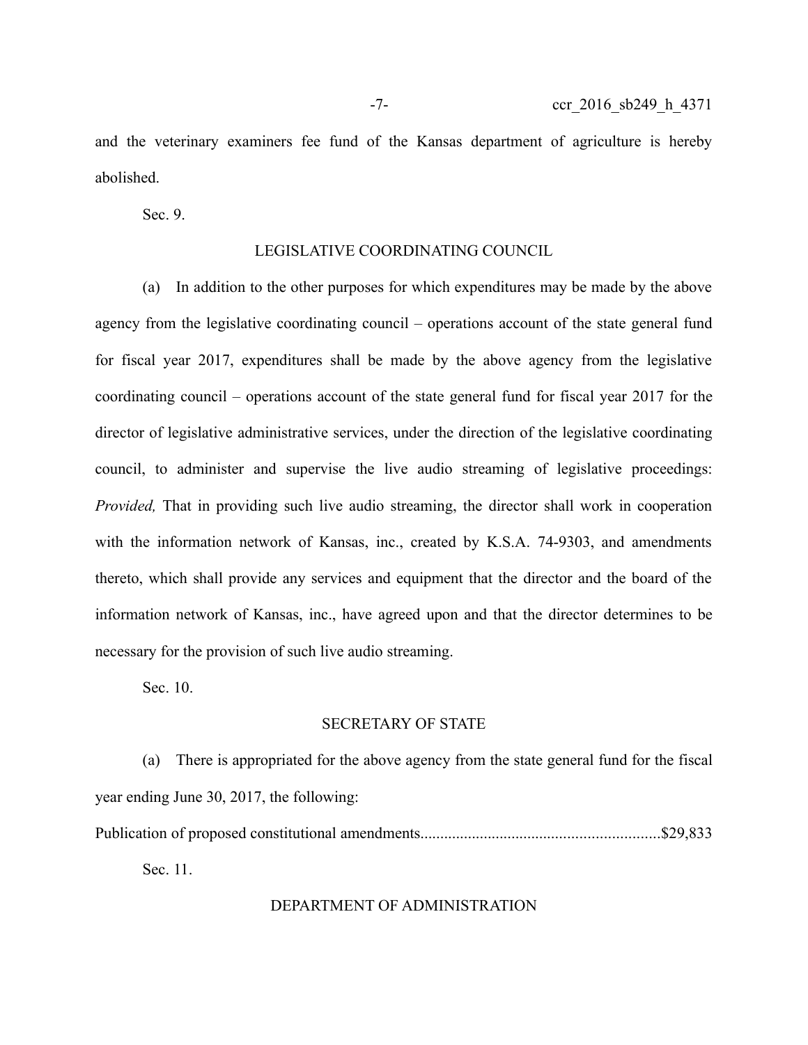and the veterinary examiners fee fund of the Kansas department of agriculture is hereby abolished.

Sec. 9.

LEGISLATIVE COORDINATING COUNCIL

(a) In addition to the other purposes for which expenditures may be made by the above agency from the legislative coordinating council – operations account of the state general fund for fiscal year 2017, expenditures shall be made by the above agency from the legislative coordinating council – operations account of the state general fund for fiscal year 2017 for the director of legislative administrative services, under the direction of the legislative coordinating council, to administer and supervise the live audio streaming of legislative proceedings: *Provided,* That in providing such live audio streaming, the director shall work in cooperation with the information network of Kansas, inc., created by K.S.A. 74-9303, and amendments thereto, which shall provide any services and equipment that the director and the board of the information network of Kansas, inc., have agreed upon and that the director determines to be necessary for the provision of such live audio streaming.

Sec. 10.

SECRETARY OF STATE

(a) There is appropriated for the above agency from the state general fund for the fiscal year ending June 30, 2017, the following:

Publication of proposed constitutional amendments............................................................$29,833

Sec. 11.

DEPARTMENT OF ADMINISTRATION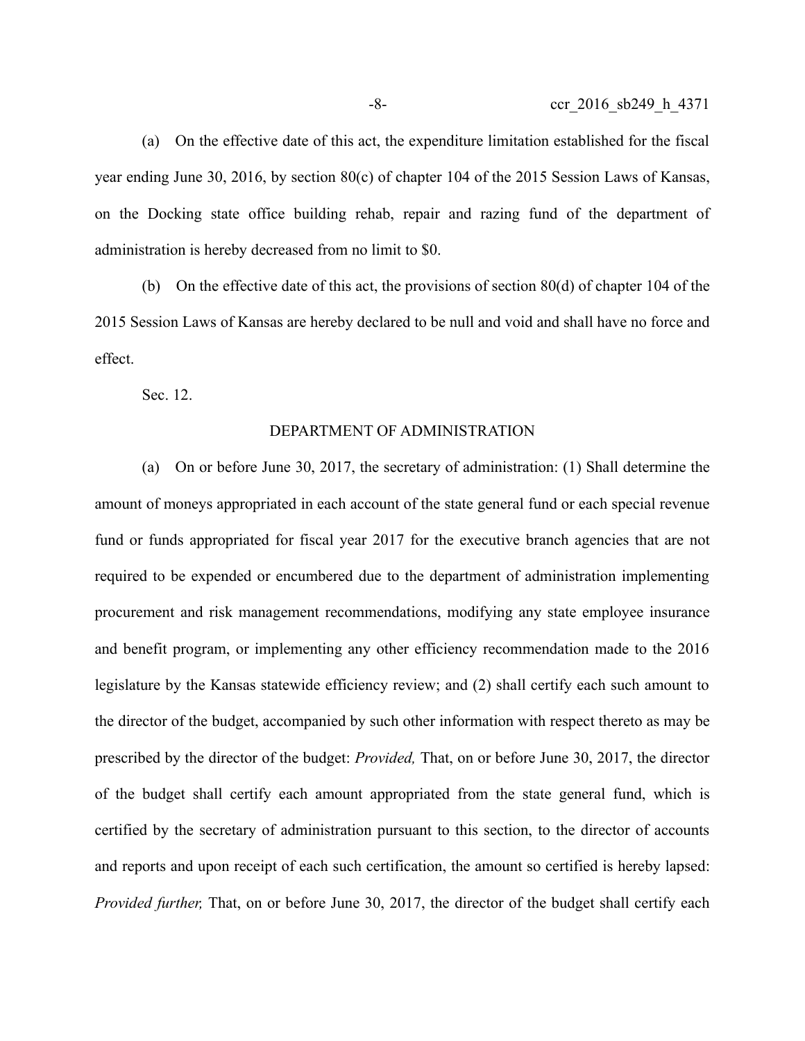(a) On the effective date of this act, the expenditure limitation established for the fiscal year ending June 30, 2016, by section 80(c) of chapter 104 of the 2015 Session Laws of Kansas, on the Docking state office building rehab, repair and razing fund of the department of administration is hereby decreased from no limit to $0.

(b) On the effective date of this act, the provisions of section 80(d) of chapter 104 of the 2015 Session Laws of Kansas are hereby declared to be null and void and shall have no force and effect.

Sec. 12.

DEPARTMENT OF ADMINISTRATION

(a) On or before June 30, 2017, the secretary of administration: (1) Shall determine the amount of moneys appropriated in each account of the state general fund or each special revenue fund or funds appropriated for fiscal year 2017 for the executive branch agencies that are not required to be expended or encumbered due to the department of administration implementing procurement and risk management recommendations, modifying any state employee insurance and benefit program, or implementing any other efficiency recommendation made to the 2016 legislature by the Kansas statewide efficiency review; and (2) shall certify each such amount to the director of the budget, accompanied by such other information with respect thereto as may be prescribed by the director of the budget: *Provided,* That, on or before June 30, 2017, the director of the budget shall certify each amount appropriated from the state general fund, which is certified by the secretary of administration pursuant to this section, to the director of accounts and reports and upon receipt of each such certification, the amount so certified is hereby lapsed: *Provided further,* That, on or before June 30, 2017, the director of the budget shall certify each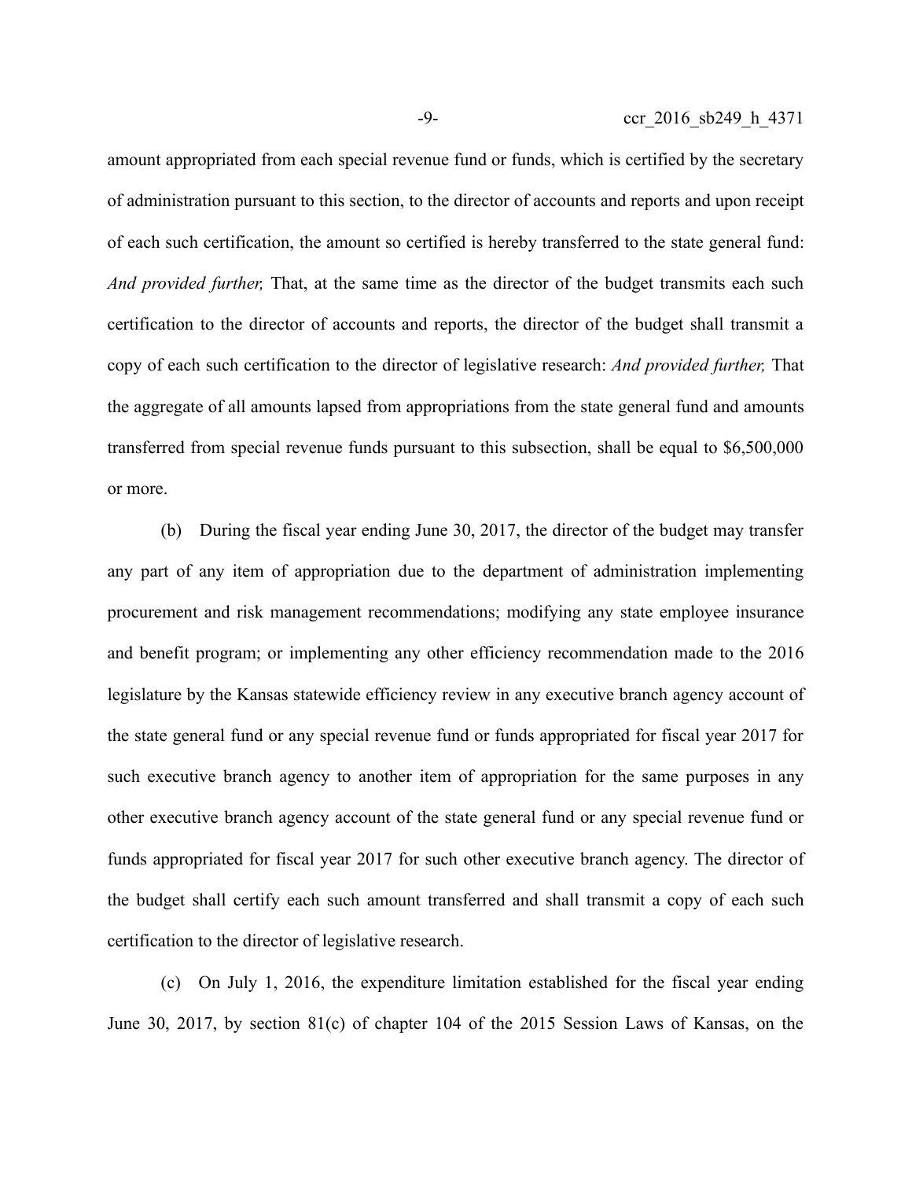amount appropriated from each special revenue fund or funds, which is certified by the secretary of administration pursuant to this section, to the director of accounts and reports and upon receipt of each such certification, the amount so certified is hereby transferred to the state general fund: *And provided further,* That, at the same time as the director of the budget transmits each such certification to the director of accounts and reports, the director of the budget shall transmit a copy of each such certification to the director of legislative research: *And provided further,* That the aggregate of all amounts lapsed from appropriations from the state general fund and amounts transferred from special revenue funds pursuant to this subsection, shall be equal to $6,500,000 or more.

(b) During the fiscal year ending June 30, 2017, the director of the budget may transfer any part of any item of appropriation due to the department of administration implementing procurement and risk management recommendations; modifying any state employee insurance and benefit program; or implementing any other efficiency recommendation made to the 2016 legislature by the Kansas statewide efficiency review in any executive branch agency account of the state general fund or any special revenue fund or funds appropriated for fiscal year 2017 for such executive branch agency to another item of appropriation for the same purposes in any other executive branch agency account of the state general fund or any special revenue fund or funds appropriated for fiscal year 2017 for such other executive branch agency. The director of the budget shall certify each such amount transferred and shall transmit a copy of each such certification to the director of legislative research.

(c) On July 1, 2016, the expenditure limitation established for the fiscal year ending June 30, 2017, by section 81(c) of chapter 104 of the 2015 Session Laws of Kansas, on the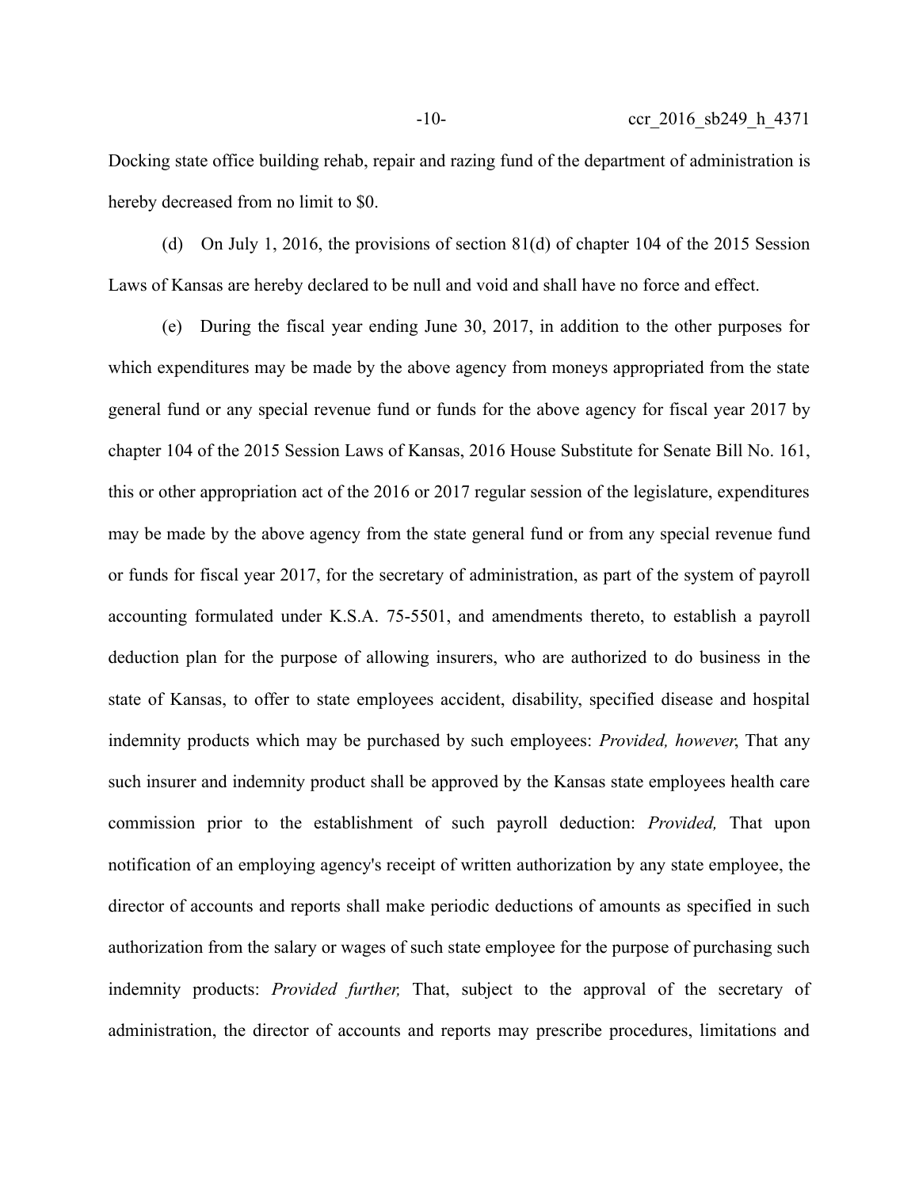Docking state office building rehab, repair and razing fund of the department of administration is hereby decreased from no limit to $0.

(d) On July 1, 2016, the provisions of section 81(d) of chapter 104 of the 2015 Session Laws of Kansas are hereby declared to be null and void and shall have no force and effect.

(e) During the fiscal year ending June 30, 2017, in addition to the other purposes for which expenditures may be made by the above agency from moneys appropriated from the state general fund or any special revenue fund or funds for the above agency for fiscal year 2017 by chapter 104 of the 2015 Session Laws of Kansas, 2016 House Substitute for Senate Bill No. 161, this or other appropriation act of the 2016 or 2017 regular session of the legislature, expenditures may be made by the above agency from the state general fund or from any special revenue fund or funds for fiscal year 2017, for the secretary of administration, as part of the system of payroll accounting formulated under K.S.A. 75-5501, and amendments thereto, to establish a payroll deduction plan for the purpose of allowing insurers, who are authorized to do business in the state of Kansas, to offer to state employees accident, disability, specified disease and hospital indemnity products which may be purchased by such employees: *Provided, however*, That any such insurer and indemnity product shall be approved by the Kansas state employees health care commission prior to the establishment of such payroll deduction: *Provided,* That upon notification of an employing agency's receipt of written authorization by any state employee, the director of accounts and reports shall make periodic deductions of amounts as specified in such authorization from the salary or wages of such state employee for the purpose of purchasing such indemnity products: *Provided further,* That, subject to the approval of the secretary of administration, the director of accounts and reports may prescribe procedures, limitations and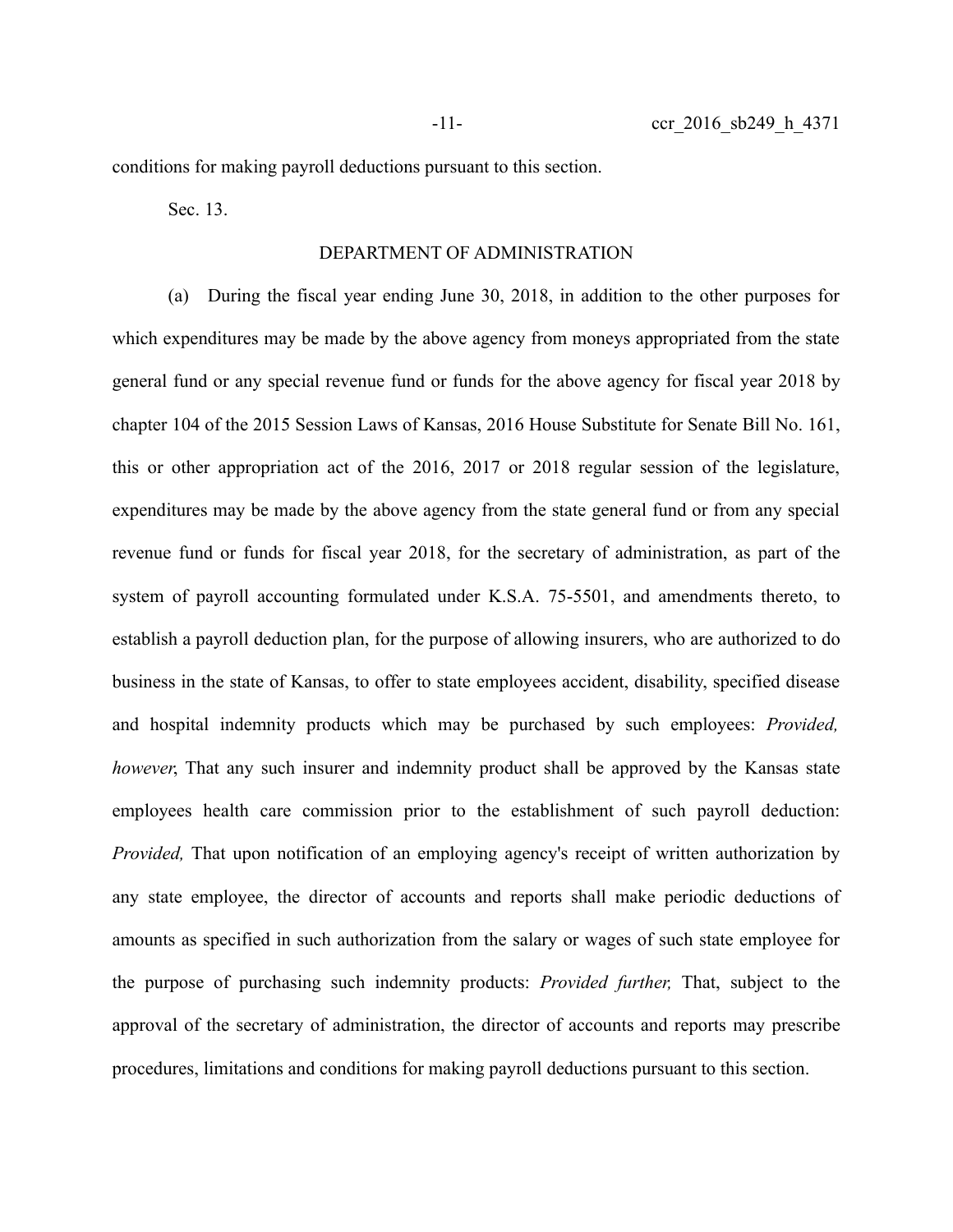conditions for making payroll deductions pursuant to this section.

Sec. 13.

DEPARTMENT OF ADMINISTRATION

(a) During the fiscal year ending June 30, 2018, in addition to the other purposes for which expenditures may be made by the above agency from moneys appropriated from the state general fund or any special revenue fund or funds for the above agency for fiscal year 2018 by chapter 104 of the 2015 Session Laws of Kansas, 2016 House Substitute for Senate Bill No. 161, this or other appropriation act of the 2016, 2017 or 2018 regular session of the legislature, expenditures may be made by the above agency from the state general fund or from any special revenue fund or funds for fiscal year 2018, for the secretary of administration, as part of the system of payroll accounting formulated under K.S.A. 75-5501, and amendments thereto, to establish a payroll deduction plan, for the purpose of allowing insurers, who are authorized to do business in the state of Kansas, to offer to state employees accident, disability, specified disease and hospital indemnity products which may be purchased by such employees: *Provided, however*, That any such insurer and indemnity product shall be approved by the Kansas state employees health care commission prior to the establishment of such payroll deduction: *Provided,* That upon notification of an employing agency's receipt of written authorization by any state employee, the director of accounts and reports shall make periodic deductions of amounts as specified in such authorization from the salary or wages of such state employee for the purpose of purchasing such indemnity products: *Provided further,* That, subject to the approval of the secretary of administration, the director of accounts and reports may prescribe procedures, limitations and conditions for making payroll deductions pursuant to this section.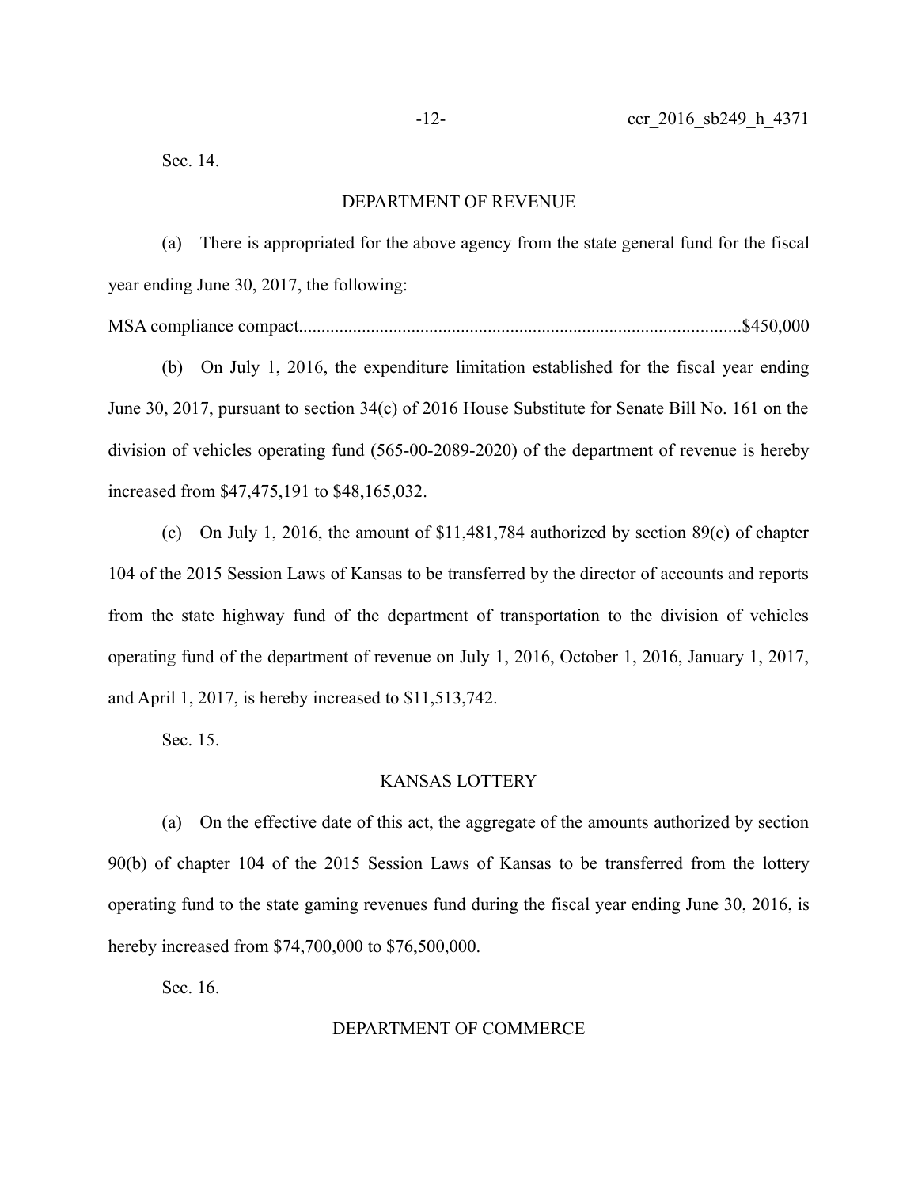Sec. 14.

DEPARTMENT OF REVENUE

(a) There is appropriated for the above agency from the state general fund for the fiscal year ending June 30, 2017, the following:

MSA compliance compact...............................................................................................$450,000

(b) On July 1, 2016, the expenditure limitation established for the fiscal year ending June 30, 2017, pursuant to section 34(c) of 2016 House Substitute for Senate Bill No. 161 on the division of vehicles operating fund (565-00-2089-2020) of the department of revenue is hereby increased from $47,475,191 to $48,165,032.

(c) On July 1, 2016, the amount of $11,481,784 authorized by section 89(c) of chapter 104 of the 2015 Session Laws of Kansas to be transferred by the director of accounts and reports from the state highway fund of the department of transportation to the division of vehicles operating fund of the department of revenue on July 1, 2016, October 1, 2016, January 1, 2017, and April 1, 2017, is hereby increased to $11,513,742.

Sec. 15.

KANSAS LOTTERY

(a) On the effective date of this act, the aggregate of the amounts authorized by section 90(b) of chapter 104 of the 2015 Session Laws of Kansas to be transferred from the lottery operating fund to the state gaming revenues fund during the fiscal year ending June 30, 2016, is hereby increased from $74,700,000 to $76,500,000.

Sec. 16.

DEPARTMENT OF COMMERCE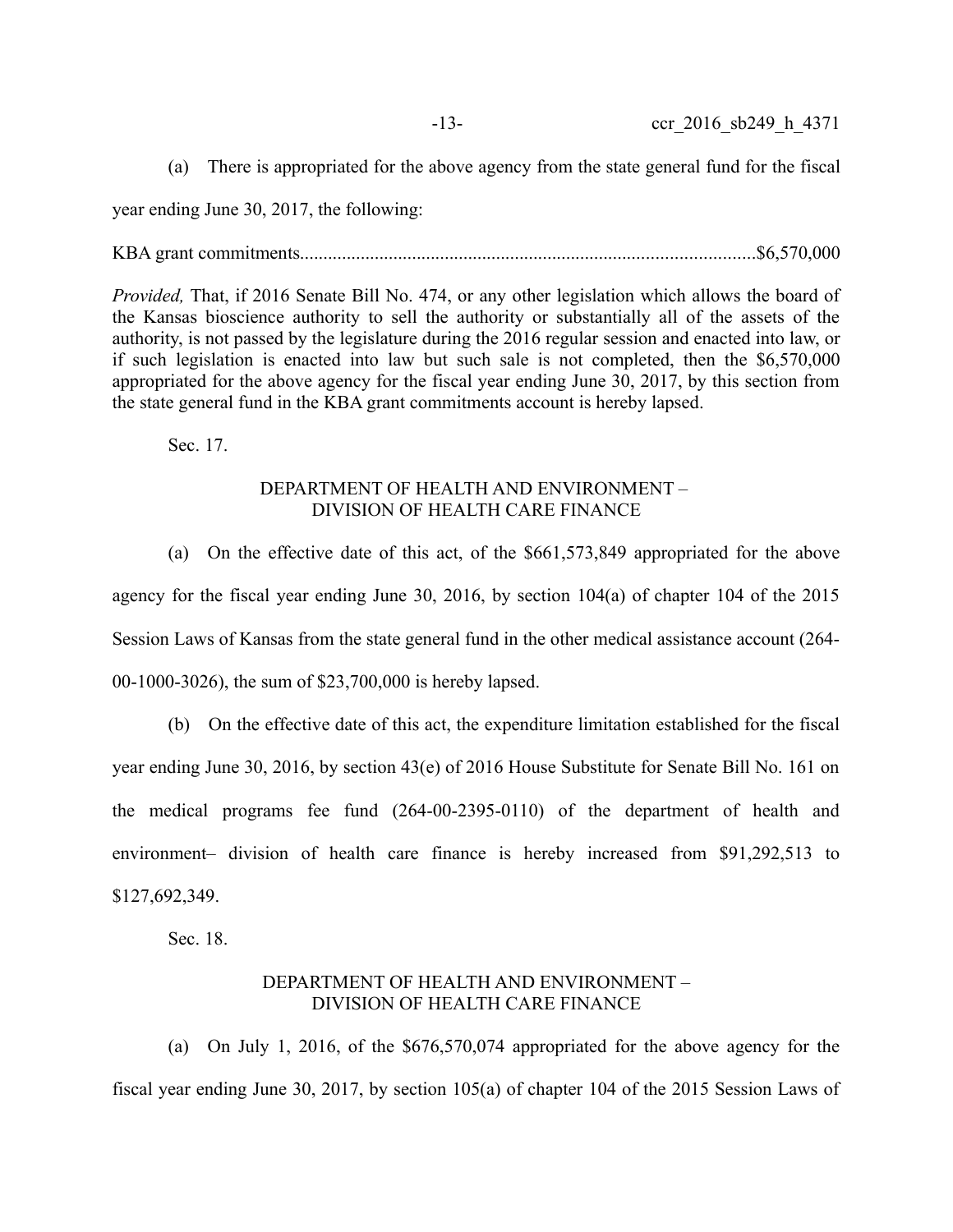(a) There is appropriated for the above agency from the state general fund for the fiscal year ending June 30, 2017, the following:

KBA grant commitments................................................................................................$6,570,000

*Provided,* That, if 2016 Senate Bill No. 474, or any other legislation which allows the board of the Kansas bioscience authority to sell the authority or substantially all of the assets of the authority, is not passed by the legislature during the 2016 regular session and enacted into law, or if such legislation is enacted into law but such sale is not completed, then the $6,570,000 appropriated for the above agency for the fiscal year ending June 30, 2017, by this section from the state general fund in the KBA grant commitments account is hereby lapsed.

Sec. 17.

DEPARTMENT OF HEALTH AND ENVIRONMENT – DIVISION OF HEALTH CARE FINANCE

(a) On the effective date of this act, of the $661,573,849 appropriated for the above agency for the fiscal year ending June 30, 2016, by section 104(a) of chapter 104 of the 2015 Session Laws of Kansas from the state general fund in the other medical assistance account (264-00-1000-3026), the sum of $23,700,000 is hereby lapsed.

(b) On the effective date of this act, the expenditure limitation established for the fiscal year ending June 30, 2016, by section 43(e) of 2016 House Substitute for Senate Bill No. 161 on the medical programs fee fund (264-00-2395-0110) of the department of health and environment– division of health care finance is hereby increased from $91,292,513 to $127,692,349.

Sec. 18.

DEPARTMENT OF HEALTH AND ENVIRONMENT – DIVISION OF HEALTH CARE FINANCE

(a) On July 1, 2016, of the $676,570,074 appropriated for the above agency for the fiscal year ending June 30, 2017, by section 105(a) of chapter 104 of the 2015 Session Laws of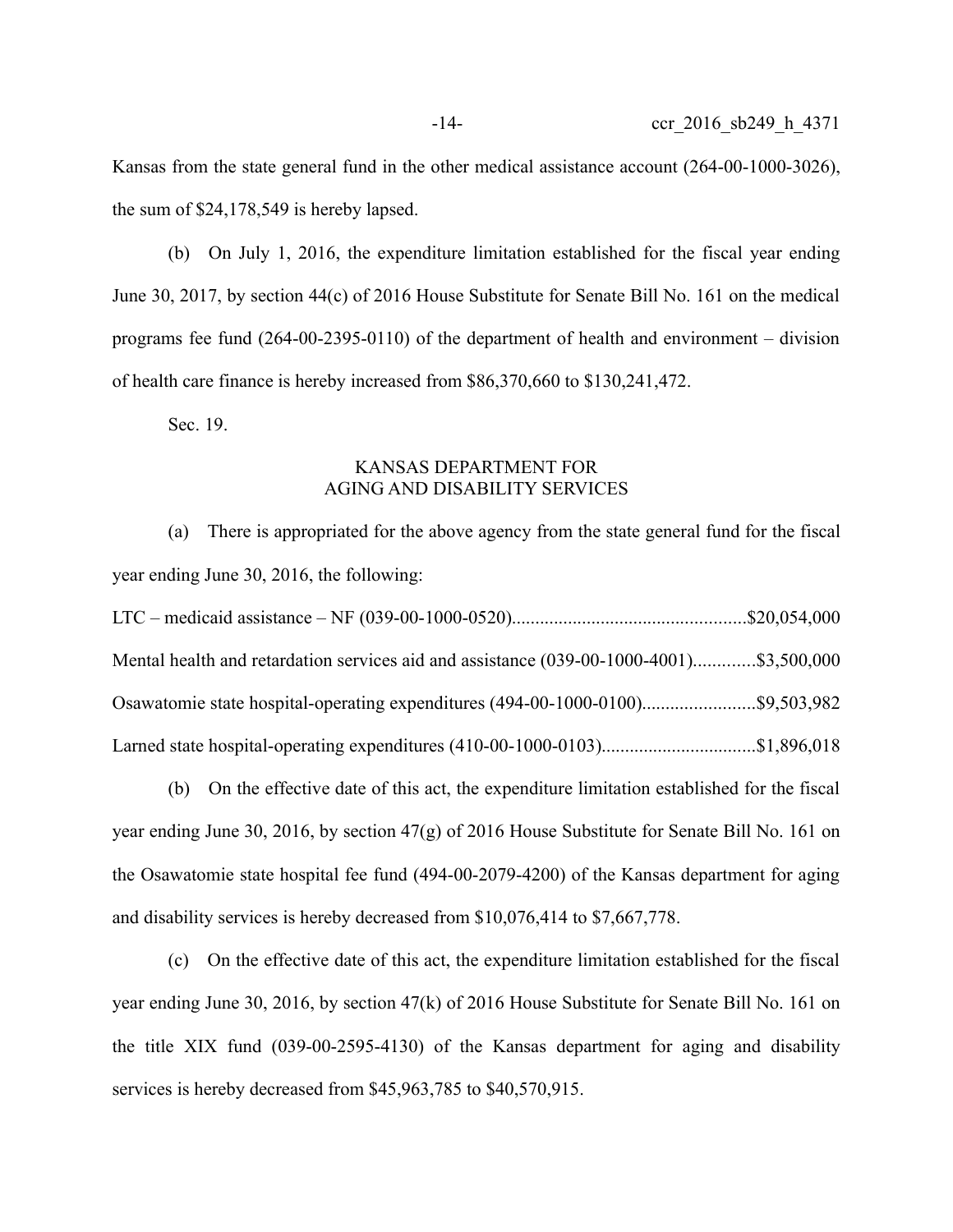Kansas from the state general fund in the other medical assistance account (264-00-1000-3026), the sum of $24,178,549 is hereby lapsed.

(b) On July 1, 2016, the expenditure limitation established for the fiscal year ending June 30, 2017, by section 44(c) of 2016 House Substitute for Senate Bill No. 161 on the medical programs fee fund (264-00-2395-0110) of the department of health and environment – division of health care finance is hereby increased from $86,370,660 to $130,241,472.

Sec. 19.

KANSAS DEPARTMENT FOR
AGING AND DISABILITY SERVICES

(a) There is appropriated for the above agency from the state general fund for the fiscal year ending June 30, 2016, the following:

LTC – medicaid assistance – NF (039-00-1000-0520)..................................................$20,054,000

Mental health and retardation services aid and assistance (039-00-1000-4001).............$3,500,000

Osawatomie state hospital-operating expenditures (494-00-1000-0100)........................$9,503,982

Larned state hospital-operating expenditures (410-00-1000-0103).................................$1,896,018

(b) On the effective date of this act, the expenditure limitation established for the fiscal year ending June 30, 2016, by section 47(g) of 2016 House Substitute for Senate Bill No. 161 on the Osawatomie state hospital fee fund (494-00-2079-4200) of the Kansas department for aging and disability services is hereby decreased from $10,076,414 to $7,667,778.

(c) On the effective date of this act, the expenditure limitation established for the fiscal year ending June 30, 2016, by section 47(k) of 2016 House Substitute for Senate Bill No. 161 on the title XIX fund (039-00-2595-4130) of the Kansas department for aging and disability services is hereby decreased from $45,963,785 to $40,570,915.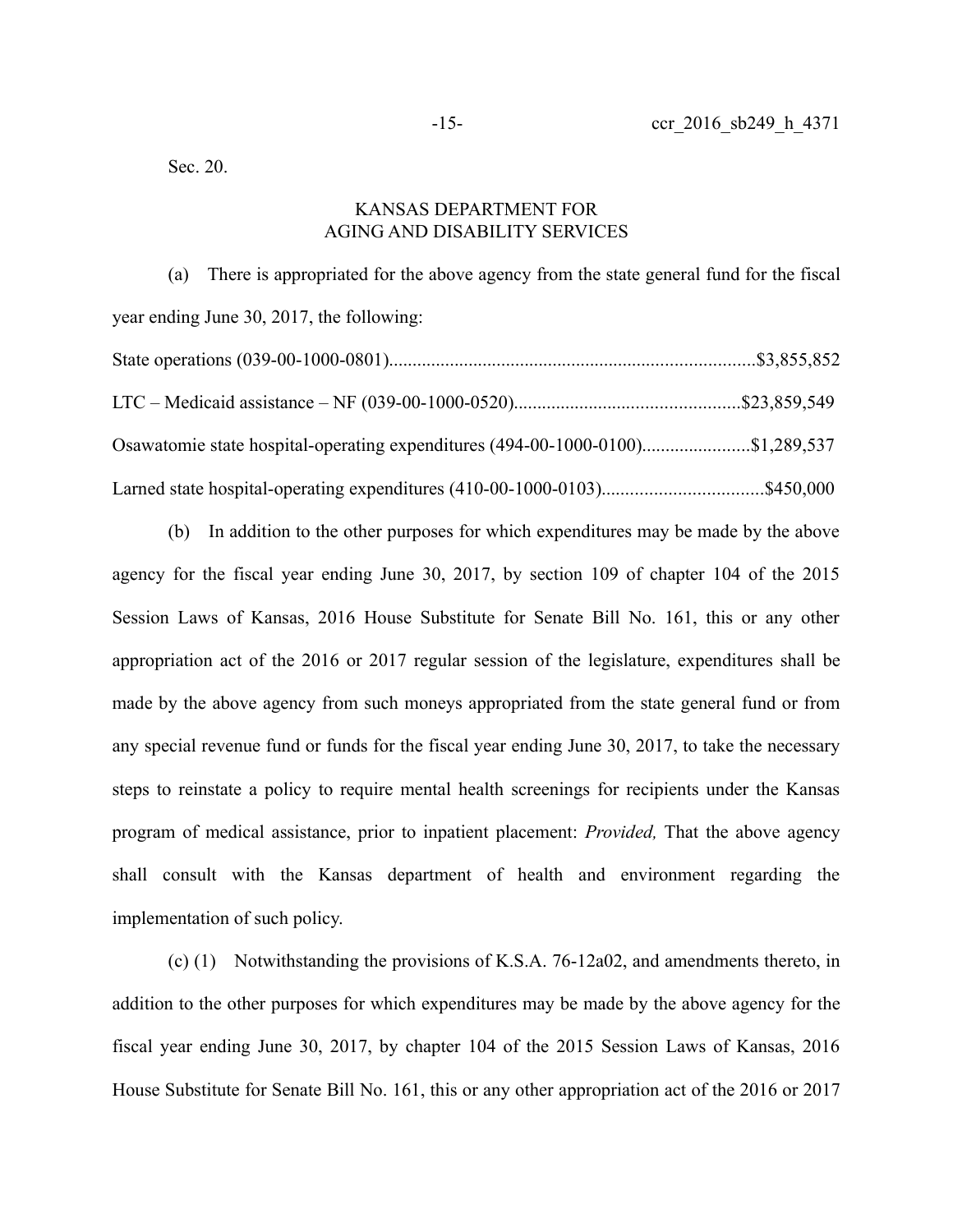Sec. 20.

## KANSAS DEPARTMENT FOR AGING AND DISABILITY SERVICES

(a) There is appropriated for the above agency from the state general fund for the fiscal year ending June 30, 2017, the following:

State operations (039-00-1000-0801)..............................................................................$3,855,852

LTC – Medicaid assistance – NF (039-00-1000-0520)...............................................$23,859,549

Osawatomie state hospital-operating expenditures (494-00-1000-0100)......................$1,289,537

Larned state hospital-operating expenditures (410-00-1000-0103).................................$450,000

(b) In addition to the other purposes for which expenditures may be made by the above agency for the fiscal year ending June 30, 2017, by section 109 of chapter 104 of the 2015 Session Laws of Kansas, 2016 House Substitute for Senate Bill No. 161, this or any other appropriation act of the 2016 or 2017 regular session of the legislature, expenditures shall be made by the above agency from such moneys appropriated from the state general fund or from any special revenue fund or funds for the fiscal year ending June 30, 2017, to take the necessary steps to reinstate a policy to require mental health screenings for recipients under the Kansas program of medical assistance, prior to inpatient placement: *Provided,* That the above agency shall consult with the Kansas department of health and environment regarding the implementation of such policy.

(c) (1) Notwithstanding the provisions of K.S.A. 76-12a02, and amendments thereto, in addition to the other purposes for which expenditures may be made by the above agency for the fiscal year ending June 30, 2017, by chapter 104 of the 2015 Session Laws of Kansas, 2016 House Substitute for Senate Bill No. 161, this or any other appropriation act of the 2016 or 2017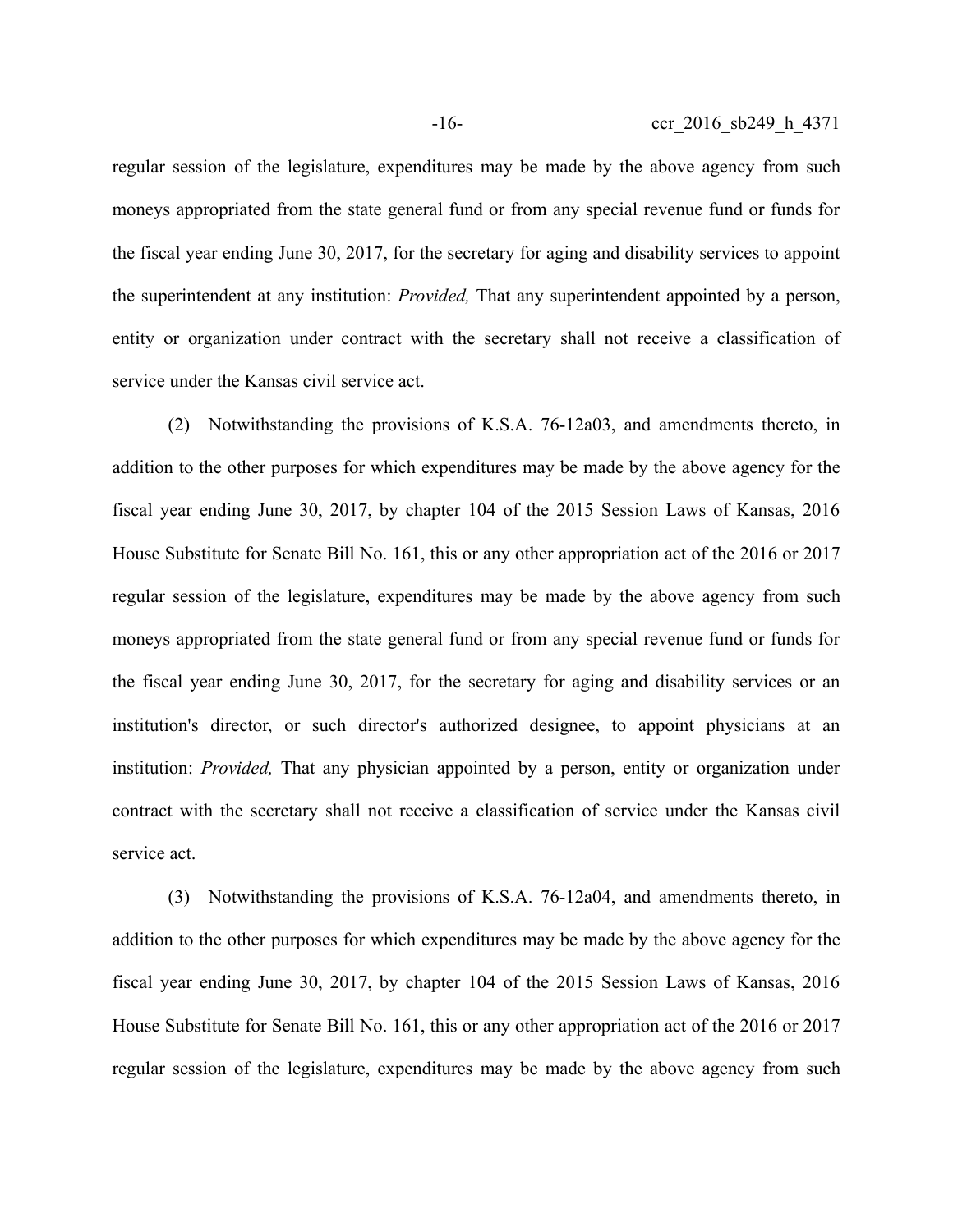regular session of the legislature, expenditures may be made by the above agency from such moneys appropriated from the state general fund or from any special revenue fund or funds for the fiscal year ending June 30, 2017, for the secretary for aging and disability services to appoint the superintendent at any institution: *Provided,* That any superintendent appointed by a person, entity or organization under contract with the secretary shall not receive a classification of service under the Kansas civil service act.

(2) Notwithstanding the provisions of K.S.A. 76-12a03, and amendments thereto, in addition to the other purposes for which expenditures may be made by the above agency for the fiscal year ending June 30, 2017, by chapter 104 of the 2015 Session Laws of Kansas, 2016 House Substitute for Senate Bill No. 161, this or any other appropriation act of the 2016 or 2017 regular session of the legislature, expenditures may be made by the above agency from such moneys appropriated from the state general fund or from any special revenue fund or funds for the fiscal year ending June 30, 2017, for the secretary for aging and disability services or an institution's director, or such director's authorized designee, to appoint physicians at an institution: *Provided,* That any physician appointed by a person, entity or organization under contract with the secretary shall not receive a classification of service under the Kansas civil service act.

(3) Notwithstanding the provisions of K.S.A. 76-12a04, and amendments thereto, in addition to the other purposes for which expenditures may be made by the above agency for the fiscal year ending June 30, 2017, by chapter 104 of the 2015 Session Laws of Kansas, 2016 House Substitute for Senate Bill No. 161, this or any other appropriation act of the 2016 or 2017 regular session of the legislature, expenditures may be made by the above agency from such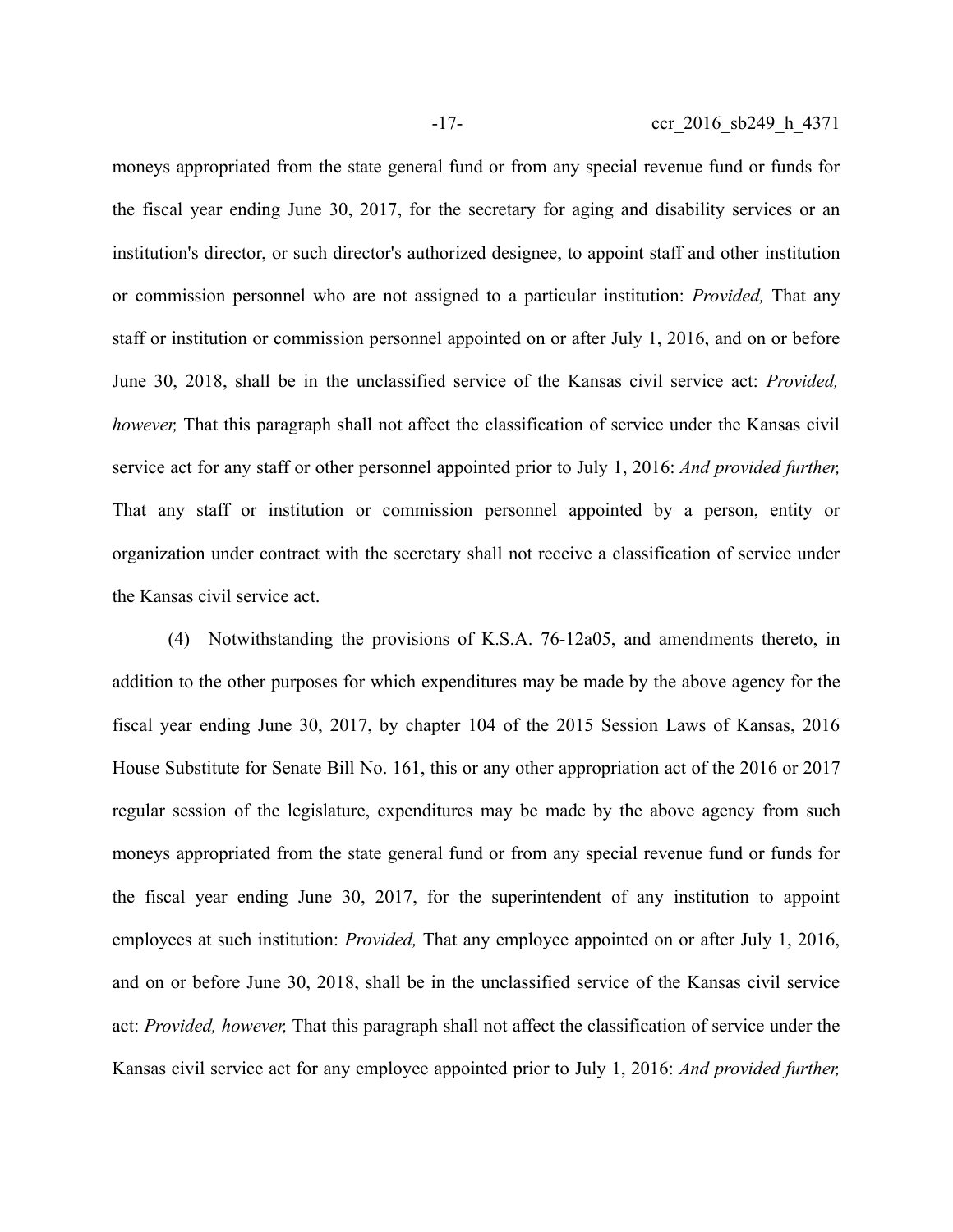moneys appropriated from the state general fund or from any special revenue fund or funds for the fiscal year ending June 30, 2017, for the secretary for aging and disability services or an institution's director, or such director's authorized designee, to appoint staff and other institution or commission personnel who are not assigned to a particular institution: *Provided,* That any staff or institution or commission personnel appointed on or after July 1, 2016, and on or before June 30, 2018, shall be in the unclassified service of the Kansas civil service act: *Provided, however,* That this paragraph shall not affect the classification of service under the Kansas civil service act for any staff or other personnel appointed prior to July 1, 2016: *And provided further,* That any staff or institution or commission personnel appointed by a person, entity or organization under contract with the secretary shall not receive a classification of service under the Kansas civil service act.

(4) Notwithstanding the provisions of K.S.A. 76-12a05, and amendments thereto, in addition to the other purposes for which expenditures may be made by the above agency for the fiscal year ending June 30, 2017, by chapter 104 of the 2015 Session Laws of Kansas, 2016 House Substitute for Senate Bill No. 161, this or any other appropriation act of the 2016 or 2017 regular session of the legislature, expenditures may be made by the above agency from such moneys appropriated from the state general fund or from any special revenue fund or funds for the fiscal year ending June 30, 2017, for the superintendent of any institution to appoint employees at such institution: *Provided,* That any employee appointed on or after July 1, 2016, and on or before June 30, 2018, shall be in the unclassified service of the Kansas civil service act: *Provided, however,* That this paragraph shall not affect the classification of service under the Kansas civil service act for any employee appointed prior to July 1, 2016: *And provided further,*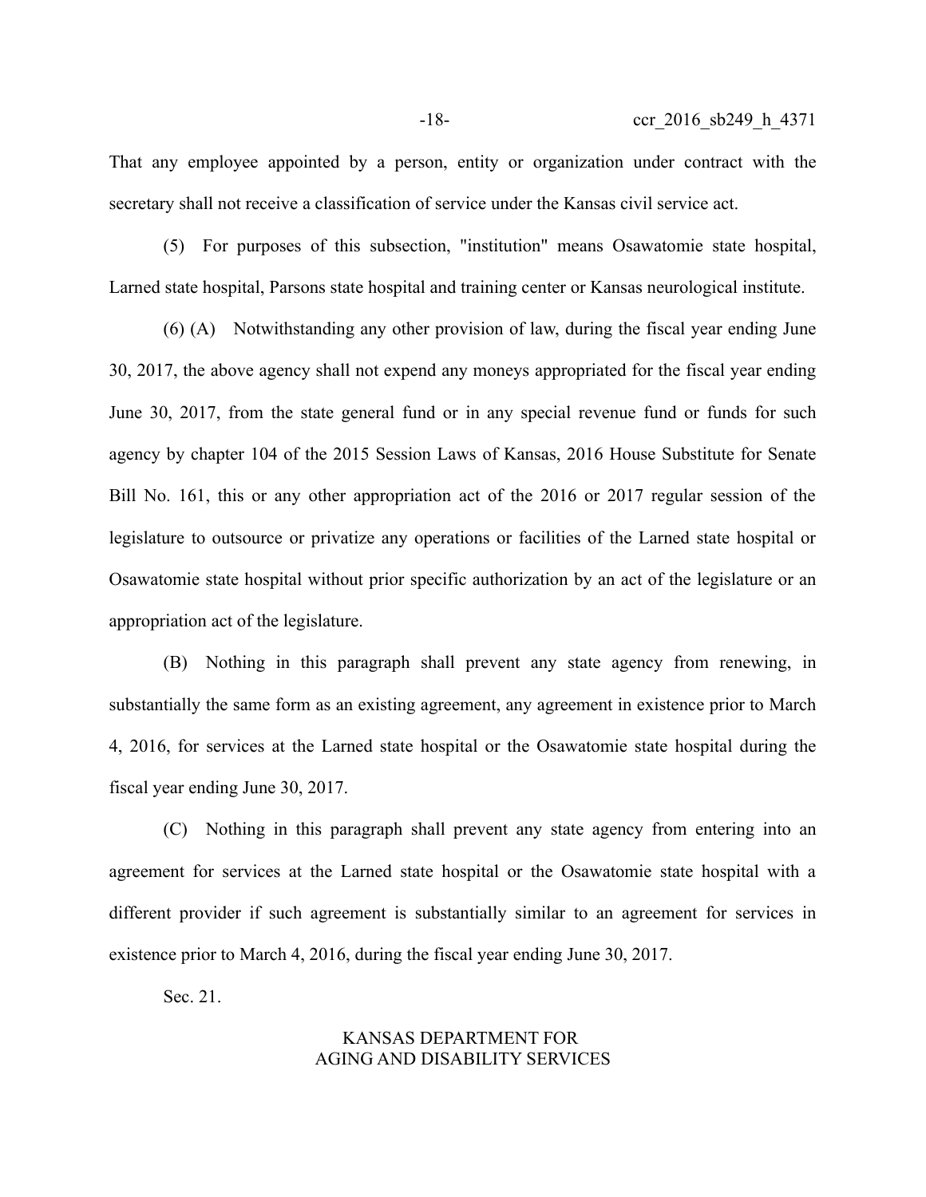That any employee appointed by a person, entity or organization under contract with the secretary shall not receive a classification of service under the Kansas civil service act.

(5) For purposes of this subsection, "institution" means Osawatomie state hospital, Larned state hospital, Parsons state hospital and training center or Kansas neurological institute.

(6) (A) Notwithstanding any other provision of law, during the fiscal year ending June 30, 2017, the above agency shall not expend any moneys appropriated for the fiscal year ending June 30, 2017, from the state general fund or in any special revenue fund or funds for such agency by chapter 104 of the 2015 Session Laws of Kansas, 2016 House Substitute for Senate Bill No. 161, this or any other appropriation act of the 2016 or 2017 regular session of the legislature to outsource or privatize any operations or facilities of the Larned state hospital or Osawatomie state hospital without prior specific authorization by an act of the legislature or an appropriation act of the legislature.

(B) Nothing in this paragraph shall prevent any state agency from renewing, in substantially the same form as an existing agreement, any agreement in existence prior to March 4, 2016, for services at the Larned state hospital or the Osawatomie state hospital during the fiscal year ending June 30, 2017.

(C) Nothing in this paragraph shall prevent any state agency from entering into an agreement for services at the Larned state hospital or the Osawatomie state hospital with a different provider if such agreement is substantially similar to an agreement for services in existence prior to March 4, 2016, during the fiscal year ending June 30, 2017.

Sec. 21.

KANSAS DEPARTMENT FOR
AGING AND DISABILITY SERVICES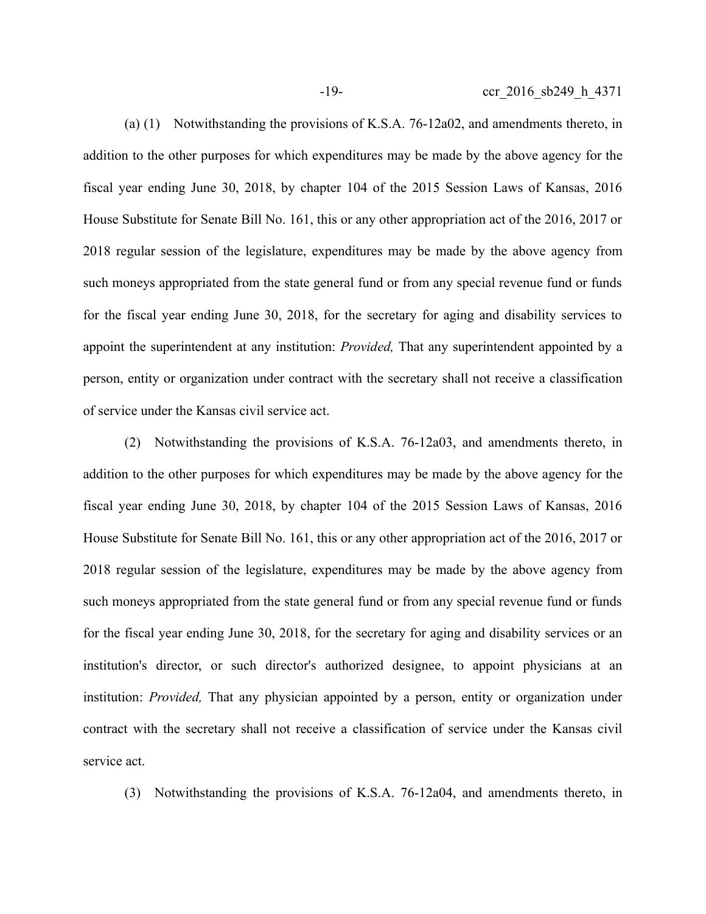(a) (1) Notwithstanding the provisions of K.S.A. 76-12a02, and amendments thereto, in addition to the other purposes for which expenditures may be made by the above agency for the fiscal year ending June 30, 2018, by chapter 104 of the 2015 Session Laws of Kansas, 2016 House Substitute for Senate Bill No. 161, this or any other appropriation act of the 2016, 2017 or 2018 regular session of the legislature, expenditures may be made by the above agency from such moneys appropriated from the state general fund or from any special revenue fund or funds for the fiscal year ending June 30, 2018, for the secretary for aging and disability services to appoint the superintendent at any institution: *Provided,* That any superintendent appointed by a person, entity or organization under contract with the secretary shall not receive a classification of service under the Kansas civil service act.

(2) Notwithstanding the provisions of K.S.A. 76-12a03, and amendments thereto, in addition to the other purposes for which expenditures may be made by the above agency for the fiscal year ending June 30, 2018, by chapter 104 of the 2015 Session Laws of Kansas, 2016 House Substitute for Senate Bill No. 161, this or any other appropriation act of the 2016, 2017 or 2018 regular session of the legislature, expenditures may be made by the above agency from such moneys appropriated from the state general fund or from any special revenue fund or funds for the fiscal year ending June 30, 2018, for the secretary for aging and disability services or an institution's director, or such director's authorized designee, to appoint physicians at an institution: *Provided,* That any physician appointed by a person, entity or organization under contract with the secretary shall not receive a classification of service under the Kansas civil service act.

(3) Notwithstanding the provisions of K.S.A. 76-12a04, and amendments thereto, in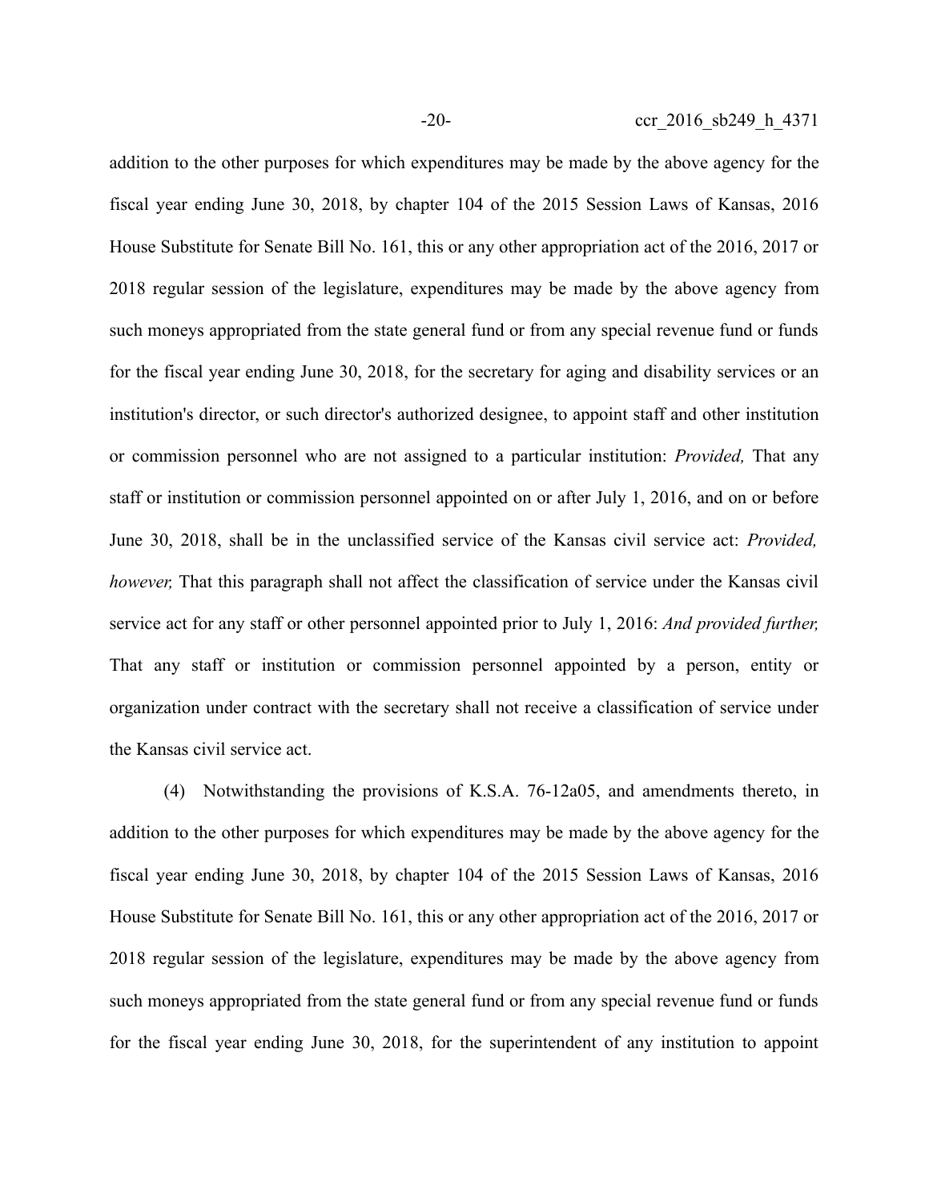addition to the other purposes for which expenditures may be made by the above agency for the fiscal year ending June 30, 2018, by chapter 104 of the 2015 Session Laws of Kansas, 2016 House Substitute for Senate Bill No. 161, this or any other appropriation act of the 2016, 2017 or 2018 regular session of the legislature, expenditures may be made by the above agency from such moneys appropriated from the state general fund or from any special revenue fund or funds for the fiscal year ending June 30, 2018, for the secretary for aging and disability services or an institution's director, or such director's authorized designee, to appoint staff and other institution or commission personnel who are not assigned to a particular institution: *Provided,* That any staff or institution or commission personnel appointed on or after July 1, 2016, and on or before June 30, 2018, shall be in the unclassified service of the Kansas civil service act: *Provided, however,* That this paragraph shall not affect the classification of service under the Kansas civil service act for any staff or other personnel appointed prior to July 1, 2016: *And provided further,* That any staff or institution or commission personnel appointed by a person, entity or organization under contract with the secretary shall not receive a classification of service under the Kansas civil service act.

(4) Notwithstanding the provisions of K.S.A. 76-12a05, and amendments thereto, in addition to the other purposes for which expenditures may be made by the above agency for the fiscal year ending June 30, 2018, by chapter 104 of the 2015 Session Laws of Kansas, 2016 House Substitute for Senate Bill No. 161, this or any other appropriation act of the 2016, 2017 or 2018 regular session of the legislature, expenditures may be made by the above agency from such moneys appropriated from the state general fund or from any special revenue fund or funds for the fiscal year ending June 30, 2018, for the superintendent of any institution to appoint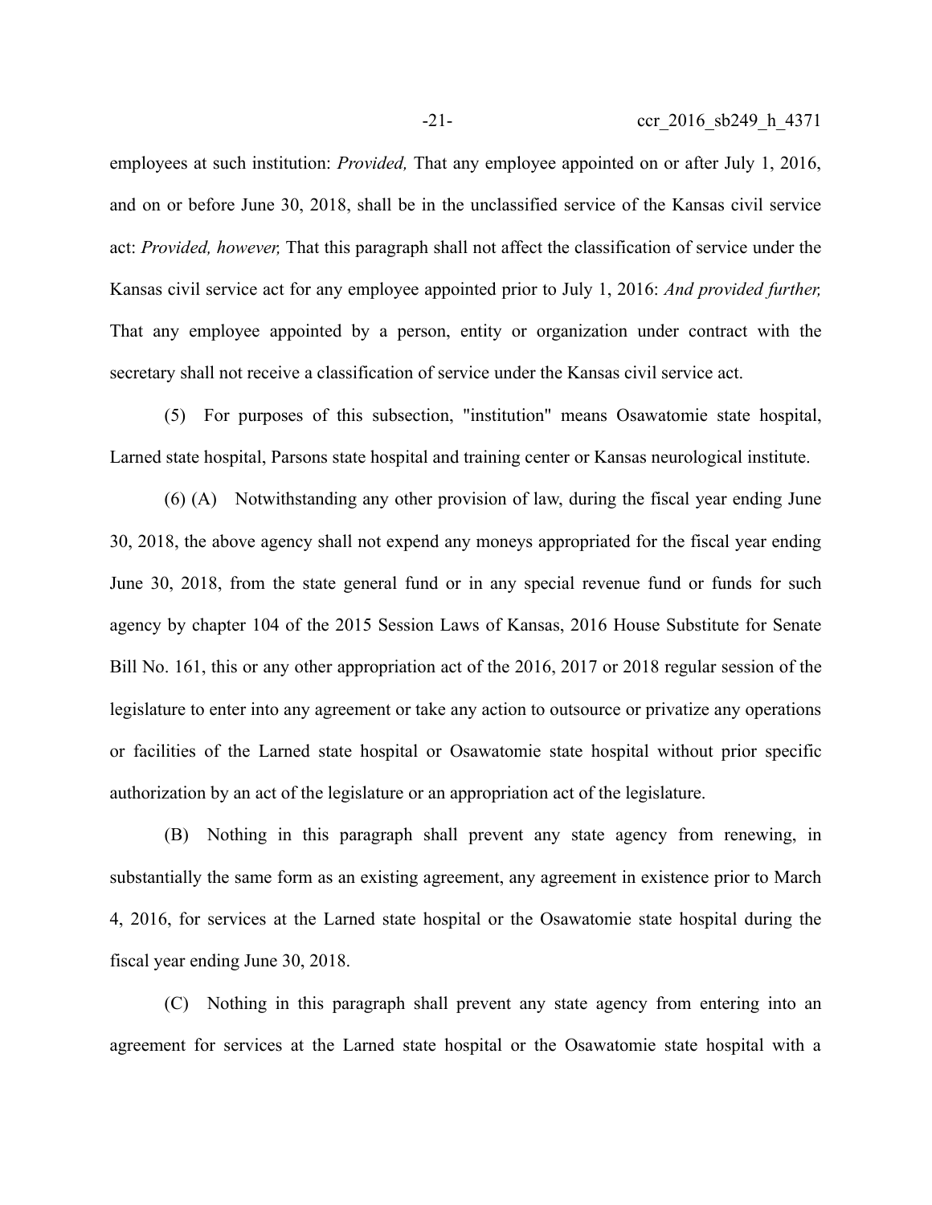employees at such institution: *Provided,* That any employee appointed on or after July 1, 2016, and on or before June 30, 2018, shall be in the unclassified service of the Kansas civil service act: *Provided, however,* That this paragraph shall not affect the classification of service under the Kansas civil service act for any employee appointed prior to July 1, 2016: *And provided further,* That any employee appointed by a person, entity or organization under contract with the secretary shall not receive a classification of service under the Kansas civil service act.

(5) For purposes of this subsection, "institution" means Osawatomie state hospital, Larned state hospital, Parsons state hospital and training center or Kansas neurological institute.

(6) (A) Notwithstanding any other provision of law, during the fiscal year ending June 30, 2018, the above agency shall not expend any moneys appropriated for the fiscal year ending June 30, 2018, from the state general fund or in any special revenue fund or funds for such agency by chapter 104 of the 2015 Session Laws of Kansas, 2016 House Substitute for Senate Bill No. 161, this or any other appropriation act of the 2016, 2017 or 2018 regular session of the legislature to enter into any agreement or take any action to outsource or privatize any operations or facilities of the Larned state hospital or Osawatomie state hospital without prior specific authorization by an act of the legislature or an appropriation act of the legislature.

(B) Nothing in this paragraph shall prevent any state agency from renewing, in substantially the same form as an existing agreement, any agreement in existence prior to March 4, 2016, for services at the Larned state hospital or the Osawatomie state hospital during the fiscal year ending June 30, 2018.

(C) Nothing in this paragraph shall prevent any state agency from entering into an agreement for services at the Larned state hospital or the Osawatomie state hospital with a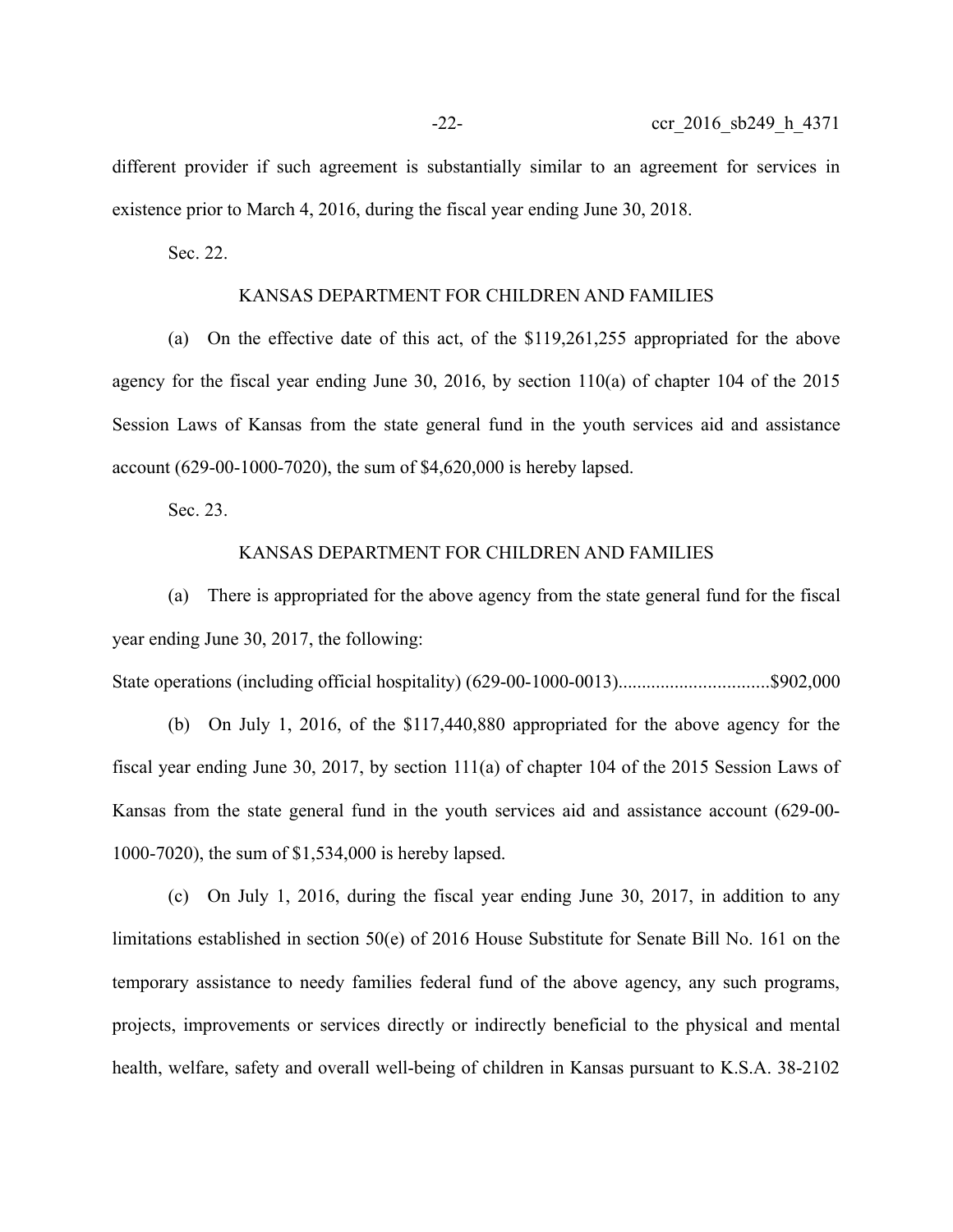different provider if such agreement is substantially similar to an agreement for services in existence prior to March 4, 2016, during the fiscal year ending June 30, 2018.

Sec. 22.

KANSAS DEPARTMENT FOR CHILDREN AND FAMILIES

(a) On the effective date of this act, of the $119,261,255 appropriated for the above agency for the fiscal year ending June 30, 2016, by section 110(a) of chapter 104 of the 2015 Session Laws of Kansas from the state general fund in the youth services aid and assistance account (629-00-1000-7020), the sum of $4,620,000 is hereby lapsed.

Sec. 23.

KANSAS DEPARTMENT FOR CHILDREN AND FAMILIES

(a) There is appropriated for the above agency from the state general fund for the fiscal year ending June 30, 2017, the following:

State operations (including official hospitality) (629-00-1000-0013)................................$902,000

(b) On July 1, 2016, of the $117,440,880 appropriated for the above agency for the fiscal year ending June 30, 2017, by section 111(a) of chapter 104 of the 2015 Session Laws of Kansas from the state general fund in the youth services aid and assistance account (629-00-1000-7020), the sum of $1,534,000 is hereby lapsed.

(c) On July 1, 2016, during the fiscal year ending June 30, 2017, in addition to any limitations established in section 50(e) of 2016 House Substitute for Senate Bill No. 161 on the temporary assistance to needy families federal fund of the above agency, any such programs, projects, improvements or services directly or indirectly beneficial to the physical and mental health, welfare, safety and overall well-being of children in Kansas pursuant to K.S.A. 38-2102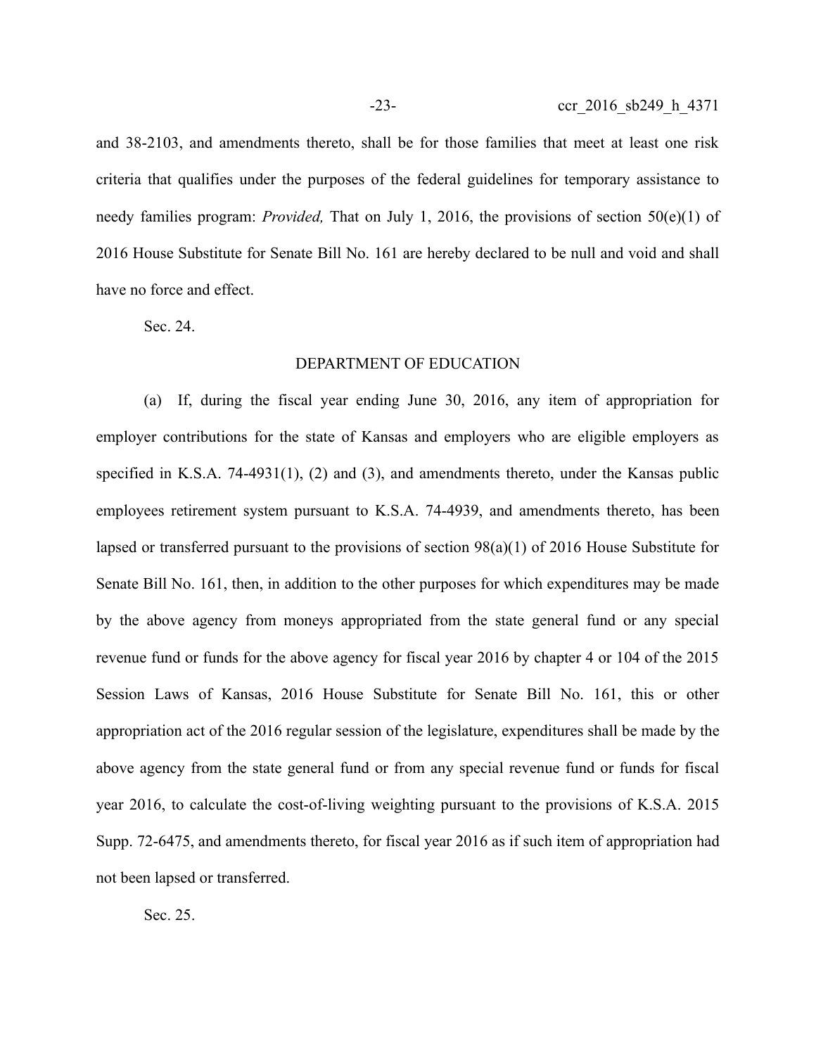and 38-2103, and amendments thereto, shall be for those families that meet at least one risk criteria that qualifies under the purposes of the federal guidelines for temporary assistance to needy families program: *Provided,* That on July 1, 2016, the provisions of section 50(e)(1) of 2016 House Substitute for Senate Bill No. 161 are hereby declared to be null and void and shall have no force and effect.

Sec. 24.

DEPARTMENT OF EDUCATION

(a) If, during the fiscal year ending June 30, 2016, any item of appropriation for employer contributions for the state of Kansas and employers who are eligible employers as specified in K.S.A. 74-4931(1), (2) and (3), and amendments thereto, under the Kansas public employees retirement system pursuant to K.S.A. 74-4939, and amendments thereto, has been lapsed or transferred pursuant to the provisions of section 98(a)(1) of 2016 House Substitute for Senate Bill No. 161, then, in addition to the other purposes for which expenditures may be made by the above agency from moneys appropriated from the state general fund or any special revenue fund or funds for the above agency for fiscal year 2016 by chapter 4 or 104 of the 2015 Session Laws of Kansas, 2016 House Substitute for Senate Bill No. 161, this or other appropriation act of the 2016 regular session of the legislature, expenditures shall be made by the above agency from the state general fund or from any special revenue fund or funds for fiscal year 2016, to calculate the cost-of-living weighting pursuant to the provisions of K.S.A. 2015 Supp. 72-6475, and amendments thereto, for fiscal year 2016 as if such item of appropriation had not been lapsed or transferred.

Sec. 25.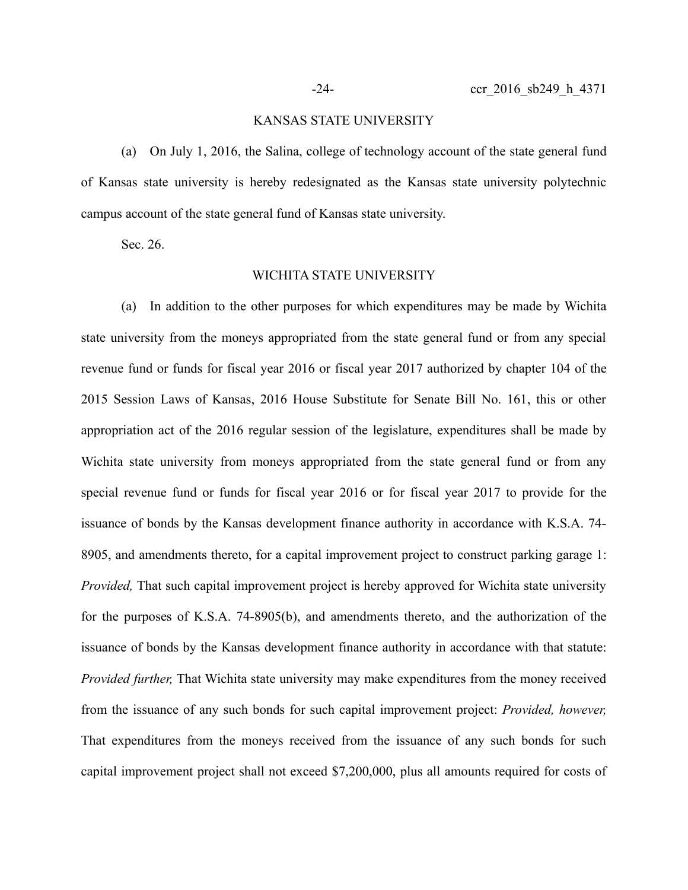KANSAS STATE UNIVERSITY

(a) On July 1, 2016, the Salina, college of technology account of the state general fund of Kansas state university is hereby redesignated as the Kansas state university polytechnic campus account of the state general fund of Kansas state university.

Sec. 26.

WICHITA STATE UNIVERSITY

(a) In addition to the other purposes for which expenditures may be made by Wichita state university from the moneys appropriated from the state general fund or from any special revenue fund or funds for fiscal year 2016 or fiscal year 2017 authorized by chapter 104 of the 2015 Session Laws of Kansas, 2016 House Substitute for Senate Bill No. 161, this or other appropriation act of the 2016 regular session of the legislature, expenditures shall be made by Wichita state university from moneys appropriated from the state general fund or from any special revenue fund or funds for fiscal year 2016 or for fiscal year 2017 to provide for the issuance of bonds by the Kansas development finance authority in accordance with K.S.A. 74-8905, and amendments thereto, for a capital improvement project to construct parking garage 1: *Provided,* That such capital improvement project is hereby approved for Wichita state university for the purposes of K.S.A. 74-8905(b), and amendments thereto, and the authorization of the issuance of bonds by the Kansas development finance authority in accordance with that statute: *Provided further,* That Wichita state university may make expenditures from the money received from the issuance of any such bonds for such capital improvement project: *Provided, however,* That expenditures from the moneys received from the issuance of any such bonds for such capital improvement project shall not exceed $7,200,000, plus all amounts required for costs of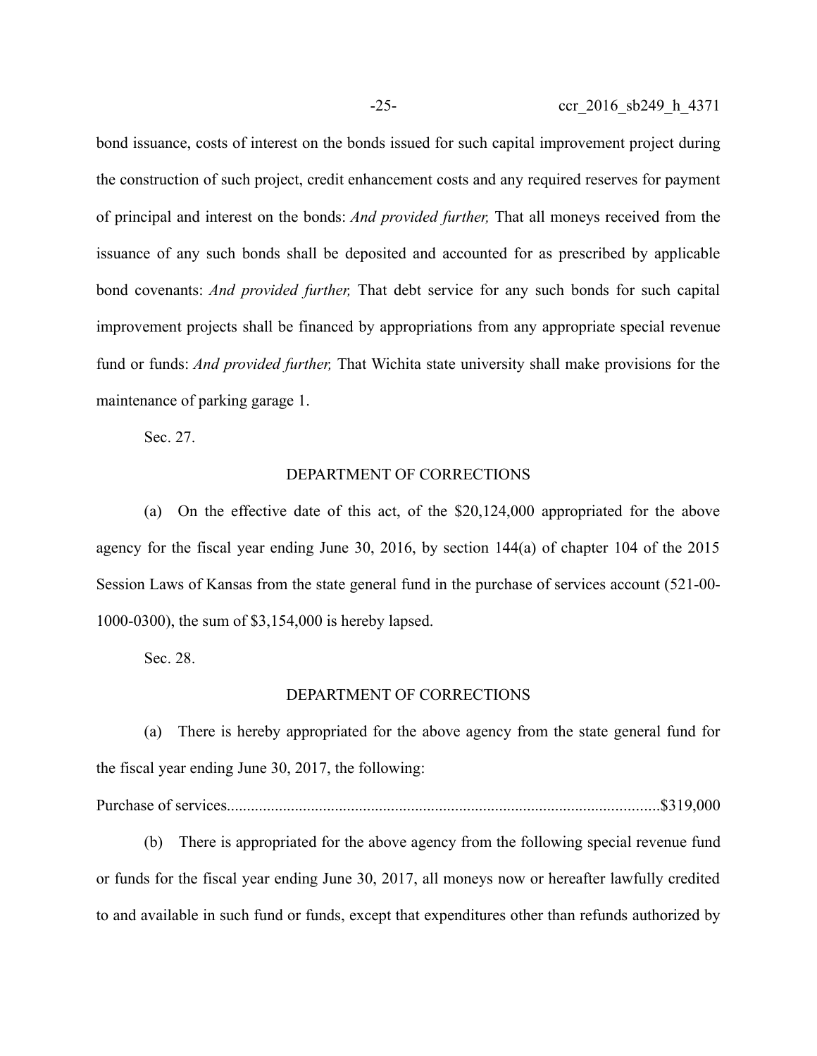bond issuance, costs of interest on the bonds issued for such capital improvement project during the construction of such project, credit enhancement costs and any required reserves for payment of principal and interest on the bonds: *And provided further,* That all moneys received from the issuance of any such bonds shall be deposited and accounted for as prescribed by applicable bond covenants: *And provided further,* That debt service for any such bonds for such capital improvement projects shall be financed by appropriations from any appropriate special revenue fund or funds: *And provided further,* That Wichita state university shall make provisions for the maintenance of parking garage 1.

Sec. 27.

DEPARTMENT OF CORRECTIONS

(a) On the effective date of this act, of the $20,124,000 appropriated for the above agency for the fiscal year ending June 30, 2016, by section 144(a) of chapter 104 of the 2015 Session Laws of Kansas from the state general fund in the purchase of services account (521-00-1000-0300), the sum of $3,154,000 is hereby lapsed.

Sec. 28.

DEPARTMENT OF CORRECTIONS

(a) There is hereby appropriated for the above agency from the state general fund for the fiscal year ending June 30, 2017, the following:

Purchase of services.......................................................................................................$319,000

(b) There is appropriated for the above agency from the following special revenue fund or funds for the fiscal year ending June 30, 2017, all moneys now or hereafter lawfully credited to and available in such fund or funds, except that expenditures other than refunds authorized by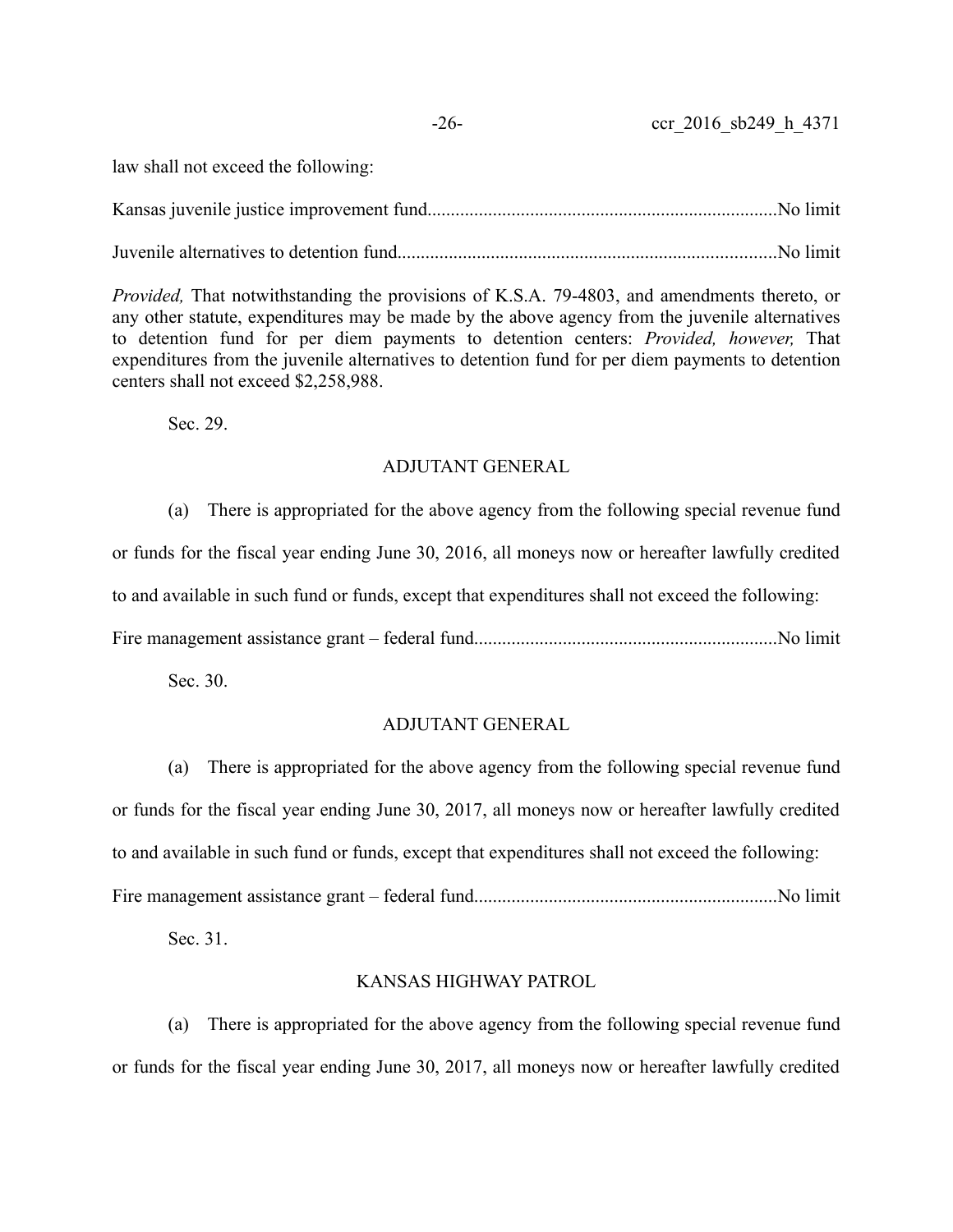law shall not exceed the following:

Kansas juvenile justice improvement fund..........................................................................No limit

Juvenile alternatives to detention fund.................................................................................No limit

*Provided,* That notwithstanding the provisions of K.S.A. 79-4803, and amendments thereto, or any other statute, expenditures may be made by the above agency from the juvenile alternatives to detention fund for per diem payments to detention centers: *Provided, however,* That expenditures from the juvenile alternatives to detention fund for per diem payments to detention centers shall not exceed $2,258,988.

Sec. 29.

ADJUTANT GENERAL

(a) There is appropriated for the above agency from the following special revenue fund or funds for the fiscal year ending June 30, 2016, all moneys now or hereafter lawfully credited to and available in such fund or funds, except that expenditures shall not exceed the following:

Fire management assistance grant – federal fund................................................................No limit

Sec. 30.

ADJUTANT GENERAL

(a) There is appropriated for the above agency from the following special revenue fund or funds for the fiscal year ending June 30, 2017, all moneys now or hereafter lawfully credited to and available in such fund or funds, except that expenditures shall not exceed the following:

Fire management assistance grant – federal fund................................................................No limit

Sec. 31.

KANSAS HIGHWAY PATROL

(a) There is appropriated for the above agency from the following special revenue fund or funds for the fiscal year ending June 30, 2017, all moneys now or hereafter lawfully credited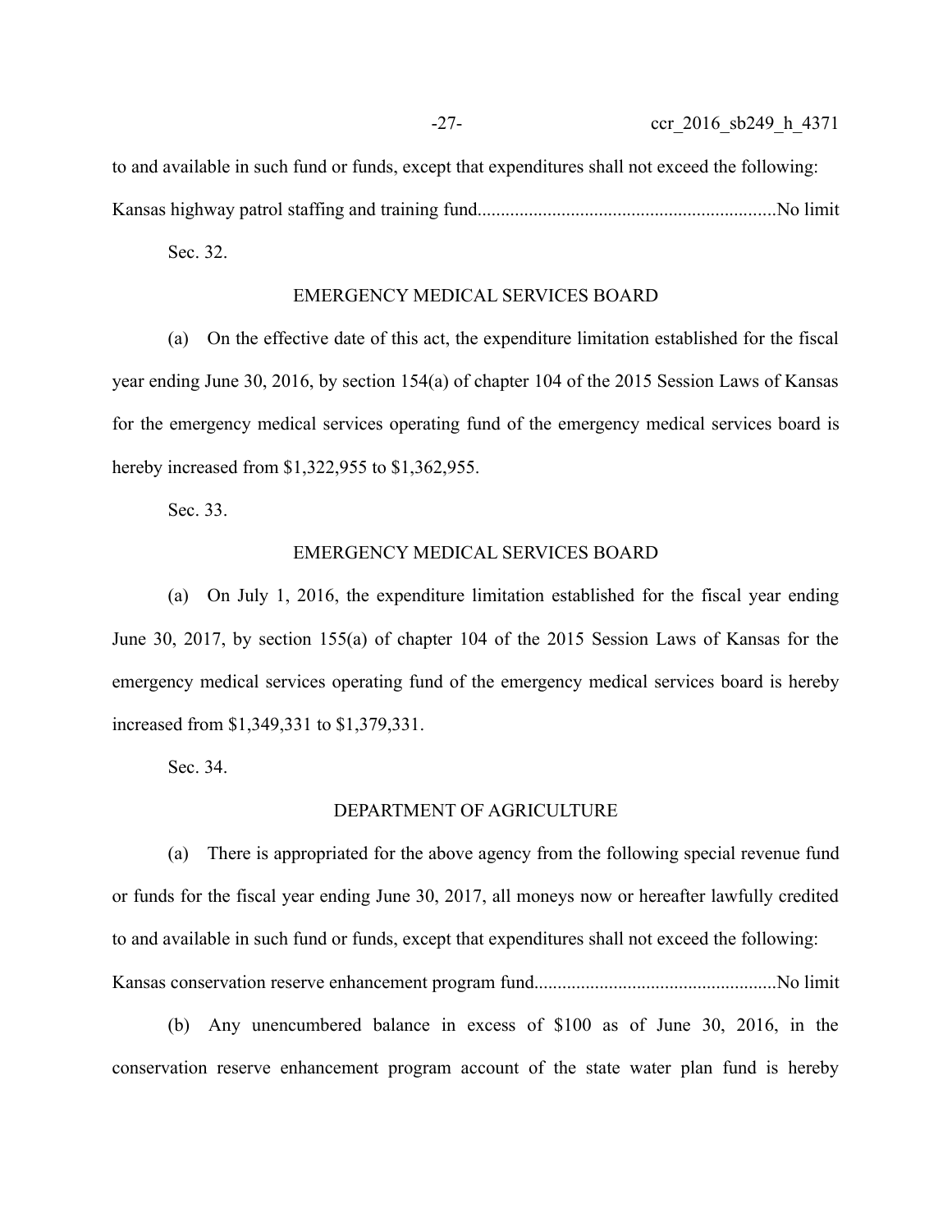to and available in such fund or funds, except that expenditures shall not exceed the following:

Kansas highway patrol staffing and training fund...............................................................No limit

Sec. 32.

EMERGENCY MEDICAL SERVICES BOARD

(a) On the effective date of this act, the expenditure limitation established for the fiscal year ending June 30, 2016, by section 154(a) of chapter 104 of the 2015 Session Laws of Kansas for the emergency medical services operating fund of the emergency medical services board is hereby increased from $1,322,955 to $1,362,955.

Sec. 33.

EMERGENCY MEDICAL SERVICES BOARD

(a) On July 1, 2016, the expenditure limitation established for the fiscal year ending June 30, 2017, by section 155(a) of chapter 104 of the 2015 Session Laws of Kansas for the emergency medical services operating fund of the emergency medical services board is hereby increased from $1,349,331 to $1,379,331.

Sec. 34.

DEPARTMENT OF AGRICULTURE

(a) There is appropriated for the above agency from the following special revenue fund or funds for the fiscal year ending June 30, 2017, all moneys now or hereafter lawfully credited to and available in such fund or funds, except that expenditures shall not exceed the following:

Kansas conservation reserve enhancement program fund...................................................No limit

(b) Any unencumbered balance in excess of $100 as of June 30, 2016, in the conservation reserve enhancement program account of the state water plan fund is hereby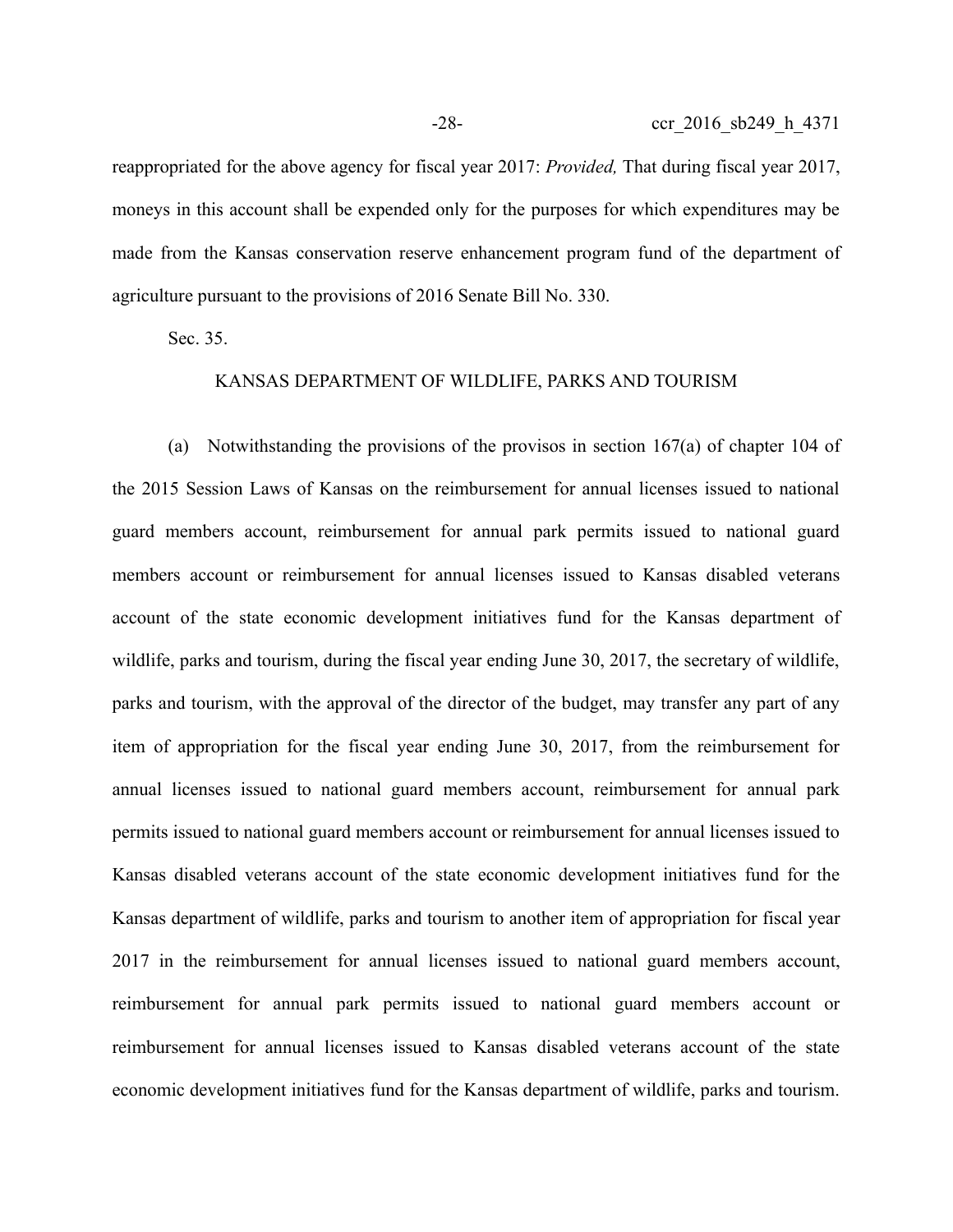reappropriated for the above agency for fiscal year 2017: *Provided,* That during fiscal year 2017, moneys in this account shall be expended only for the purposes for which expenditures may be made from the Kansas conservation reserve enhancement program fund of the department of agriculture pursuant to the provisions of 2016 Senate Bill No. 330.

Sec. 35.

KANSAS DEPARTMENT OF WILDLIFE, PARKS AND TOURISM

(a) Notwithstanding the provisions of the provisos in section 167(a) of chapter 104 of the 2015 Session Laws of Kansas on the reimbursement for annual licenses issued to national guard members account, reimbursement for annual park permits issued to national guard members account or reimbursement for annual licenses issued to Kansas disabled veterans account of the state economic development initiatives fund for the Kansas department of wildlife, parks and tourism, during the fiscal year ending June 30, 2017, the secretary of wildlife, parks and tourism, with the approval of the director of the budget, may transfer any part of any item of appropriation for the fiscal year ending June 30, 2017, from the reimbursement for annual licenses issued to national guard members account, reimbursement for annual park permits issued to national guard members account or reimbursement for annual licenses issued to Kansas disabled veterans account of the state economic development initiatives fund for the Kansas department of wildlife, parks and tourism to another item of appropriation for fiscal year 2017 in the reimbursement for annual licenses issued to national guard members account, reimbursement for annual park permits issued to national guard members account or reimbursement for annual licenses issued to Kansas disabled veterans account of the state economic development initiatives fund for the Kansas department of wildlife, parks and tourism.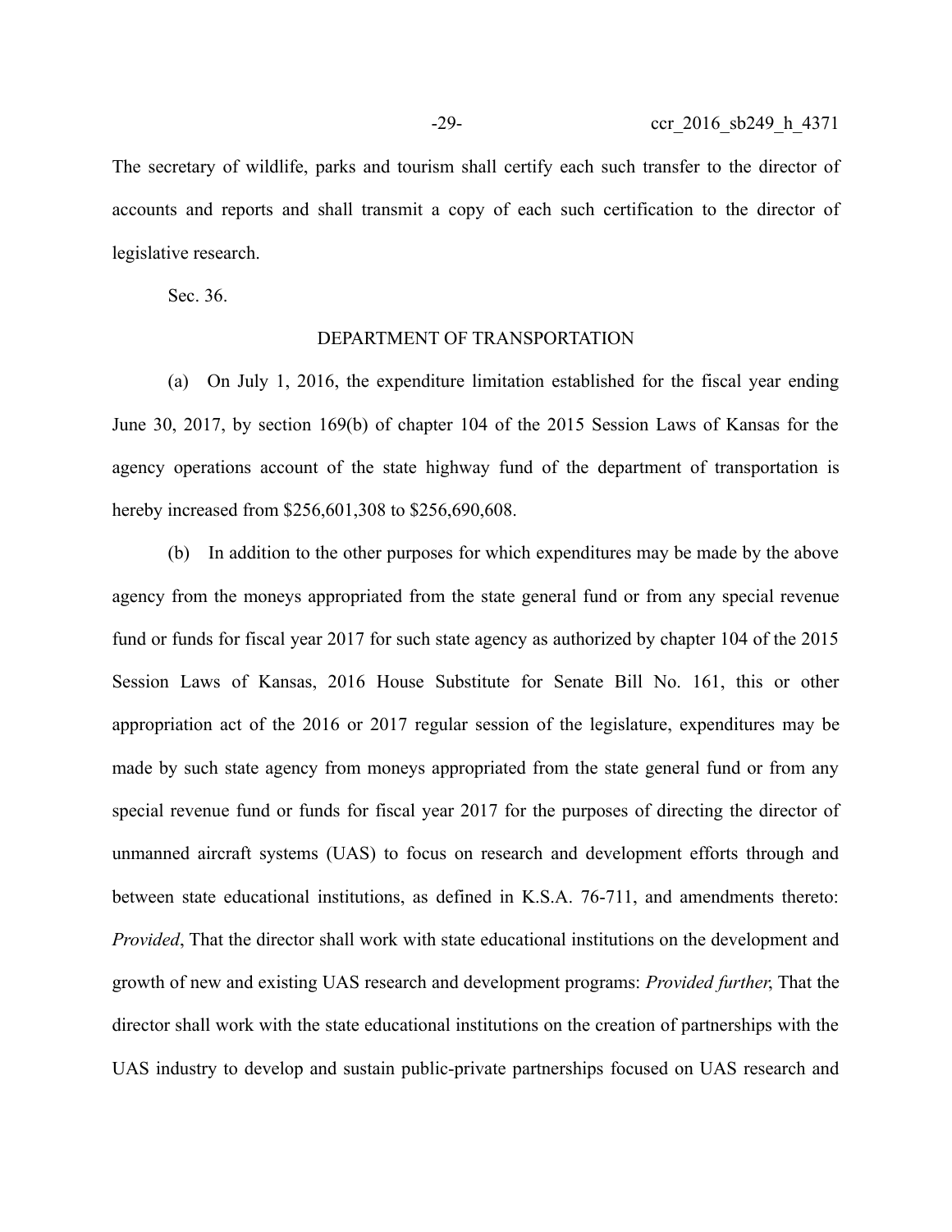The secretary of wildlife, parks and tourism shall certify each such transfer to the director of accounts and reports and shall transmit a copy of each such certification to the director of legislative research.

Sec. 36.

DEPARTMENT OF TRANSPORTATION

(a) On July 1, 2016, the expenditure limitation established for the fiscal year ending June 30, 2017, by section 169(b) of chapter 104 of the 2015 Session Laws of Kansas for the agency operations account of the state highway fund of the department of transportation is hereby increased from $256,601,308 to $256,690,608.

(b) In addition to the other purposes for which expenditures may be made by the above agency from the moneys appropriated from the state general fund or from any special revenue fund or funds for fiscal year 2017 for such state agency as authorized by chapter 104 of the 2015 Session Laws of Kansas, 2016 House Substitute for Senate Bill No. 161, this or other appropriation act of the 2016 or 2017 regular session of the legislature, expenditures may be made by such state agency from moneys appropriated from the state general fund or from any special revenue fund or funds for fiscal year 2017 for the purposes of directing the director of unmanned aircraft systems (UAS) to focus on research and development efforts through and between state educational institutions, as defined in K.S.A. 76-711, and amendments thereto: *Provided*, That the director shall work with state educational institutions on the development and growth of new and existing UAS research and development programs: *Provided further*, That the director shall work with the state educational institutions on the creation of partnerships with the UAS industry to develop and sustain public-private partnerships focused on UAS research and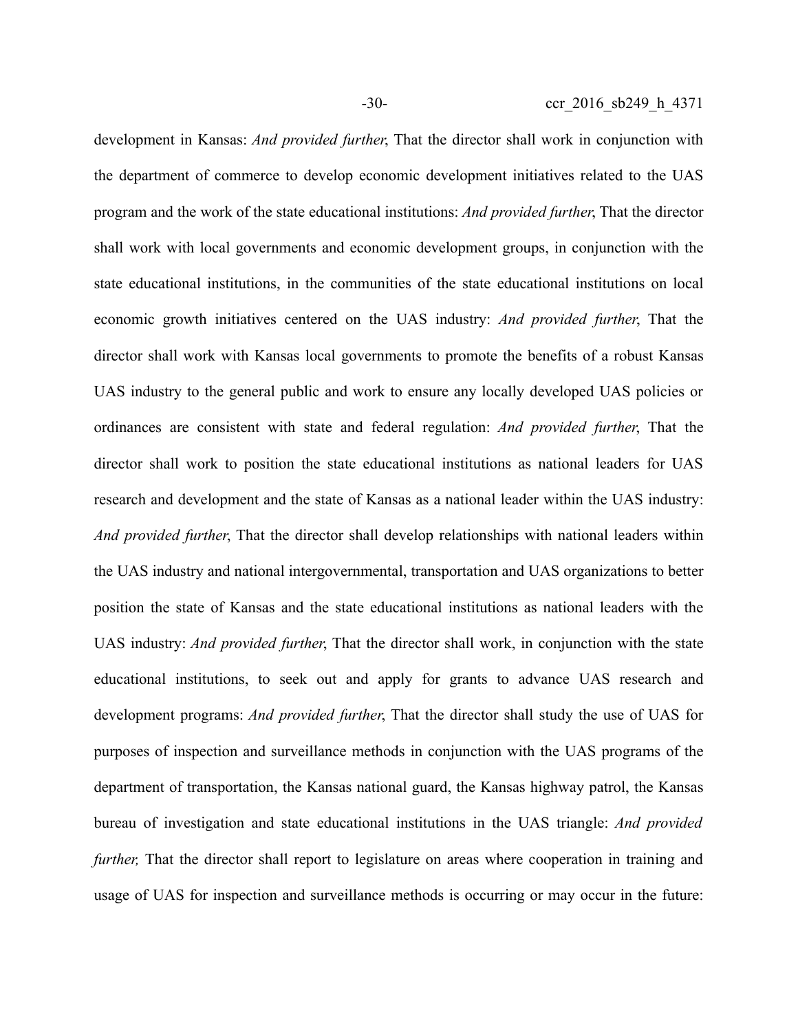development in Kansas: *And provided further*, That the director shall work in conjunction with the department of commerce to develop economic development initiatives related to the UAS program and the work of the state educational institutions: *And provided further*, That the director shall work with local governments and economic development groups, in conjunction with the state educational institutions, in the communities of the state educational institutions on local economic growth initiatives centered on the UAS industry: *And provided further*, That the director shall work with Kansas local governments to promote the benefits of a robust Kansas UAS industry to the general public and work to ensure any locally developed UAS policies or ordinances are consistent with state and federal regulation: *And provided further*, That the director shall work to position the state educational institutions as national leaders for UAS research and development and the state of Kansas as a national leader within the UAS industry: *And provided further*, That the director shall develop relationships with national leaders within the UAS industry and national intergovernmental, transportation and UAS organizations to better position the state of Kansas and the state educational institutions as national leaders with the UAS industry: *And provided further*, That the director shall work, in conjunction with the state educational institutions, to seek out and apply for grants to advance UAS research and development programs: *And provided further*, That the director shall study the use of UAS for purposes of inspection and surveillance methods in conjunction with the UAS programs of the department of transportation, the Kansas national guard, the Kansas highway patrol, the Kansas bureau of investigation and state educational institutions in the UAS triangle: *And provided further,* That the director shall report to legislature on areas where cooperation in training and usage of UAS for inspection and surveillance methods is occurring or may occur in the future: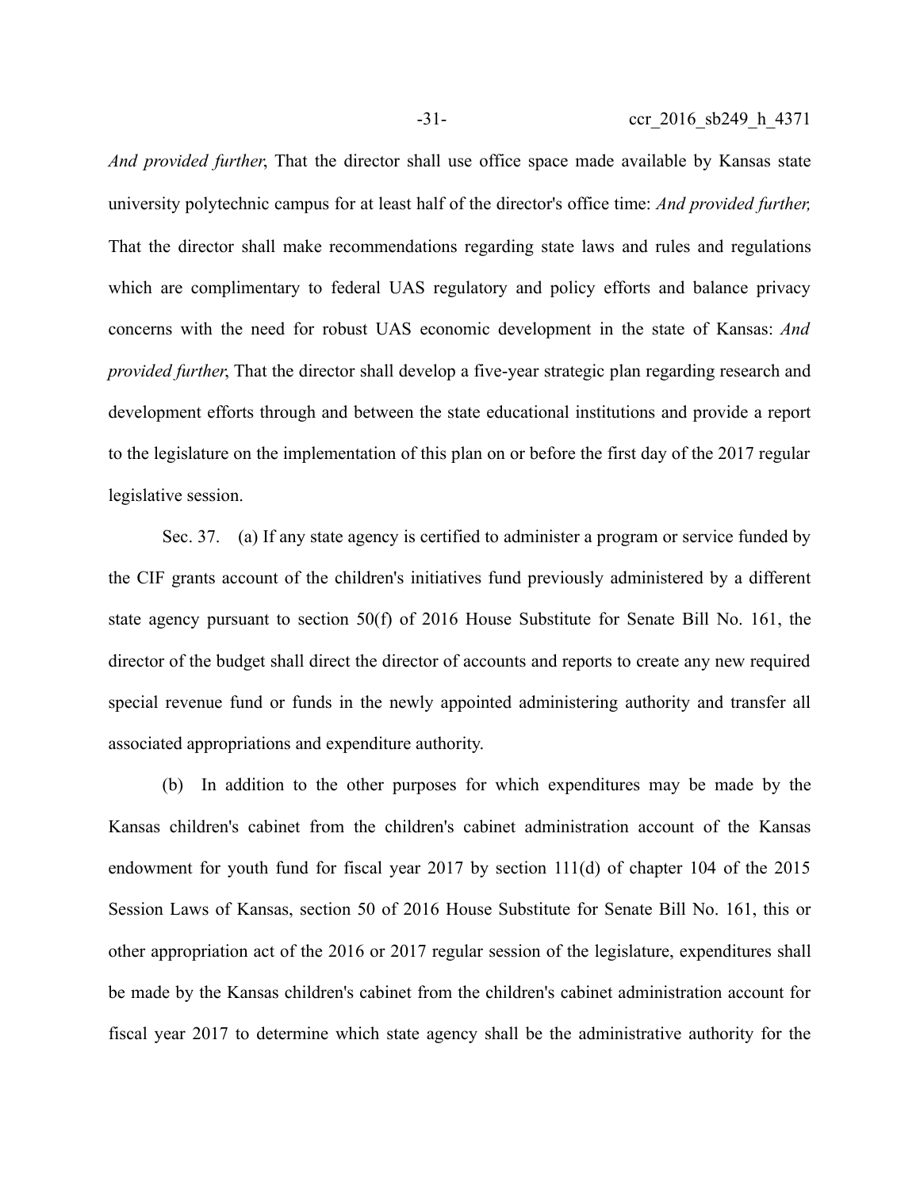*And provided further*, That the director shall use office space made available by Kansas state university polytechnic campus for at least half of the director's office time: *And provided further,* That the director shall make recommendations regarding state laws and rules and regulations which are complimentary to federal UAS regulatory and policy efforts and balance privacy concerns with the need for robust UAS economic development in the state of Kansas: *And provided further*, That the director shall develop a five-year strategic plan regarding research and development efforts through and between the state educational institutions and provide a report to the legislature on the implementation of this plan on or before the first day of the 2017 regular legislative session.

Sec. 37. (a) If any state agency is certified to administer a program or service funded by the CIF grants account of the children's initiatives fund previously administered by a different state agency pursuant to section 50(f) of 2016 House Substitute for Senate Bill No. 161, the director of the budget shall direct the director of accounts and reports to create any new required special revenue fund or funds in the newly appointed administering authority and transfer all associated appropriations and expenditure authority.

(b) In addition to the other purposes for which expenditures may be made by the Kansas children's cabinet from the children's cabinet administration account of the Kansas endowment for youth fund for fiscal year 2017 by section 111(d) of chapter 104 of the 2015 Session Laws of Kansas, section 50 of 2016 House Substitute for Senate Bill No. 161, this or other appropriation act of the 2016 or 2017 regular session of the legislature, expenditures shall be made by the Kansas children's cabinet from the children's cabinet administration account for fiscal year 2017 to determine which state agency shall be the administrative authority for the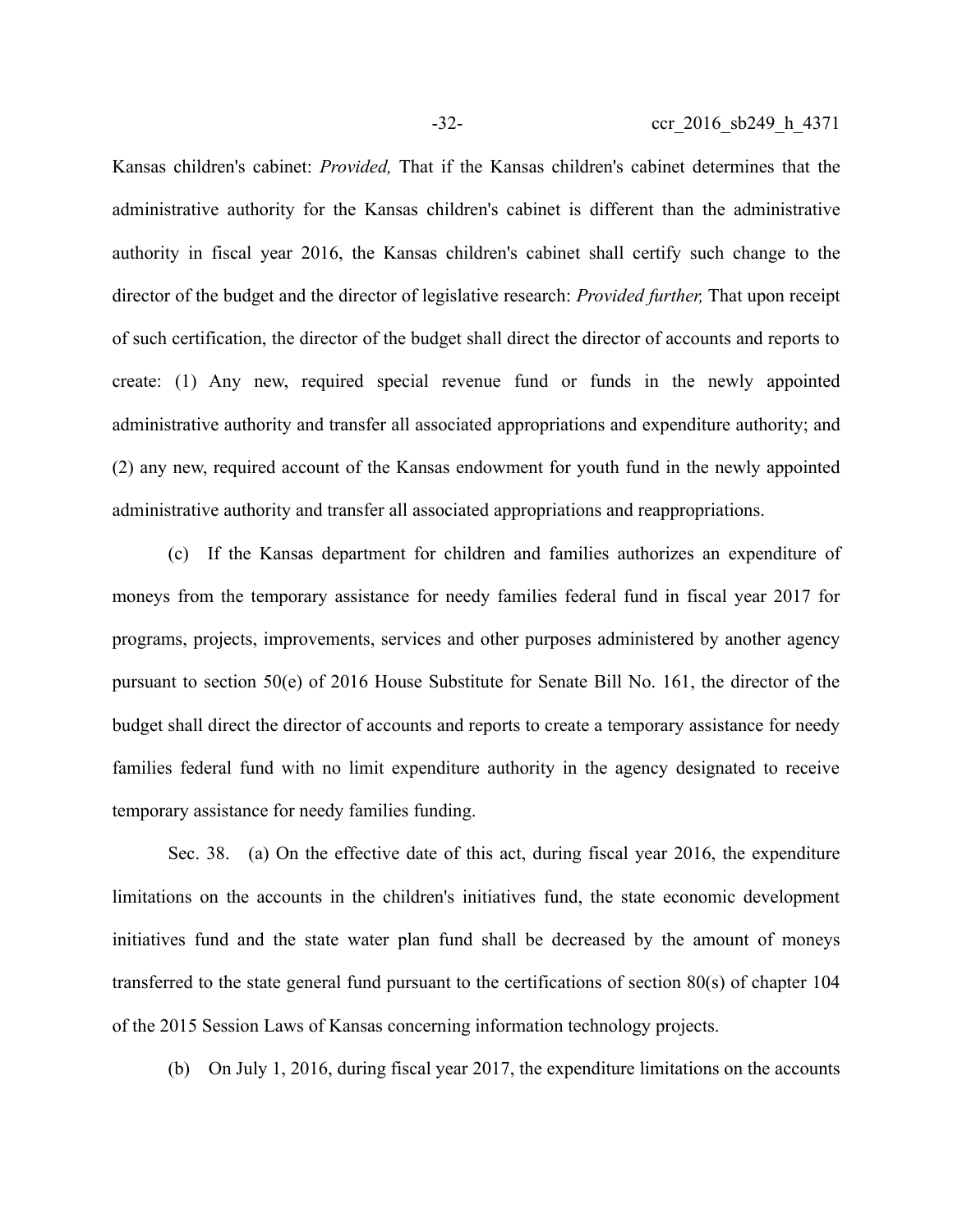Kansas children's cabinet: *Provided,* That if the Kansas children's cabinet determines that the administrative authority for the Kansas children's cabinet is different than the administrative authority in fiscal year 2016, the Kansas children's cabinet shall certify such change to the director of the budget and the director of legislative research: *Provided further,* That upon receipt of such certification, the director of the budget shall direct the director of accounts and reports to create: (1) Any new, required special revenue fund or funds in the newly appointed administrative authority and transfer all associated appropriations and expenditure authority; and (2) any new, required account of the Kansas endowment for youth fund in the newly appointed administrative authority and transfer all associated appropriations and reappropriations.

(c) If the Kansas department for children and families authorizes an expenditure of moneys from the temporary assistance for needy families federal fund in fiscal year 2017 for programs, projects, improvements, services and other purposes administered by another agency pursuant to section 50(e) of 2016 House Substitute for Senate Bill No. 161, the director of the budget shall direct the director of accounts and reports to create a temporary assistance for needy families federal fund with no limit expenditure authority in the agency designated to receive temporary assistance for needy families funding.

Sec. 38. (a) On the effective date of this act, during fiscal year 2016, the expenditure limitations on the accounts in the children's initiatives fund, the state economic development initiatives fund and the state water plan fund shall be decreased by the amount of moneys transferred to the state general fund pursuant to the certifications of section 80(s) of chapter 104 of the 2015 Session Laws of Kansas concerning information technology projects.

(b) On July 1, 2016, during fiscal year 2017, the expenditure limitations on the accounts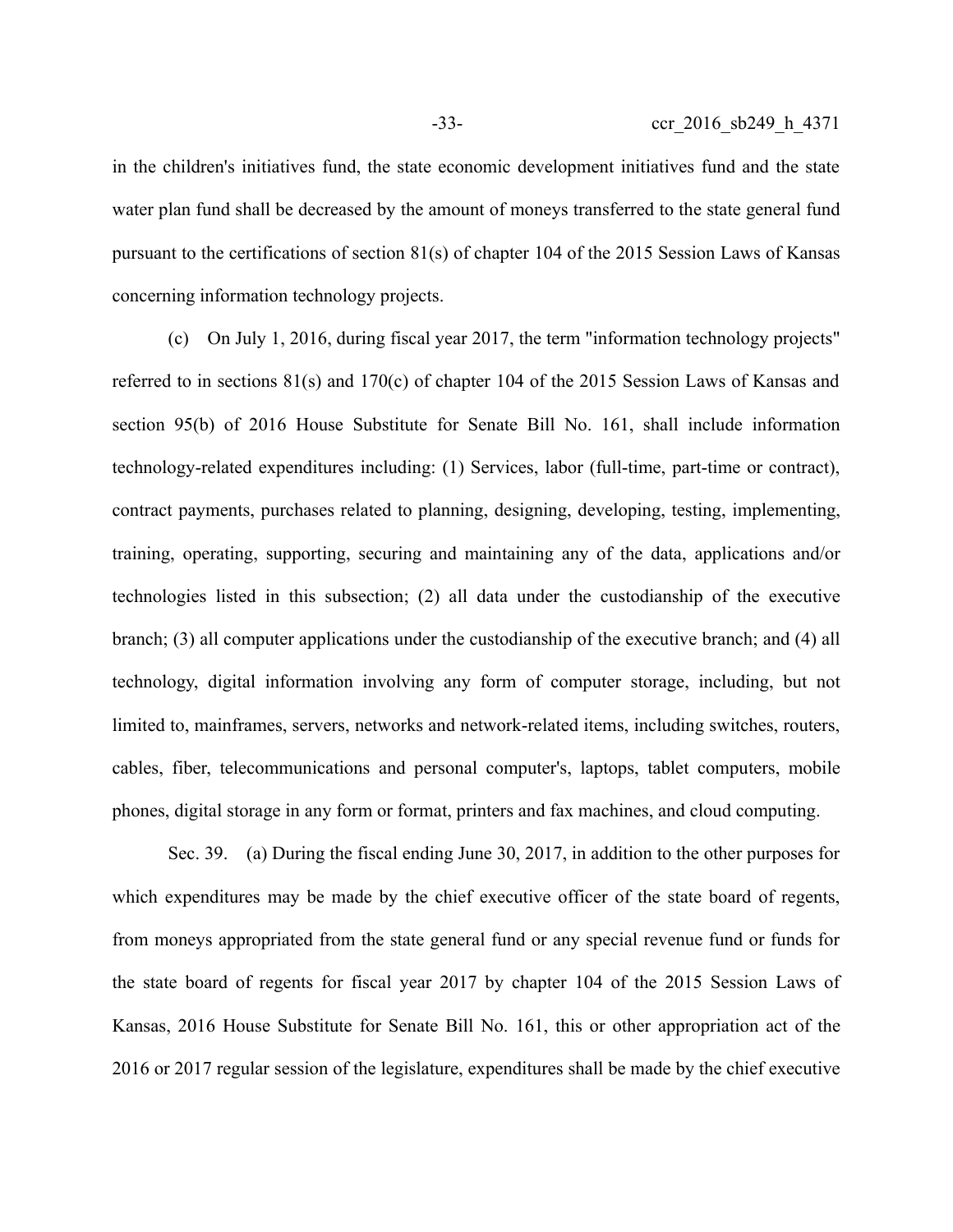in the children's initiatives fund, the state economic development initiatives fund and the state water plan fund shall be decreased by the amount of moneys transferred to the state general fund pursuant to the certifications of section 81(s) of chapter 104 of the 2015 Session Laws of Kansas concerning information technology projects.

(c) On July 1, 2016, during fiscal year 2017, the term "information technology projects" referred to in sections 81(s) and 170(c) of chapter 104 of the 2015 Session Laws of Kansas and section 95(b) of 2016 House Substitute for Senate Bill No. 161, shall include information technology-related expenditures including: (1) Services, labor (full-time, part-time or contract), contract payments, purchases related to planning, designing, developing, testing, implementing, training, operating, supporting, securing and maintaining any of the data, applications and/or technologies listed in this subsection; (2) all data under the custodianship of the executive branch; (3) all computer applications under the custodianship of the executive branch; and (4) all technology, digital information involving any form of computer storage, including, but not limited to, mainframes, servers, networks and network-related items, including switches, routers, cables, fiber, telecommunications and personal computer's, laptops, tablet computers, mobile phones, digital storage in any form or format, printers and fax machines, and cloud computing.

Sec. 39. (a) During the fiscal ending June 30, 2017, in addition to the other purposes for which expenditures may be made by the chief executive officer of the state board of regents, from moneys appropriated from the state general fund or any special revenue fund or funds for the state board of regents for fiscal year 2017 by chapter 104 of the 2015 Session Laws of Kansas, 2016 House Substitute for Senate Bill No. 161, this or other appropriation act of the 2016 or 2017 regular session of the legislature, expenditures shall be made by the chief executive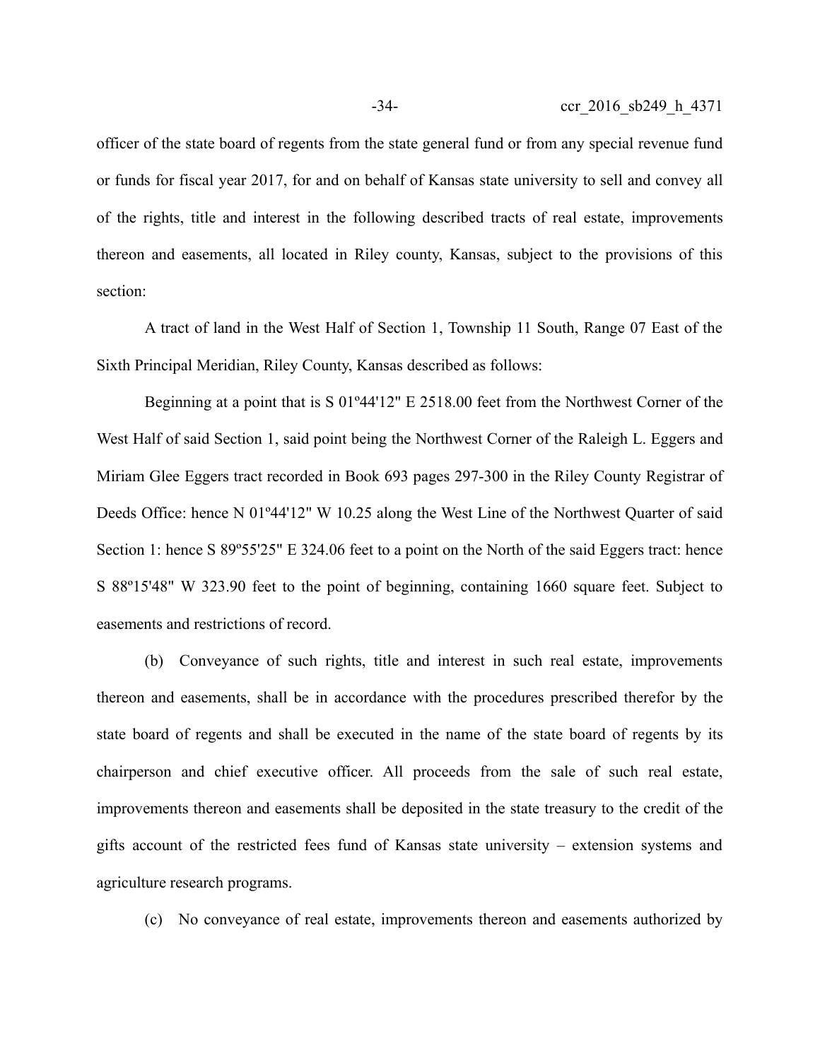officer of the state board of regents from the state general fund or from any special revenue fund or funds for fiscal year 2017, for and on behalf of Kansas state university to sell and convey all of the rights, title and interest in the following described tracts of real estate, improvements thereon and easements, all located in Riley county, Kansas, subject to the provisions of this section:

A tract of land in the West Half of Section 1, Township 11 South, Range 07 East of the Sixth Principal Meridian, Riley County, Kansas described as follows:

Beginning at a point that is S 01º44'12" E 2518.00 feet from the Northwest Corner of the West Half of said Section 1, said point being the Northwest Corner of the Raleigh L. Eggers and Miriam Glee Eggers tract recorded in Book 693 pages 297-300 in the Riley County Registrar of Deeds Office: hence N 01º44'12" W 10.25 along the West Line of the Northwest Quarter of said Section 1: hence S 89º55'25" E 324.06 feet to a point on the North of the said Eggers tract: hence S 88º15'48" W 323.90 feet to the point of beginning, containing 1660 square feet. Subject to easements and restrictions of record.

(b) Conveyance of such rights, title and interest in such real estate, improvements thereon and easements, shall be in accordance with the procedures prescribed therefor by the state board of regents and shall be executed in the name of the state board of regents by its chairperson and chief executive officer. All proceeds from the sale of such real estate, improvements thereon and easements shall be deposited in the state treasury to the credit of the gifts account of the restricted fees fund of Kansas state university – extension systems and agriculture research programs.

(c) No conveyance of real estate, improvements thereon and easements authorized by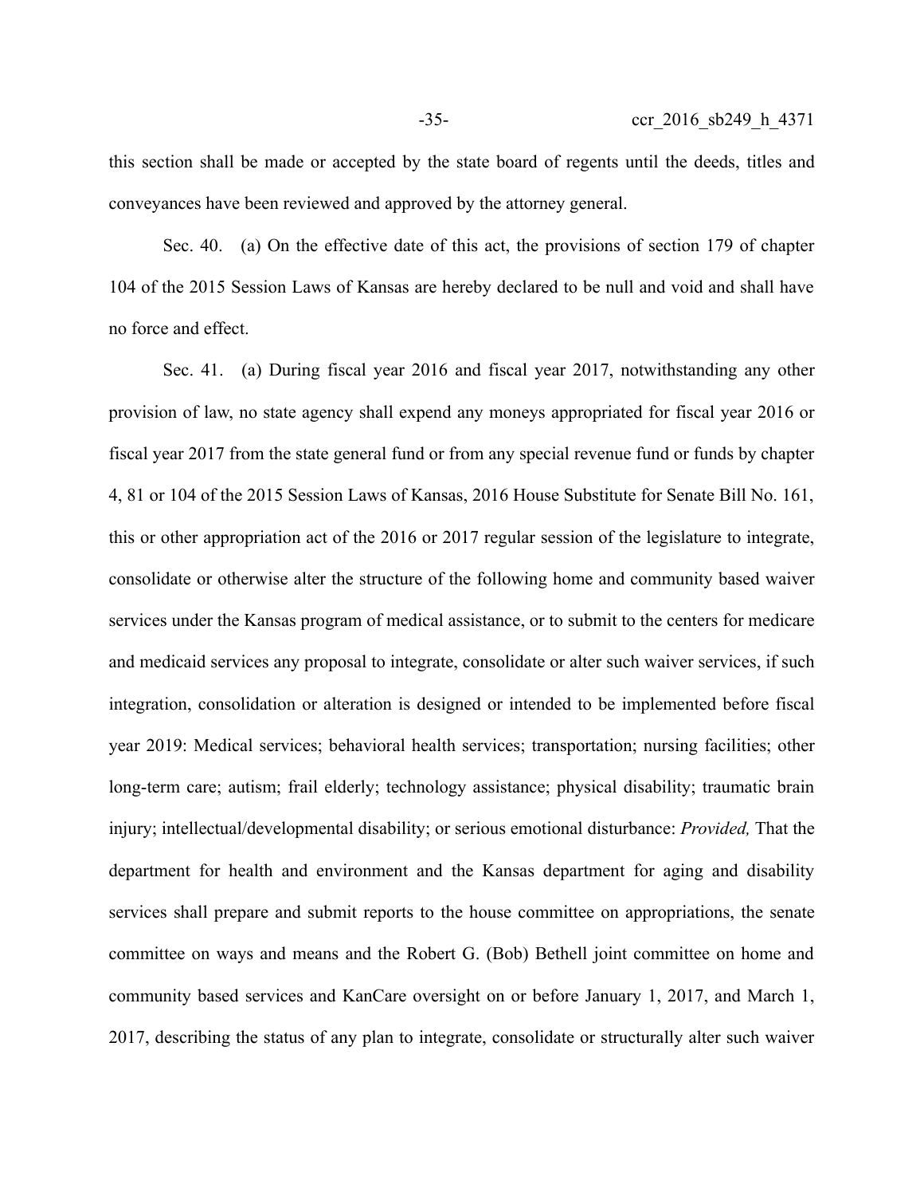this section shall be made or accepted by the state board of regents until the deeds, titles and conveyances have been reviewed and approved by the attorney general.

Sec. 40. (a) On the effective date of this act, the provisions of section 179 of chapter 104 of the 2015 Session Laws of Kansas are hereby declared to be null and void and shall have no force and effect.

Sec. 41. (a) During fiscal year 2016 and fiscal year 2017, notwithstanding any other provision of law, no state agency shall expend any moneys appropriated for fiscal year 2016 or fiscal year 2017 from the state general fund or from any special revenue fund or funds by chapter 4, 81 or 104 of the 2015 Session Laws of Kansas, 2016 House Substitute for Senate Bill No. 161, this or other appropriation act of the 2016 or 2017 regular session of the legislature to integrate, consolidate or otherwise alter the structure of the following home and community based waiver services under the Kansas program of medical assistance, or to submit to the centers for medicare and medicaid services any proposal to integrate, consolidate or alter such waiver services, if such integration, consolidation or alteration is designed or intended to be implemented before fiscal year 2019: Medical services; behavioral health services; transportation; nursing facilities; other long-term care; autism; frail elderly; technology assistance; physical disability; traumatic brain injury; intellectual/developmental disability; or serious emotional disturbance: *Provided,* That the department for health and environment and the Kansas department for aging and disability services shall prepare and submit reports to the house committee on appropriations, the senate committee on ways and means and the Robert G. (Bob) Bethell joint committee on home and community based services and KanCare oversight on or before January 1, 2017, and March 1, 2017, describing the status of any plan to integrate, consolidate or structurally alter such waiver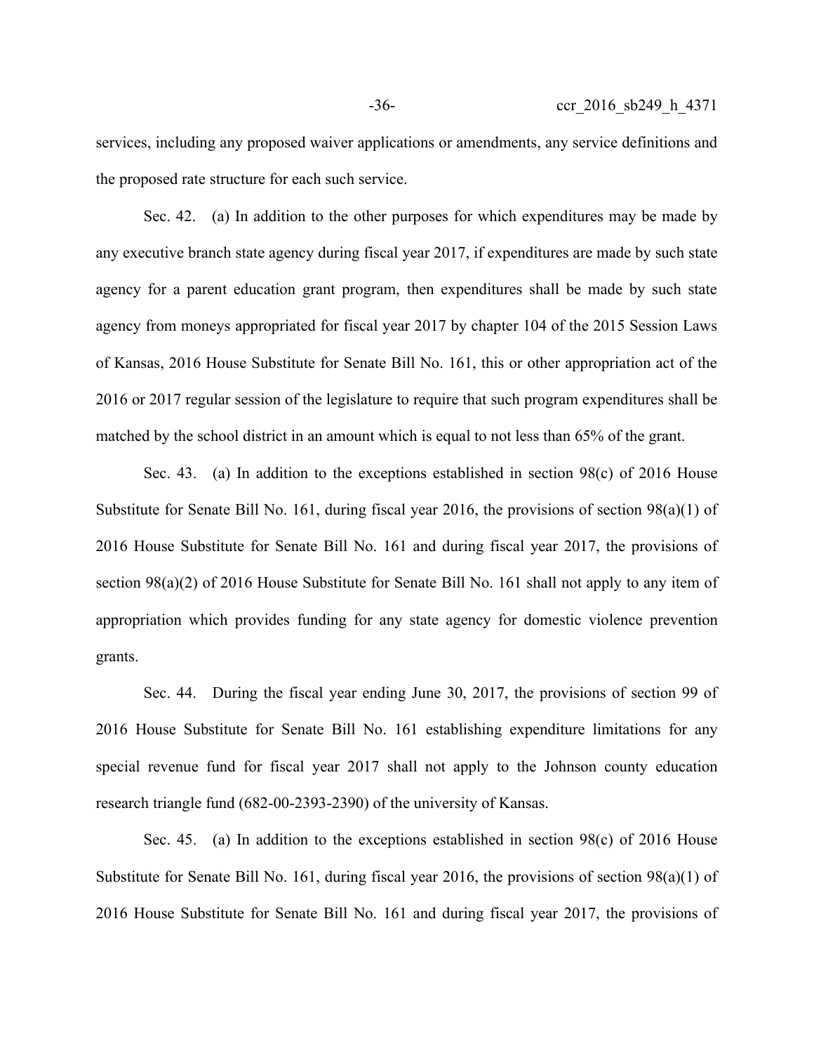services, including any proposed waiver applications or amendments, any service definitions and the proposed rate structure for each such service.

Sec. 42. (a) In addition to the other purposes for which expenditures may be made by any executive branch state agency during fiscal year 2017, if expenditures are made by such state agency for a parent education grant program, then expenditures shall be made by such state agency from moneys appropriated for fiscal year 2017 by chapter 104 of the 2015 Session Laws of Kansas, 2016 House Substitute for Senate Bill No. 161, this or other appropriation act of the 2016 or 2017 regular session of the legislature to require that such program expenditures shall be matched by the school district in an amount which is equal to not less than 65% of the grant.

Sec. 43. (a) In addition to the exceptions established in section 98(c) of 2016 House Substitute for Senate Bill No. 161, during fiscal year 2016, the provisions of section 98(a)(1) of 2016 House Substitute for Senate Bill No. 161 and during fiscal year 2017, the provisions of section 98(a)(2) of 2016 House Substitute for Senate Bill No. 161 shall not apply to any item of appropriation which provides funding for any state agency for domestic violence prevention grants.

Sec. 44. During the fiscal year ending June 30, 2017, the provisions of section 99 of 2016 House Substitute for Senate Bill No. 161 establishing expenditure limitations for any special revenue fund for fiscal year 2017 shall not apply to the Johnson county education research triangle fund (682-00-2393-2390) of the university of Kansas.

Sec. 45. (a) In addition to the exceptions established in section 98(c) of 2016 House Substitute for Senate Bill No. 161, during fiscal year 2016, the provisions of section 98(a)(1) of 2016 House Substitute for Senate Bill No. 161 and during fiscal year 2017, the provisions of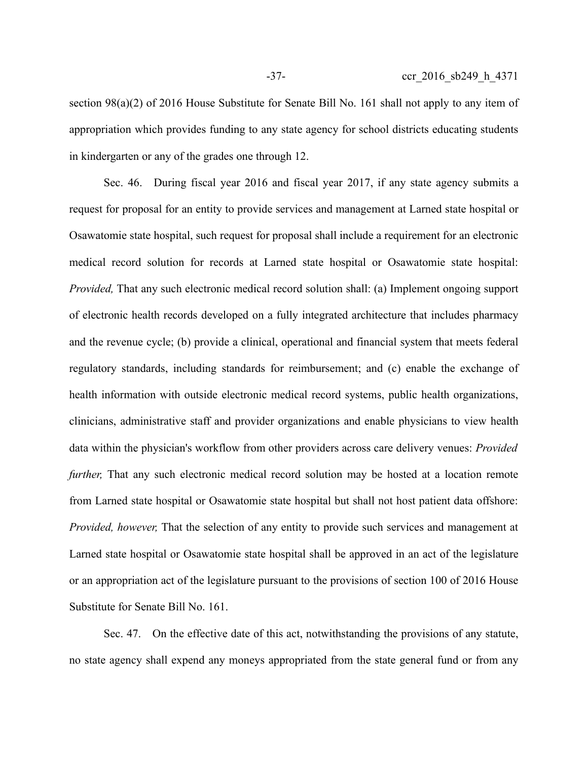section 98(a)(2) of 2016 House Substitute for Senate Bill No. 161 shall not apply to any item of appropriation which provides funding to any state agency for school districts educating students in kindergarten or any of the grades one through 12.

Sec. 46. During fiscal year 2016 and fiscal year 2017, if any state agency submits a request for proposal for an entity to provide services and management at Larned state hospital or Osawatomie state hospital, such request for proposal shall include a requirement for an electronic medical record solution for records at Larned state hospital or Osawatomie state hospital: *Provided,* That any such electronic medical record solution shall: (a) Implement ongoing support of electronic health records developed on a fully integrated architecture that includes pharmacy and the revenue cycle; (b) provide a clinical, operational and financial system that meets federal regulatory standards, including standards for reimbursement; and (c) enable the exchange of health information with outside electronic medical record systems, public health organizations, clinicians, administrative staff and provider organizations and enable physicians to view health data within the physician's workflow from other providers across care delivery venues: *Provided further,* That any such electronic medical record solution may be hosted at a location remote from Larned state hospital or Osawatomie state hospital but shall not host patient data offshore: *Provided, however,* That the selection of any entity to provide such services and management at Larned state hospital or Osawatomie state hospital shall be approved in an act of the legislature or an appropriation act of the legislature pursuant to the provisions of section 100 of 2016 House Substitute for Senate Bill No. 161.

Sec. 47. On the effective date of this act, notwithstanding the provisions of any statute, no state agency shall expend any moneys appropriated from the state general fund or from any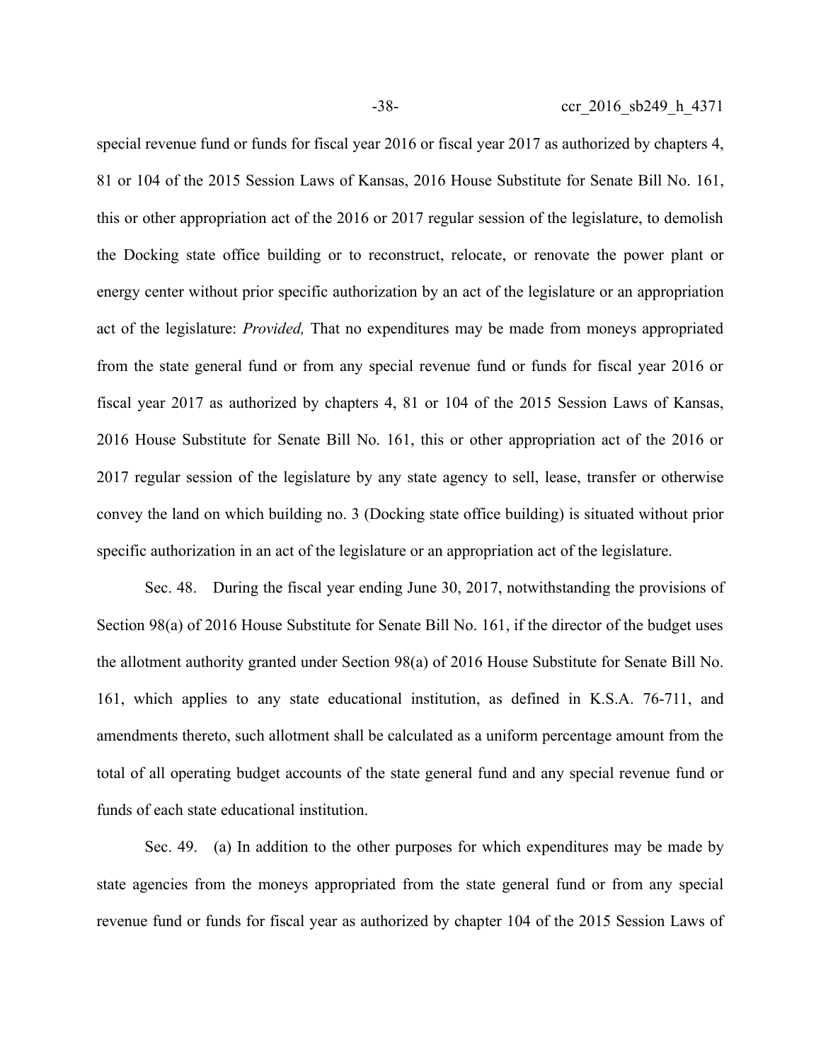special revenue fund or funds for fiscal year 2016 or fiscal year 2017 as authorized by chapters 4, 81 or 104 of the 2015 Session Laws of Kansas, 2016 House Substitute for Senate Bill No. 161, this or other appropriation act of the 2016 or 2017 regular session of the legislature, to demolish the Docking state office building or to reconstruct, relocate, or renovate the power plant or energy center without prior specific authorization by an act of the legislature or an appropriation act of the legislature: *Provided,* That no expenditures may be made from moneys appropriated from the state general fund or from any special revenue fund or funds for fiscal year 2016 or fiscal year 2017 as authorized by chapters 4, 81 or 104 of the 2015 Session Laws of Kansas, 2016 House Substitute for Senate Bill No. 161, this or other appropriation act of the 2016 or 2017 regular session of the legislature by any state agency to sell, lease, transfer or otherwise convey the land on which building no. 3 (Docking state office building) is situated without prior specific authorization in an act of the legislature or an appropriation act of the legislature.

Sec. 48. During the fiscal year ending June 30, 2017, notwithstanding the provisions of Section 98(a) of 2016 House Substitute for Senate Bill No. 161, if the director of the budget uses the allotment authority granted under Section 98(a) of 2016 House Substitute for Senate Bill No. 161, which applies to any state educational institution, as defined in K.S.A. 76-711, and amendments thereto, such allotment shall be calculated as a uniform percentage amount from the total of all operating budget accounts of the state general fund and any special revenue fund or funds of each state educational institution.

Sec. 49. (a) In addition to the other purposes for which expenditures may be made by state agencies from the moneys appropriated from the state general fund or from any special revenue fund or funds for fiscal year as authorized by chapter 104 of the 2015 Session Laws of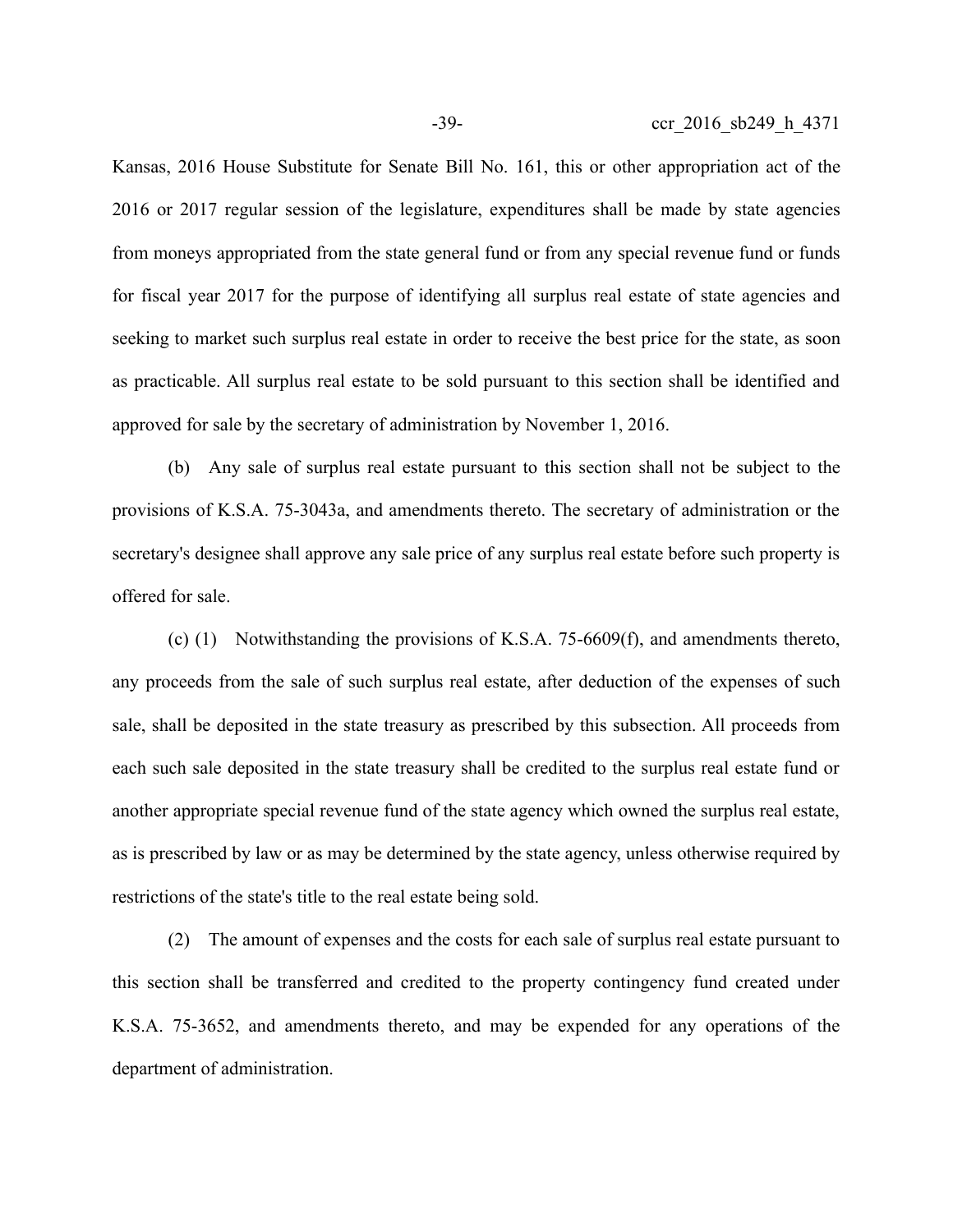Kansas, 2016 House Substitute for Senate Bill No. 161, this or other appropriation act of the 2016 or 2017 regular session of the legislature, expenditures shall be made by state agencies from moneys appropriated from the state general fund or from any special revenue fund or funds for fiscal year 2017 for the purpose of identifying all surplus real estate of state agencies and seeking to market such surplus real estate in order to receive the best price for the state, as soon as practicable. All surplus real estate to be sold pursuant to this section shall be identified and approved for sale by the secretary of administration by November 1, 2016.

(b) Any sale of surplus real estate pursuant to this section shall not be subject to the provisions of K.S.A. 75-3043a, and amendments thereto. The secretary of administration or the secretary's designee shall approve any sale price of any surplus real estate before such property is offered for sale.

(c) (1) Notwithstanding the provisions of K.S.A. 75-6609(f), and amendments thereto, any proceeds from the sale of such surplus real estate, after deduction of the expenses of such sale, shall be deposited in the state treasury as prescribed by this subsection. All proceeds from each such sale deposited in the state treasury shall be credited to the surplus real estate fund or another appropriate special revenue fund of the state agency which owned the surplus real estate, as is prescribed by law or as may be determined by the state agency, unless otherwise required by restrictions of the state's title to the real estate being sold.

(2) The amount of expenses and the costs for each sale of surplus real estate pursuant to this section shall be transferred and credited to the property contingency fund created under K.S.A. 75-3652, and amendments thereto, and may be expended for any operations of the department of administration.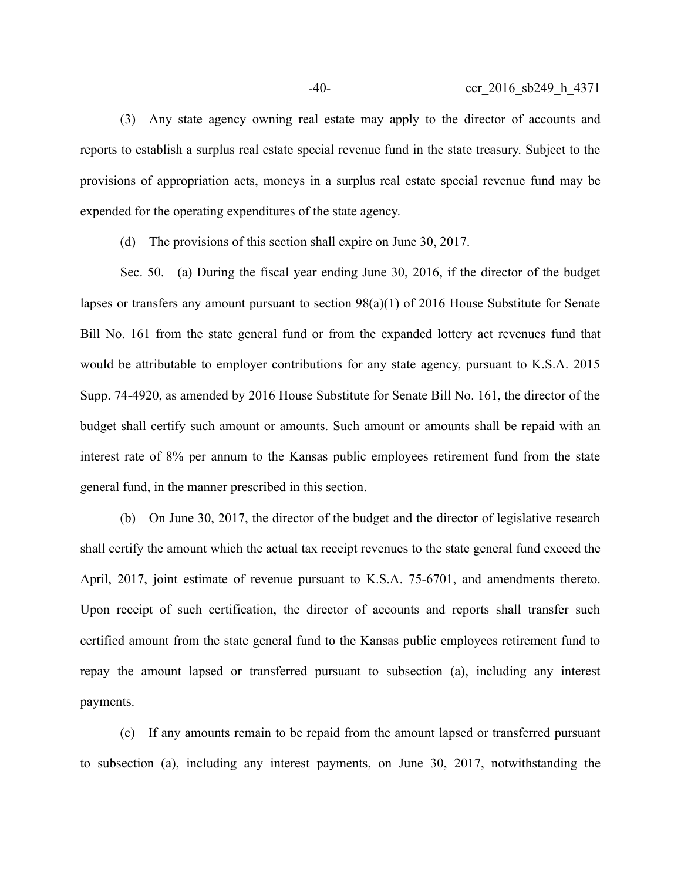(3) Any state agency owning real estate may apply to the director of accounts and reports to establish a surplus real estate special revenue fund in the state treasury. Subject to the provisions of appropriation acts, moneys in a surplus real estate special revenue fund may be expended for the operating expenditures of the state agency.

(d) The provisions of this section shall expire on June 30, 2017.

Sec. 50. (a) During the fiscal year ending June 30, 2016, if the director of the budget lapses or transfers any amount pursuant to section 98(a)(1) of 2016 House Substitute for Senate Bill No. 161 from the state general fund or from the expanded lottery act revenues fund that would be attributable to employer contributions for any state agency, pursuant to K.S.A. 2015 Supp. 74-4920, as amended by 2016 House Substitute for Senate Bill No. 161, the director of the budget shall certify such amount or amounts. Such amount or amounts shall be repaid with an interest rate of 8% per annum to the Kansas public employees retirement fund from the state general fund, in the manner prescribed in this section.

(b) On June 30, 2017, the director of the budget and the director of legislative research shall certify the amount which the actual tax receipt revenues to the state general fund exceed the April, 2017, joint estimate of revenue pursuant to K.S.A. 75-6701, and amendments thereto. Upon receipt of such certification, the director of accounts and reports shall transfer such certified amount from the state general fund to the Kansas public employees retirement fund to repay the amount lapsed or transferred pursuant to subsection (a), including any interest payments.

(c) If any amounts remain to be repaid from the amount lapsed or transferred pursuant to subsection (a), including any interest payments, on June 30, 2017, notwithstanding the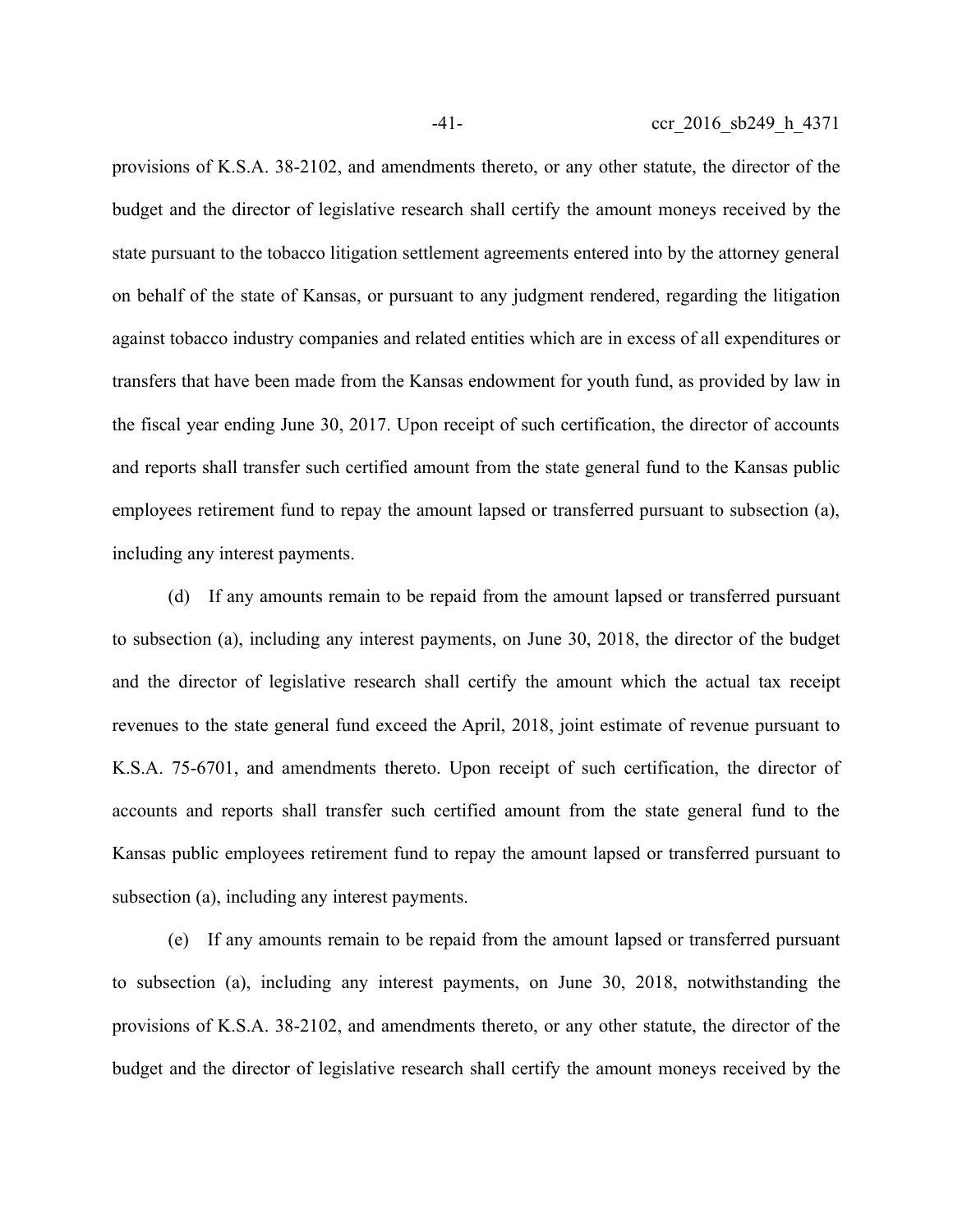provisions of K.S.A. 38-2102, and amendments thereto, or any other statute, the director of the budget and the director of legislative research shall certify the amount moneys received by the state pursuant to the tobacco litigation settlement agreements entered into by the attorney general on behalf of the state of Kansas, or pursuant to any judgment rendered, regarding the litigation against tobacco industry companies and related entities which are in excess of all expenditures or transfers that have been made from the Kansas endowment for youth fund, as provided by law in the fiscal year ending June 30, 2017. Upon receipt of such certification, the director of accounts and reports shall transfer such certified amount from the state general fund to the Kansas public employees retirement fund to repay the amount lapsed or transferred pursuant to subsection (a), including any interest payments.

(d) If any amounts remain to be repaid from the amount lapsed or transferred pursuant to subsection (a), including any interest payments, on June 30, 2018, the director of the budget and the director of legislative research shall certify the amount which the actual tax receipt revenues to the state general fund exceed the April, 2018, joint estimate of revenue pursuant to K.S.A. 75-6701, and amendments thereto. Upon receipt of such certification, the director of accounts and reports shall transfer such certified amount from the state general fund to the Kansas public employees retirement fund to repay the amount lapsed or transferred pursuant to subsection (a), including any interest payments.

(e) If any amounts remain to be repaid from the amount lapsed or transferred pursuant to subsection (a), including any interest payments, on June 30, 2018, notwithstanding the provisions of K.S.A. 38-2102, and amendments thereto, or any other statute, the director of the budget and the director of legislative research shall certify the amount moneys received by the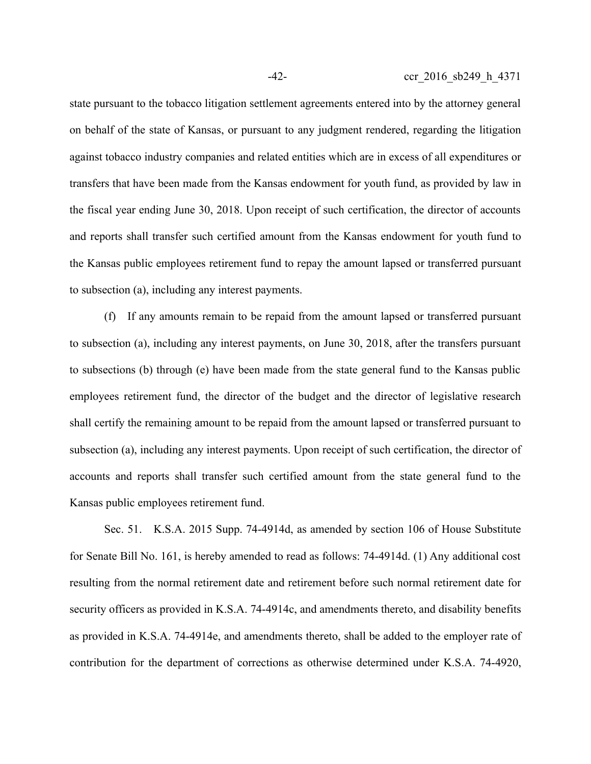state pursuant to the tobacco litigation settlement agreements entered into by the attorney general on behalf of the state of Kansas, or pursuant to any judgment rendered, regarding the litigation against tobacco industry companies and related entities which are in excess of all expenditures or transfers that have been made from the Kansas endowment for youth fund, as provided by law in the fiscal year ending June 30, 2018. Upon receipt of such certification, the director of accounts and reports shall transfer such certified amount from the Kansas endowment for youth fund to the Kansas public employees retirement fund to repay the amount lapsed or transferred pursuant to subsection (a), including any interest payments.

(f) If any amounts remain to be repaid from the amount lapsed or transferred pursuant to subsection (a), including any interest payments, on June 30, 2018, after the transfers pursuant to subsections (b) through (e) have been made from the state general fund to the Kansas public employees retirement fund, the director of the budget and the director of legislative research shall certify the remaining amount to be repaid from the amount lapsed or transferred pursuant to subsection (a), including any interest payments. Upon receipt of such certification, the director of accounts and reports shall transfer such certified amount from the state general fund to the Kansas public employees retirement fund.

Sec. 51. K.S.A. 2015 Supp. 74-4914d, as amended by section 106 of House Substitute for Senate Bill No. 161, is hereby amended to read as follows: 74-4914d. (1) Any additional cost resulting from the normal retirement date and retirement before such normal retirement date for security officers as provided in K.S.A. 74-4914c, and amendments thereto, and disability benefits as provided in K.S.A. 74-4914e, and amendments thereto, shall be added to the employer rate of contribution for the department of corrections as otherwise determined under K.S.A. 74-4920,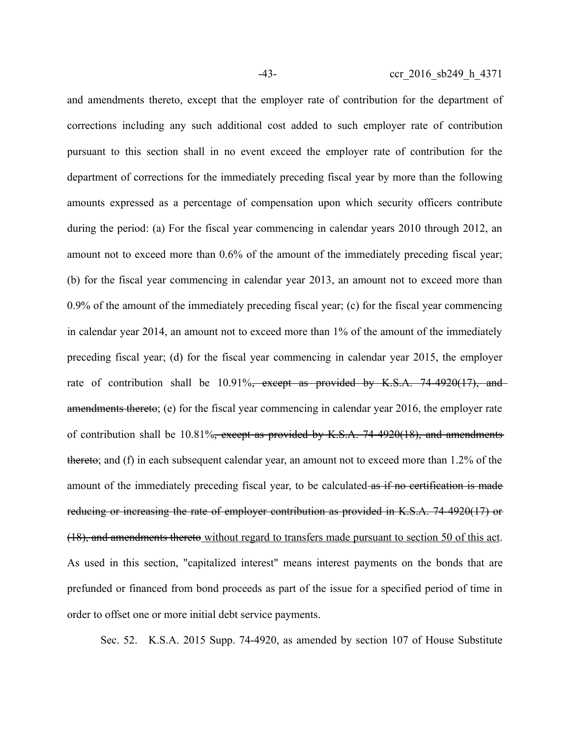and amendments thereto, except that the employer rate of contribution for the department of corrections including any such additional cost added to such employer rate of contribution pursuant to this section shall in no event exceed the employer rate of contribution for the department of corrections for the immediately preceding fiscal year by more than the following amounts expressed as a percentage of compensation upon which security officers contribute during the period: (a) For the fiscal year commencing in calendar years 2010 through 2012, an amount not to exceed more than 0.6% of the amount of the immediately preceding fiscal year; (b) for the fiscal year commencing in calendar year 2013, an amount not to exceed more than 0.9% of the amount of the immediately preceding fiscal year; (c) for the fiscal year commencing in calendar year 2014, an amount not to exceed more than 1% of the amount of the immediately preceding fiscal year; (d) for the fiscal year commencing in calendar year 2015, the employer rate of contribution shall be 10.91%~~, except as provided by K.S.A. 74-4920(17), and amendments thereto~~; (e) for the fiscal year commencing in calendar year 2016, the employer rate of contribution shall be 10.81%~~, except as provided by K.S.A. 74-4920(18), and amendments thereto~~; and (f) in each subsequent calendar year, an amount not to exceed more than 1.2% of the amount of the immediately preceding fiscal year, to be calculated ~~as if no certification is made reducing or increasing the rate of employer contribution as provided in K.S.A. 74-4920(17) or (18), and amendments thereto~~ without regard to transfers made pursuant to section 50 of this act. As used in this section, "capitalized interest" means interest payments on the bonds that are prefunded or financed from bond proceeds as part of the issue for a specified period of time in order to offset one or more initial debt service payments.

Sec. 52. K.S.A. 2015 Supp. 74-4920, as amended by section 107 of House Substitute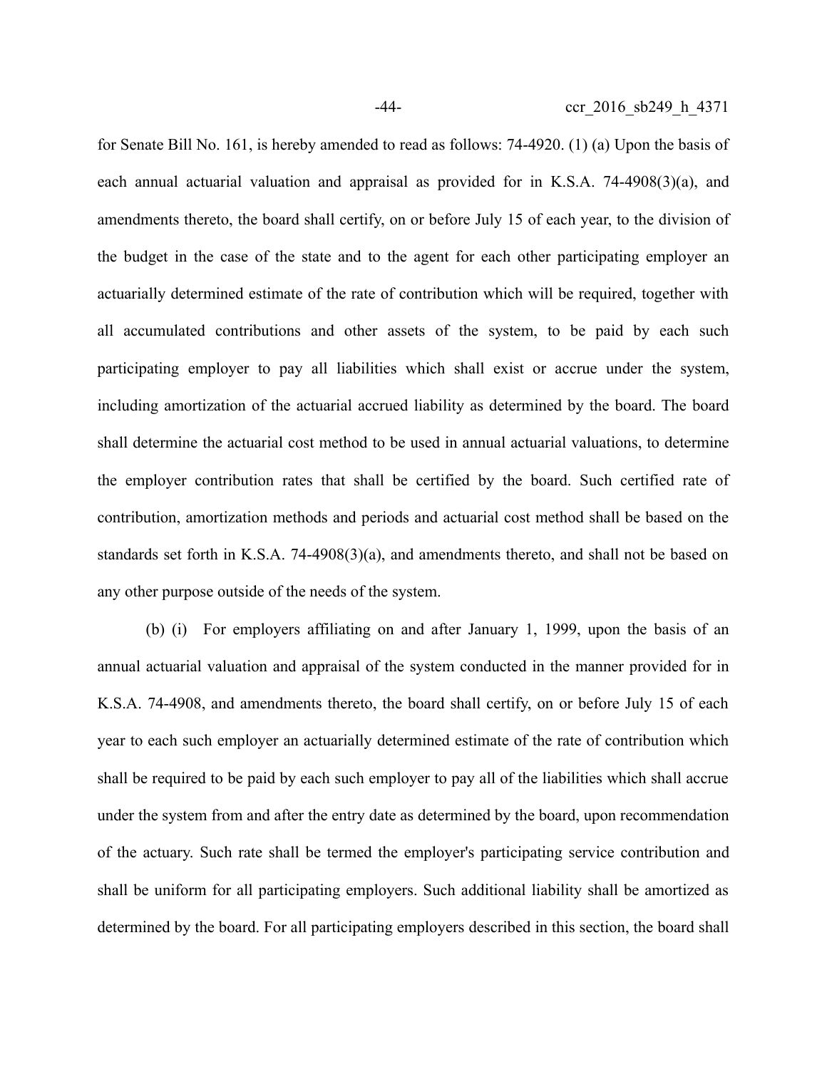for Senate Bill No. 161, is hereby amended to read as follows: 74-4920. (1) (a) Upon the basis of each annual actuarial valuation and appraisal as provided for in K.S.A. 74-4908(3)(a), and amendments thereto, the board shall certify, on or before July 15 of each year, to the division of the budget in the case of the state and to the agent for each other participating employer an actuarially determined estimate of the rate of contribution which will be required, together with all accumulated contributions and other assets of the system, to be paid by each such participating employer to pay all liabilities which shall exist or accrue under the system, including amortization of the actuarial accrued liability as determined by the board. The board shall determine the actuarial cost method to be used in annual actuarial valuations, to determine the employer contribution rates that shall be certified by the board. Such certified rate of contribution, amortization methods and periods and actuarial cost method shall be based on the standards set forth in K.S.A. 74-4908(3)(a), and amendments thereto, and shall not be based on any other purpose outside of the needs of the system.

(b) (i) For employers affiliating on and after January 1, 1999, upon the basis of an annual actuarial valuation and appraisal of the system conducted in the manner provided for in K.S.A. 74-4908, and amendments thereto, the board shall certify, on or before July 15 of each year to each such employer an actuarially determined estimate of the rate of contribution which shall be required to be paid by each such employer to pay all of the liabilities which shall accrue under the system from and after the entry date as determined by the board, upon recommendation of the actuary. Such rate shall be termed the employer's participating service contribution and shall be uniform for all participating employers. Such additional liability shall be amortized as determined by the board. For all participating employers described in this section, the board shall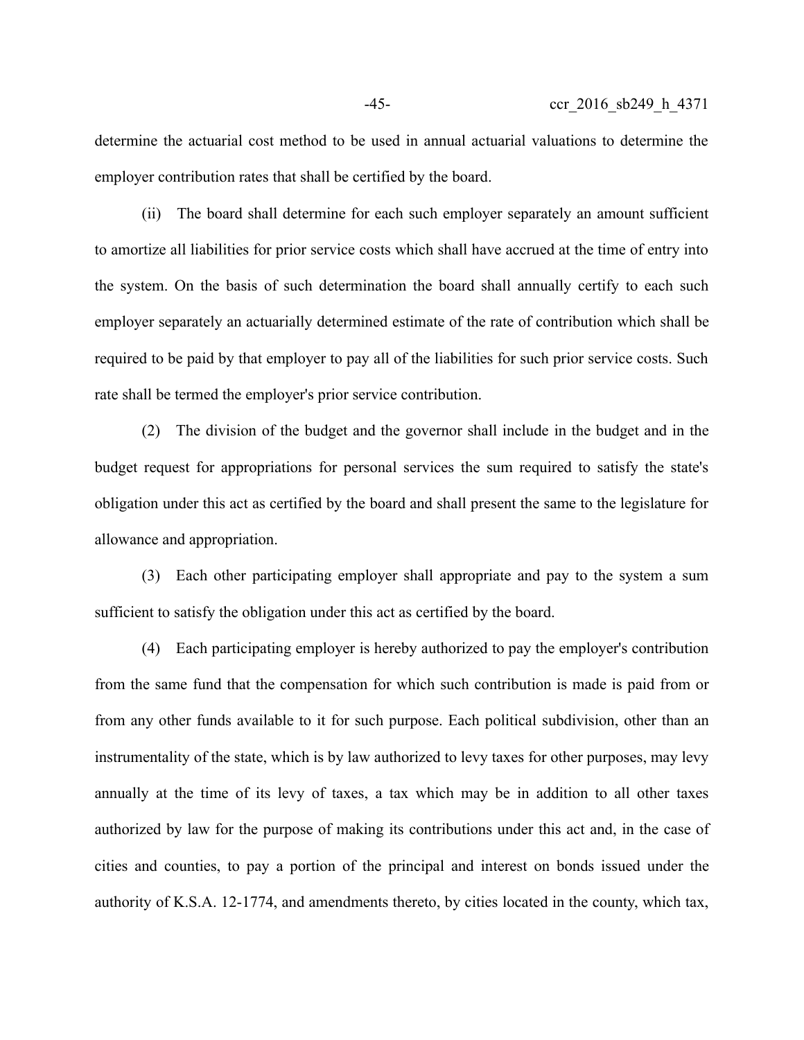determine the actuarial cost method to be used in annual actuarial valuations to determine the employer contribution rates that shall be certified by the board.

(ii) The board shall determine for each such employer separately an amount sufficient to amortize all liabilities for prior service costs which shall have accrued at the time of entry into the system. On the basis of such determination the board shall annually certify to each such employer separately an actuarially determined estimate of the rate of contribution which shall be required to be paid by that employer to pay all of the liabilities for such prior service costs. Such rate shall be termed the employer's prior service contribution.

(2) The division of the budget and the governor shall include in the budget and in the budget request for appropriations for personal services the sum required to satisfy the state's obligation under this act as certified by the board and shall present the same to the legislature for allowance and appropriation.

(3) Each other participating employer shall appropriate and pay to the system a sum sufficient to satisfy the obligation under this act as certified by the board.

(4) Each participating employer is hereby authorized to pay the employer's contribution from the same fund that the compensation for which such contribution is made is paid from or from any other funds available to it for such purpose. Each political subdivision, other than an instrumentality of the state, which is by law authorized to levy taxes for other purposes, may levy annually at the time of its levy of taxes, a tax which may be in addition to all other taxes authorized by law for the purpose of making its contributions under this act and, in the case of cities and counties, to pay a portion of the principal and interest on bonds issued under the authority of K.S.A. 12-1774, and amendments thereto, by cities located in the county, which tax,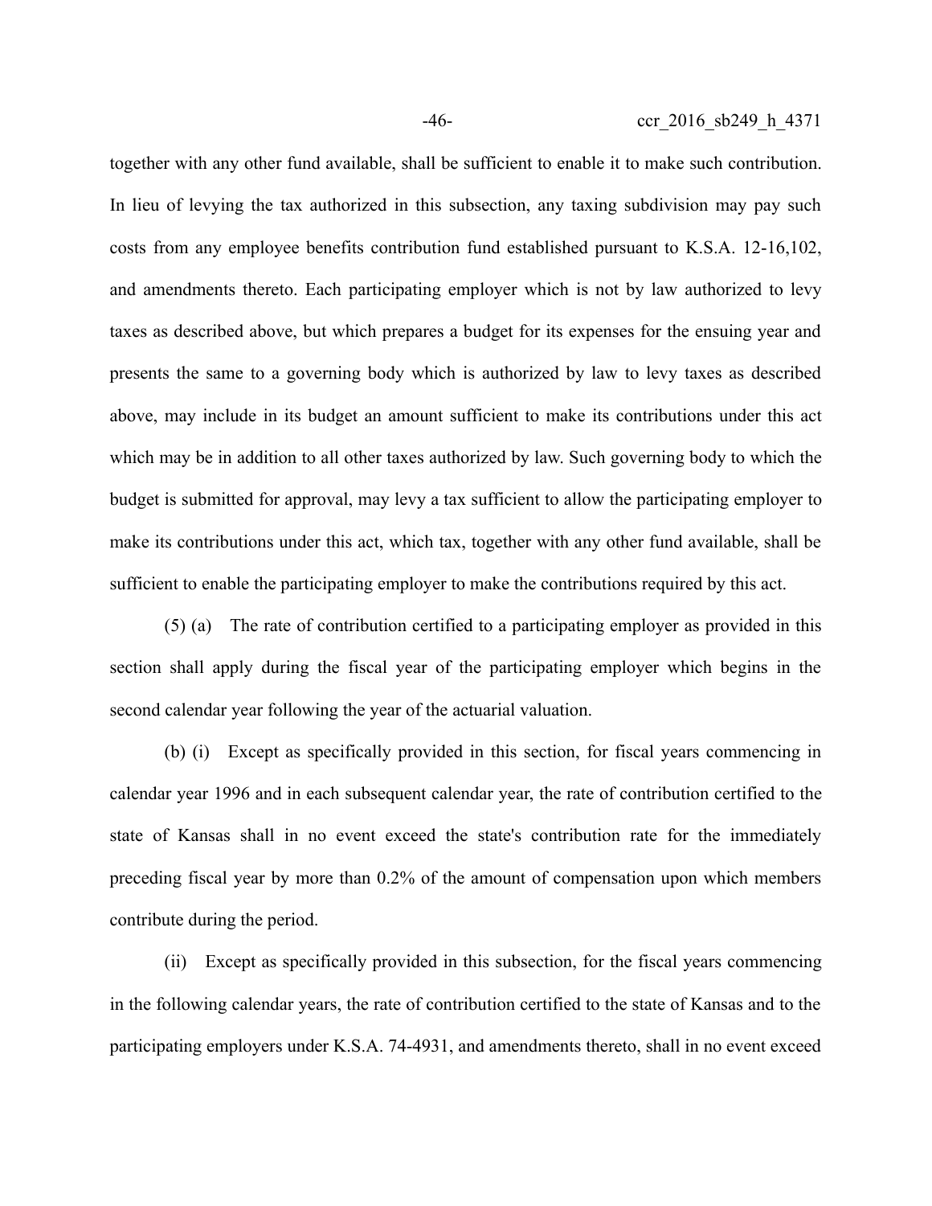together with any other fund available, shall be sufficient to enable it to make such contribution. In lieu of levying the tax authorized in this subsection, any taxing subdivision may pay such costs from any employee benefits contribution fund established pursuant to K.S.A. 12-16,102, and amendments thereto. Each participating employer which is not by law authorized to levy taxes as described above, but which prepares a budget for its expenses for the ensuing year and presents the same to a governing body which is authorized by law to levy taxes as described above, may include in its budget an amount sufficient to make its contributions under this act which may be in addition to all other taxes authorized by law. Such governing body to which the budget is submitted for approval, may levy a tax sufficient to allow the participating employer to make its contributions under this act, which tax, together with any other fund available, shall be sufficient to enable the participating employer to make the contributions required by this act.

(5) (a) The rate of contribution certified to a participating employer as provided in this section shall apply during the fiscal year of the participating employer which begins in the second calendar year following the year of the actuarial valuation.

(b) (i) Except as specifically provided in this section, for fiscal years commencing in calendar year 1996 and in each subsequent calendar year, the rate of contribution certified to the state of Kansas shall in no event exceed the state's contribution rate for the immediately preceding fiscal year by more than 0.2% of the amount of compensation upon which members contribute during the period.

(ii) Except as specifically provided in this subsection, for the fiscal years commencing in the following calendar years, the rate of contribution certified to the state of Kansas and to the participating employers under K.S.A. 74-4931, and amendments thereto, shall in no event exceed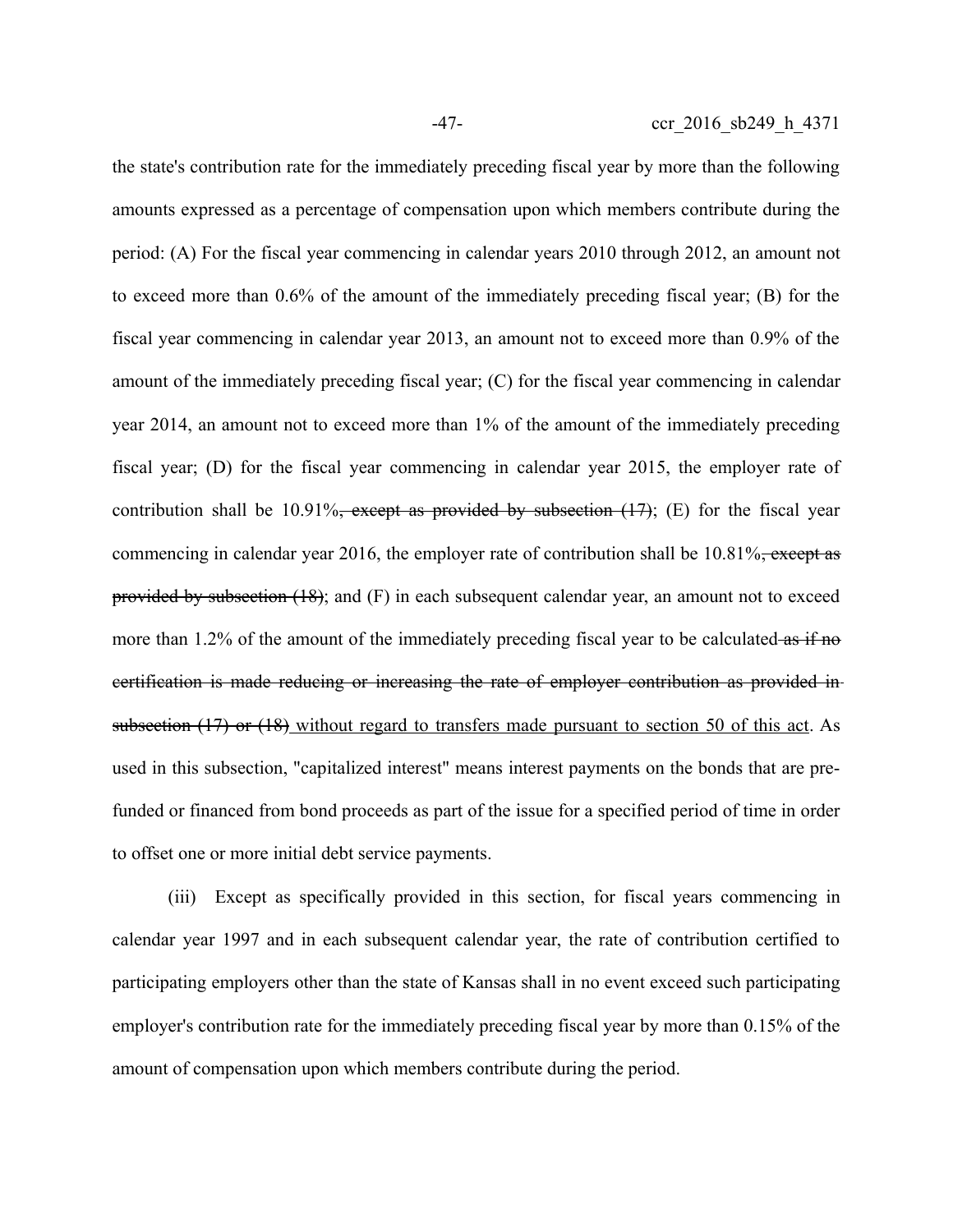the state's contribution rate for the immediately preceding fiscal year by more than the following amounts expressed as a percentage of compensation upon which members contribute during the period: (A) For the fiscal year commencing in calendar years 2010 through 2012, an amount not to exceed more than 0.6% of the amount of the immediately preceding fiscal year; (B) for the fiscal year commencing in calendar year 2013, an amount not to exceed more than 0.9% of the amount of the immediately preceding fiscal year; (C) for the fiscal year commencing in calendar year 2014, an amount not to exceed more than 1% of the amount of the immediately preceding fiscal year; (D) for the fiscal year commencing in calendar year 2015, the employer rate of contribution shall be 10.91%~~, except as provided by subsection (17)~~; (E) for the fiscal year commencing in calendar year 2016, the employer rate of contribution shall be 10.81%~~, except as provided by subsection (18)~~; and (F) in each subsequent calendar year, an amount not to exceed more than 1.2% of the amount of the immediately preceding fiscal year to be calculated ~~as if no certification is made reducing or increasing the rate of employer contribution as provided in subsection (17) or (18)~~ <u>without regard to transfers made pursuant to section 50 of this act</u>. As used in this subsection, "capitalized interest" means interest payments on the bonds that are pre-funded or financed from bond proceeds as part of the issue for a specified period of time in order to offset one or more initial debt service payments.

(iii) Except as specifically provided in this section, for fiscal years commencing in calendar year 1997 and in each subsequent calendar year, the rate of contribution certified to participating employers other than the state of Kansas shall in no event exceed such participating employer's contribution rate for the immediately preceding fiscal year by more than 0.15% of the amount of compensation upon which members contribute during the period.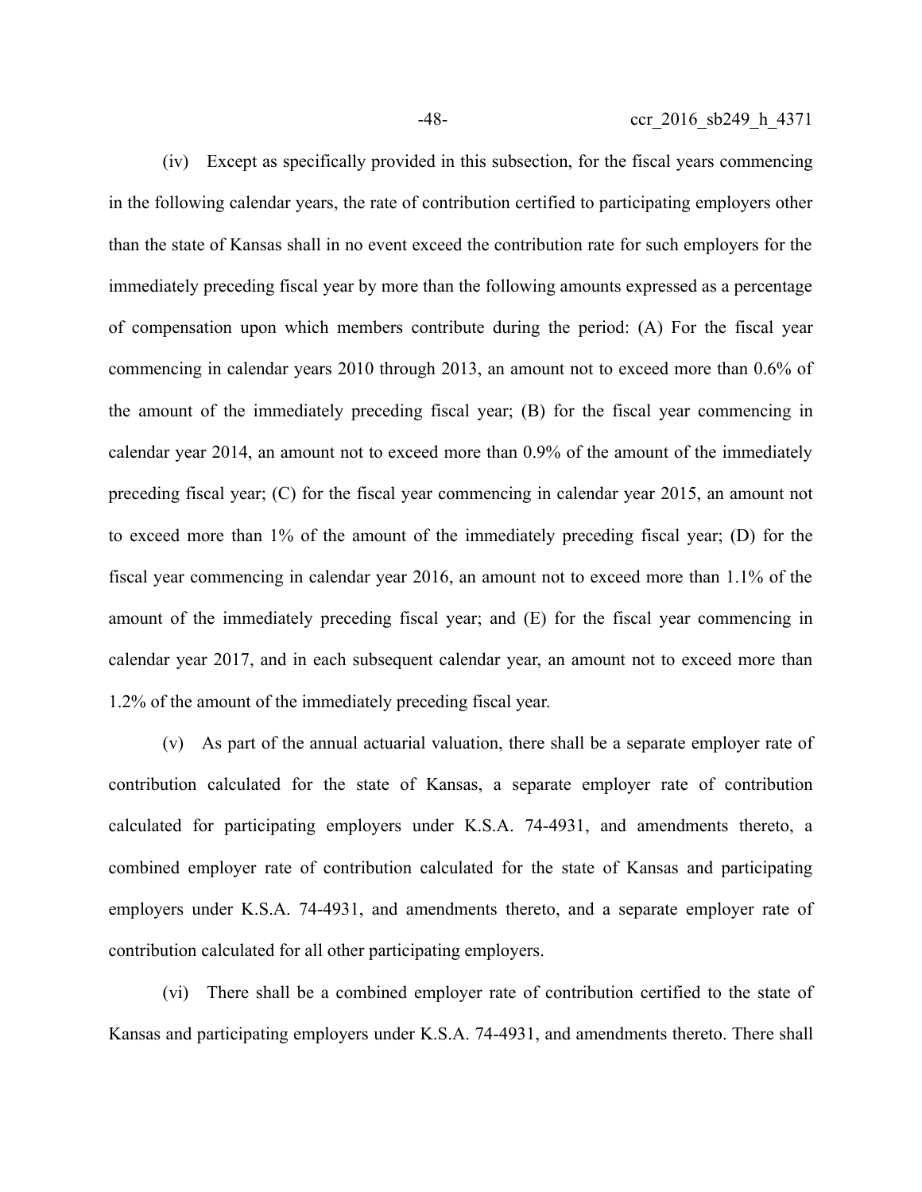(iv) Except as specifically provided in this subsection, for the fiscal years commencing in the following calendar years, the rate of contribution certified to participating employers other than the state of Kansas shall in no event exceed the contribution rate for such employers for the immediately preceding fiscal year by more than the following amounts expressed as a percentage of compensation upon which members contribute during the period: (A) For the fiscal year commencing in calendar years 2010 through 2013, an amount not to exceed more than 0.6% of the amount of the immediately preceding fiscal year; (B) for the fiscal year commencing in calendar year 2014, an amount not to exceed more than 0.9% of the amount of the immediately preceding fiscal year; (C) for the fiscal year commencing in calendar year 2015, an amount not to exceed more than 1% of the amount of the immediately preceding fiscal year; (D) for the fiscal year commencing in calendar year 2016, an amount not to exceed more than 1.1% of the amount of the immediately preceding fiscal year; and (E) for the fiscal year commencing in calendar year 2017, and in each subsequent calendar year, an amount not to exceed more than 1.2% of the amount of the immediately preceding fiscal year.

(v) As part of the annual actuarial valuation, there shall be a separate employer rate of contribution calculated for the state of Kansas, a separate employer rate of contribution calculated for participating employers under K.S.A. 74-4931, and amendments thereto, a combined employer rate of contribution calculated for the state of Kansas and participating employers under K.S.A. 74-4931, and amendments thereto, and a separate employer rate of contribution calculated for all other participating employers.

(vi) There shall be a combined employer rate of contribution certified to the state of Kansas and participating employers under K.S.A. 74-4931, and amendments thereto. There shall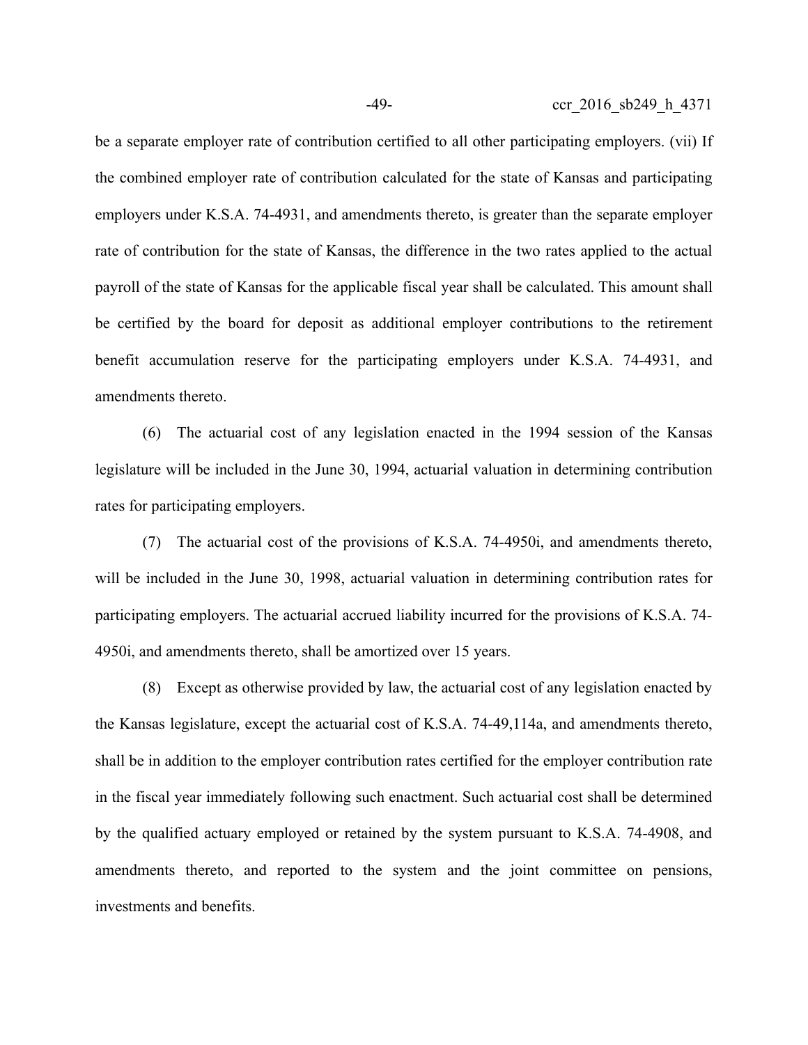be a separate employer rate of contribution certified to all other participating employers. (vii) If the combined employer rate of contribution calculated for the state of Kansas and participating employers under K.S.A. 74-4931, and amendments thereto, is greater than the separate employer rate of contribution for the state of Kansas, the difference in the two rates applied to the actual payroll of the state of Kansas for the applicable fiscal year shall be calculated. This amount shall be certified by the board for deposit as additional employer contributions to the retirement benefit accumulation reserve for the participating employers under K.S.A. 74-4931, and amendments thereto.

(6) The actuarial cost of any legislation enacted in the 1994 session of the Kansas legislature will be included in the June 30, 1994, actuarial valuation in determining contribution rates for participating employers.

(7) The actuarial cost of the provisions of K.S.A. 74-4950i, and amendments thereto, will be included in the June 30, 1998, actuarial valuation in determining contribution rates for participating employers. The actuarial accrued liability incurred for the provisions of K.S.A. 74-4950i, and amendments thereto, shall be amortized over 15 years.

(8) Except as otherwise provided by law, the actuarial cost of any legislation enacted by the Kansas legislature, except the actuarial cost of K.S.A. 74-49,114a, and amendments thereto, shall be in addition to the employer contribution rates certified for the employer contribution rate in the fiscal year immediately following such enactment. Such actuarial cost shall be determined by the qualified actuary employed or retained by the system pursuant to K.S.A. 74-4908, and amendments thereto, and reported to the system and the joint committee on pensions, investments and benefits.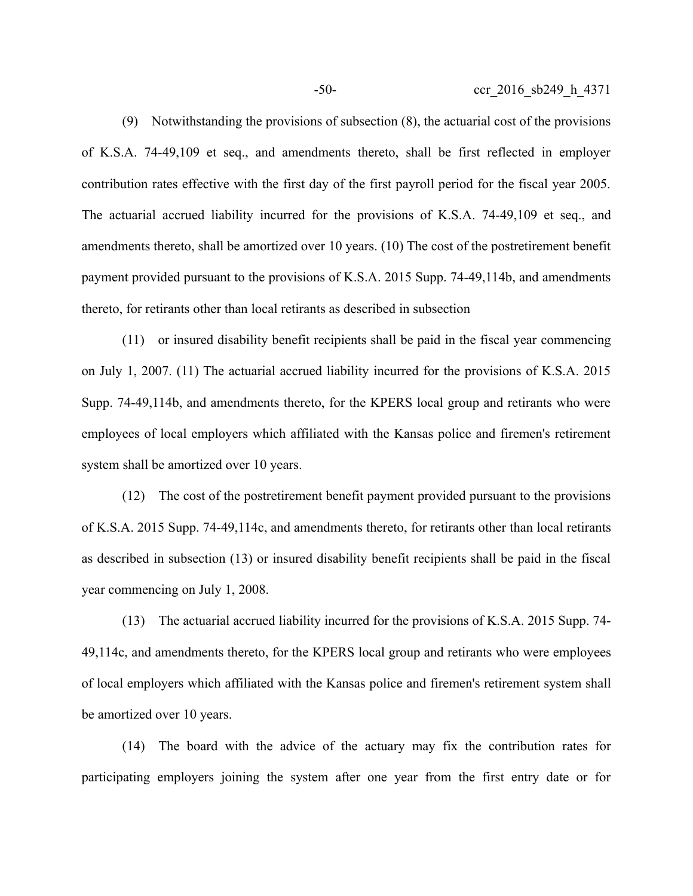(9) Notwithstanding the provisions of subsection (8), the actuarial cost of the provisions of K.S.A. 74-49,109 et seq., and amendments thereto, shall be first reflected in employer contribution rates effective with the first day of the first payroll period for the fiscal year 2005. The actuarial accrued liability incurred for the provisions of K.S.A. 74-49,109 et seq., and amendments thereto, shall be amortized over 10 years. (10) The cost of the postretirement benefit payment provided pursuant to the provisions of K.S.A. 2015 Supp. 74-49,114b, and amendments thereto, for retirants other than local retirants as described in subsection

(11) or insured disability benefit recipients shall be paid in the fiscal year commencing on July 1, 2007. (11) The actuarial accrued liability incurred for the provisions of K.S.A. 2015 Supp. 74-49,114b, and amendments thereto, for the KPERS local group and retirants who were employees of local employers which affiliated with the Kansas police and firemen's retirement system shall be amortized over 10 years.

(12) The cost of the postretirement benefit payment provided pursuant to the provisions of K.S.A. 2015 Supp. 74-49,114c, and amendments thereto, for retirants other than local retirants as described in subsection (13) or insured disability benefit recipients shall be paid in the fiscal year commencing on July 1, 2008.

(13) The actuarial accrued liability incurred for the provisions of K.S.A. 2015 Supp. 74-49,114c, and amendments thereto, for the KPERS local group and retirants who were employees of local employers which affiliated with the Kansas police and firemen's retirement system shall be amortized over 10 years.

(14) The board with the advice of the actuary may fix the contribution rates for participating employers joining the system after one year from the first entry date or for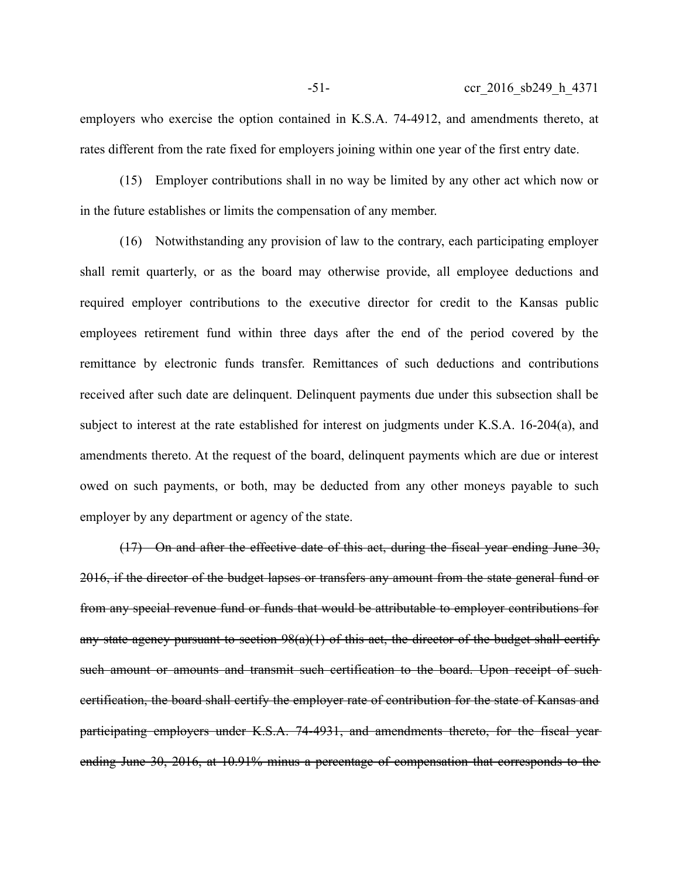employers who exercise the option contained in K.S.A. 74-4912, and amendments thereto, at rates different from the rate fixed for employers joining within one year of the first entry date.

(15) Employer contributions shall in no way be limited by any other act which now or in the future establishes or limits the compensation of any member.

(16) Notwithstanding any provision of law to the contrary, each participating employer shall remit quarterly, or as the board may otherwise provide, all employee deductions and required employer contributions to the executive director for credit to the Kansas public employees retirement fund within three days after the end of the period covered by the remittance by electronic funds transfer. Remittances of such deductions and contributions received after such date are delinquent. Delinquent payments due under this subsection shall be subject to interest at the rate established for interest on judgments under K.S.A. 16-204(a), and amendments thereto. At the request of the board, delinquent payments which are due or interest owed on such payments, or both, may be deducted from any other moneys payable to such employer by any department or agency of the state.

~~(17) On and after the effective date of this act, during the fiscal year ending June 30, 2016, if the director of the budget lapses or transfers any amount from the state general fund or from any special revenue fund or funds that would be attributable to employer contributions for any state agency pursuant to section 98(a)(1) of this act, the director of the budget shall certify such amount or amounts and transmit such certification to the board. Upon receipt of such certification, the board shall certify the employer rate of contribution for the state of Kansas and participating employers under K.S.A. 74-4931, and amendments thereto, for the fiscal year ending June 30, 2016, at 10.91% minus a percentage of compensation that corresponds to the~~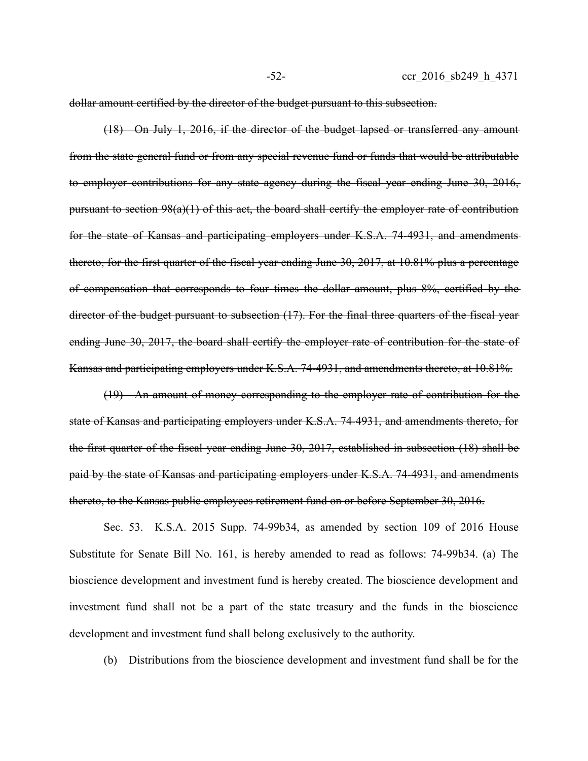~~dollar amount certified by the director of the budget pursuant to this subsection.~~

~~(18) On July 1, 2016, if the director of the budget lapsed or transferred any amount from the state general fund or from any special revenue fund or funds that would be attributable to employer contributions for any state agency during the fiscal year ending June 30, 2016, pursuant to section 98(a)(1) of this act, the board shall certify the employer rate of contribution for the state of Kansas and participating employers under K.S.A. 74-4931, and amendments thereto, for the first quarter of the fiscal year ending June 30, 2017, at 10.81% plus a percentage of compensation that corresponds to four times the dollar amount, plus 8%, certified by the director of the budget pursuant to subsection (17). For the final three quarters of the fiscal year ending June 30, 2017, the board shall certify the employer rate of contribution for the state of Kansas and participating employers under K.S.A. 74-4931, and amendments thereto, at 10.81%.~~

~~(19) An amount of money corresponding to the employer rate of contribution for the state of Kansas and participating employers under K.S.A. 74-4931, and amendments thereto, for the first quarter of the fiscal year ending June 30, 2017, established in subsection (18) shall be paid by the state of Kansas and participating employers under K.S.A. 74-4931, and amendments thereto, to the Kansas public employees retirement fund on or before September 30, 2016.~~

Sec. 53. K.S.A. 2015 Supp. 74-99b34, as amended by section 109 of 2016 House Substitute for Senate Bill No. 161, is hereby amended to read as follows: 74-99b34. (a) The bioscience development and investment fund is hereby created. The bioscience development and investment fund shall not be a part of the state treasury and the funds in the bioscience development and investment fund shall belong exclusively to the authority.

(b) Distributions from the bioscience development and investment fund shall be for the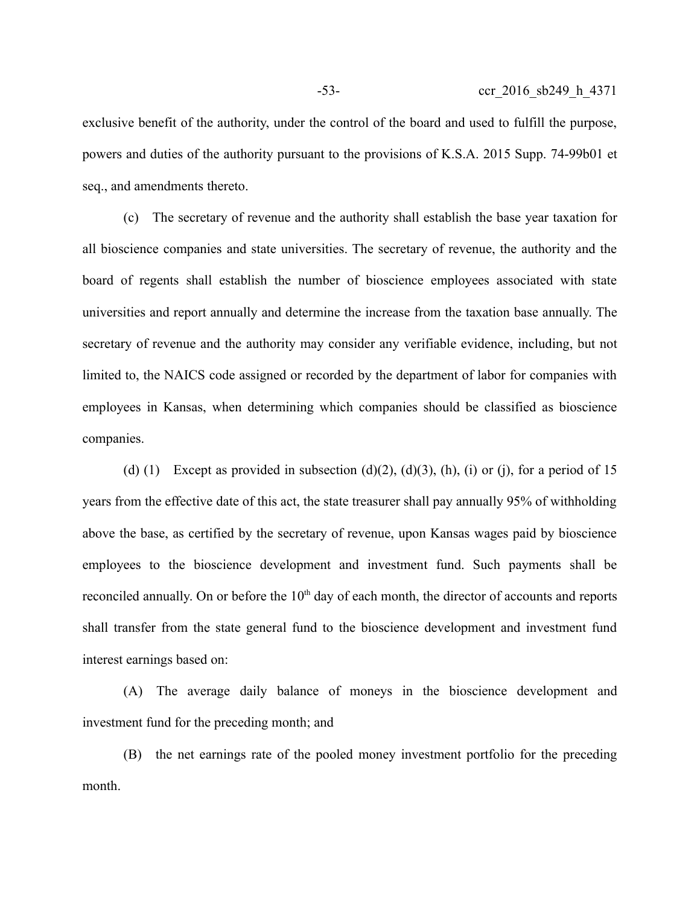exclusive benefit of the authority, under the control of the board and used to fulfill the purpose, powers and duties of the authority pursuant to the provisions of K.S.A. 2015 Supp. 74-99b01 et seq., and amendments thereto.

(c) The secretary of revenue and the authority shall establish the base year taxation for all bioscience companies and state universities. The secretary of revenue, the authority and the board of regents shall establish the number of bioscience employees associated with state universities and report annually and determine the increase from the taxation base annually. The secretary of revenue and the authority may consider any verifiable evidence, including, but not limited to, the NAICS code assigned or recorded by the department of labor for companies with employees in Kansas, when determining which companies should be classified as bioscience companies.

(d) (1) Except as provided in subsection (d)(2), (d)(3), (h), (i) or (j), for a period of 15 years from the effective date of this act, the state treasurer shall pay annually 95% of withholding above the base, as certified by the secretary of revenue, upon Kansas wages paid by bioscience employees to the bioscience development and investment fund. Such payments shall be reconciled annually. On or before the 10th day of each month, the director of accounts and reports shall transfer from the state general fund to the bioscience development and investment fund interest earnings based on:

(A) The average daily balance of moneys in the bioscience development and investment fund for the preceding month; and

(B) the net earnings rate of the pooled money investment portfolio for the preceding month.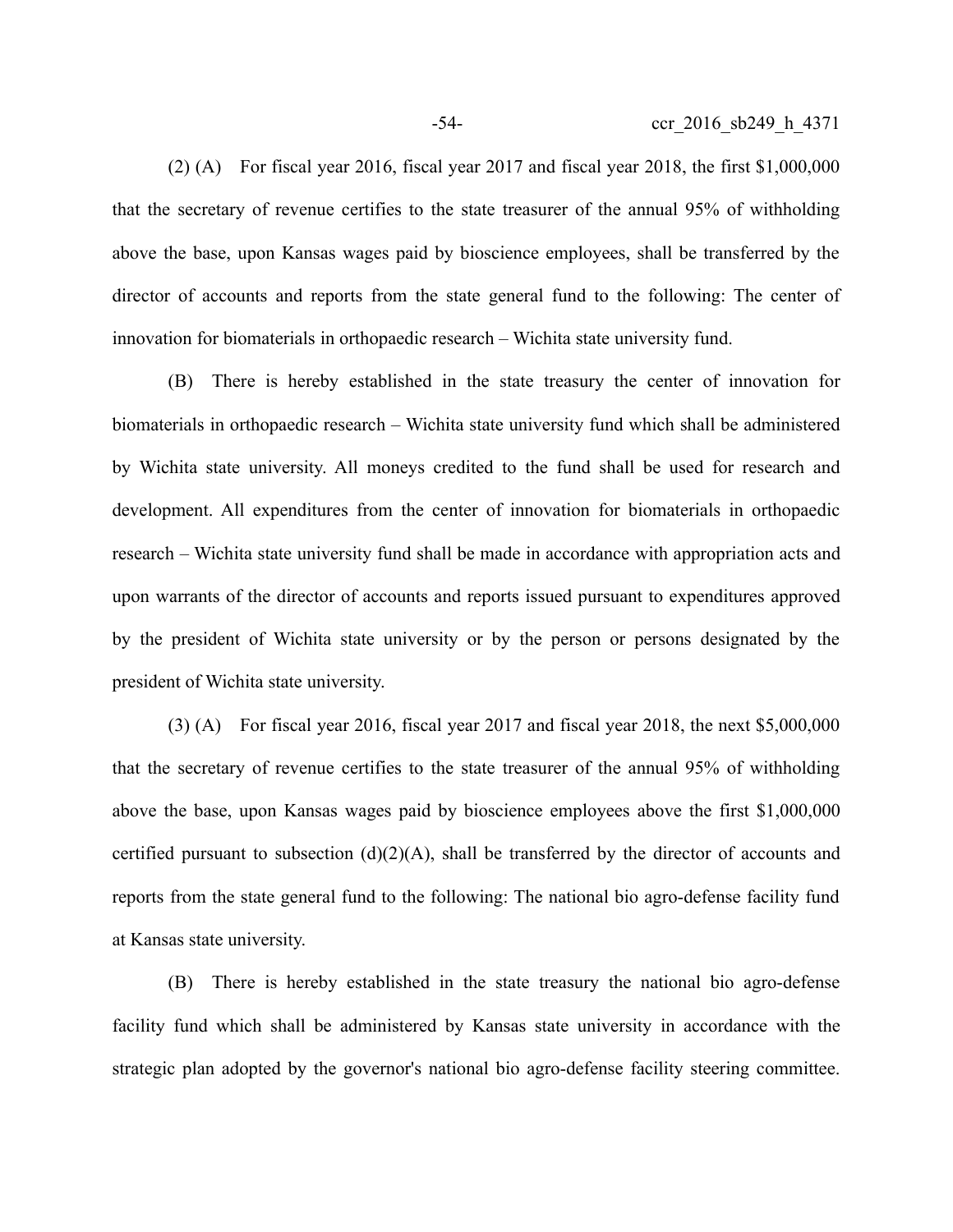(2) (A) For fiscal year 2016, fiscal year 2017 and fiscal year 2018, the first $1,000,000 that the secretary of revenue certifies to the state treasurer of the annual 95% of withholding above the base, upon Kansas wages paid by bioscience employees, shall be transferred by the director of accounts and reports from the state general fund to the following: The center of innovation for biomaterials in orthopaedic research – Wichita state university fund.

(B) There is hereby established in the state treasury the center of innovation for biomaterials in orthopaedic research – Wichita state university fund which shall be administered by Wichita state university. All moneys credited to the fund shall be used for research and development. All expenditures from the center of innovation for biomaterials in orthopaedic research – Wichita state university fund shall be made in accordance with appropriation acts and upon warrants of the director of accounts and reports issued pursuant to expenditures approved by the president of Wichita state university or by the person or persons designated by the president of Wichita state university.

(3) (A) For fiscal year 2016, fiscal year 2017 and fiscal year 2018, the next $5,000,000 that the secretary of revenue certifies to the state treasurer of the annual 95% of withholding above the base, upon Kansas wages paid by bioscience employees above the first $1,000,000 certified pursuant to subsection (d)(2)(A), shall be transferred by the director of accounts and reports from the state general fund to the following: The national bio agro-defense facility fund at Kansas state university.

(B) There is hereby established in the state treasury the national bio agro-defense facility fund which shall be administered by Kansas state university in accordance with the strategic plan adopted by the governor's national bio agro-defense facility steering committee.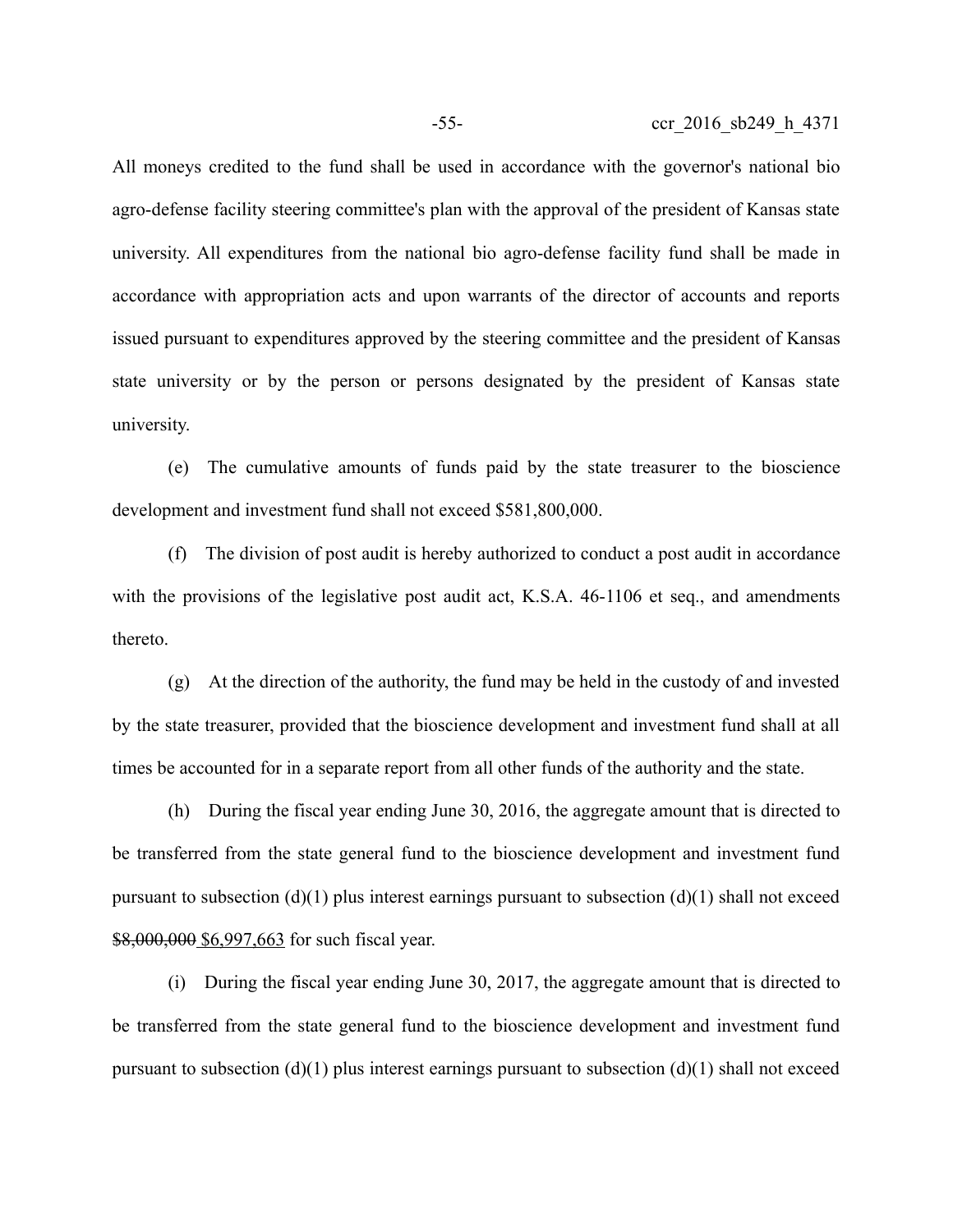All moneys credited to the fund shall be used in accordance with the governor's national bio agro-defense facility steering committee's plan with the approval of the president of Kansas state university. All expenditures from the national bio agro-defense facility fund shall be made in accordance with appropriation acts and upon warrants of the director of accounts and reports issued pursuant to expenditures approved by the steering committee and the president of Kansas state university or by the person or persons designated by the president of Kansas state university.

(e) The cumulative amounts of funds paid by the state treasurer to the bioscience development and investment fund shall not exceed $581,800,000.

(f) The division of post audit is hereby authorized to conduct a post audit in accordance with the provisions of the legislative post audit act, K.S.A. 46-1106 et seq., and amendments thereto.

(g) At the direction of the authority, the fund may be held in the custody of and invested by the state treasurer, provided that the bioscience development and investment fund shall at all times be accounted for in a separate report from all other funds of the authority and the state.

(h) During the fiscal year ending June 30, 2016, the aggregate amount that is directed to be transferred from the state general fund to the bioscience development and investment fund pursuant to subsection (d)(1) plus interest earnings pursuant to subsection (d)(1) shall not exceed ~~$8,000,000~~ $6,997,663 for such fiscal year.

(i) During the fiscal year ending June 30, 2017, the aggregate amount that is directed to be transferred from the state general fund to the bioscience development and investment fund pursuant to subsection (d)(1) plus interest earnings pursuant to subsection (d)(1) shall not exceed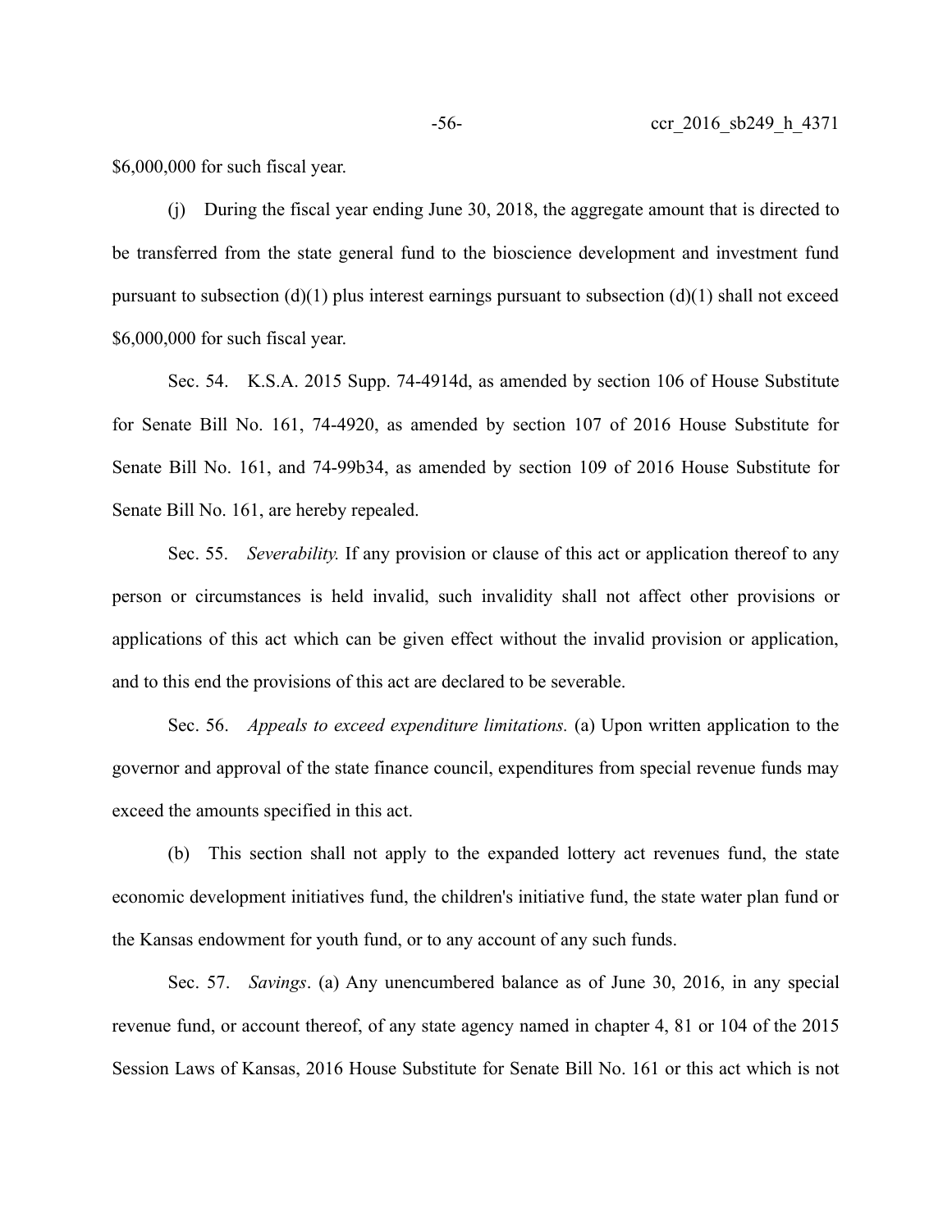$6,000,000 for such fiscal year.

(j) During the fiscal year ending June 30, 2018, the aggregate amount that is directed to be transferred from the state general fund to the bioscience development and investment fund pursuant to subsection (d)(1) plus interest earnings pursuant to subsection (d)(1) shall not exceed $6,000,000 for such fiscal year.

Sec. 54. K.S.A. 2015 Supp. 74-4914d, as amended by section 106 of House Substitute for Senate Bill No. 161, 74-4920, as amended by section 107 of 2016 House Substitute for Senate Bill No. 161, and 74-99b34, as amended by section 109 of 2016 House Substitute for Senate Bill No. 161, are hereby repealed.

Sec. 55. *Severability.* If any provision or clause of this act or application thereof to any person or circumstances is held invalid, such invalidity shall not affect other provisions or applications of this act which can be given effect without the invalid provision or application, and to this end the provisions of this act are declared to be severable.

Sec. 56. *Appeals to exceed expenditure limitations.* (a) Upon written application to the governor and approval of the state finance council, expenditures from special revenue funds may exceed the amounts specified in this act.

(b) This section shall not apply to the expanded lottery act revenues fund, the state economic development initiatives fund, the children's initiative fund, the state water plan fund or the Kansas endowment for youth fund, or to any account of any such funds.

Sec. 57. *Savings*. (a) Any unencumbered balance as of June 30, 2016, in any special revenue fund, or account thereof, of any state agency named in chapter 4, 81 or 104 of the 2015 Session Laws of Kansas, 2016 House Substitute for Senate Bill No. 161 or this act which is not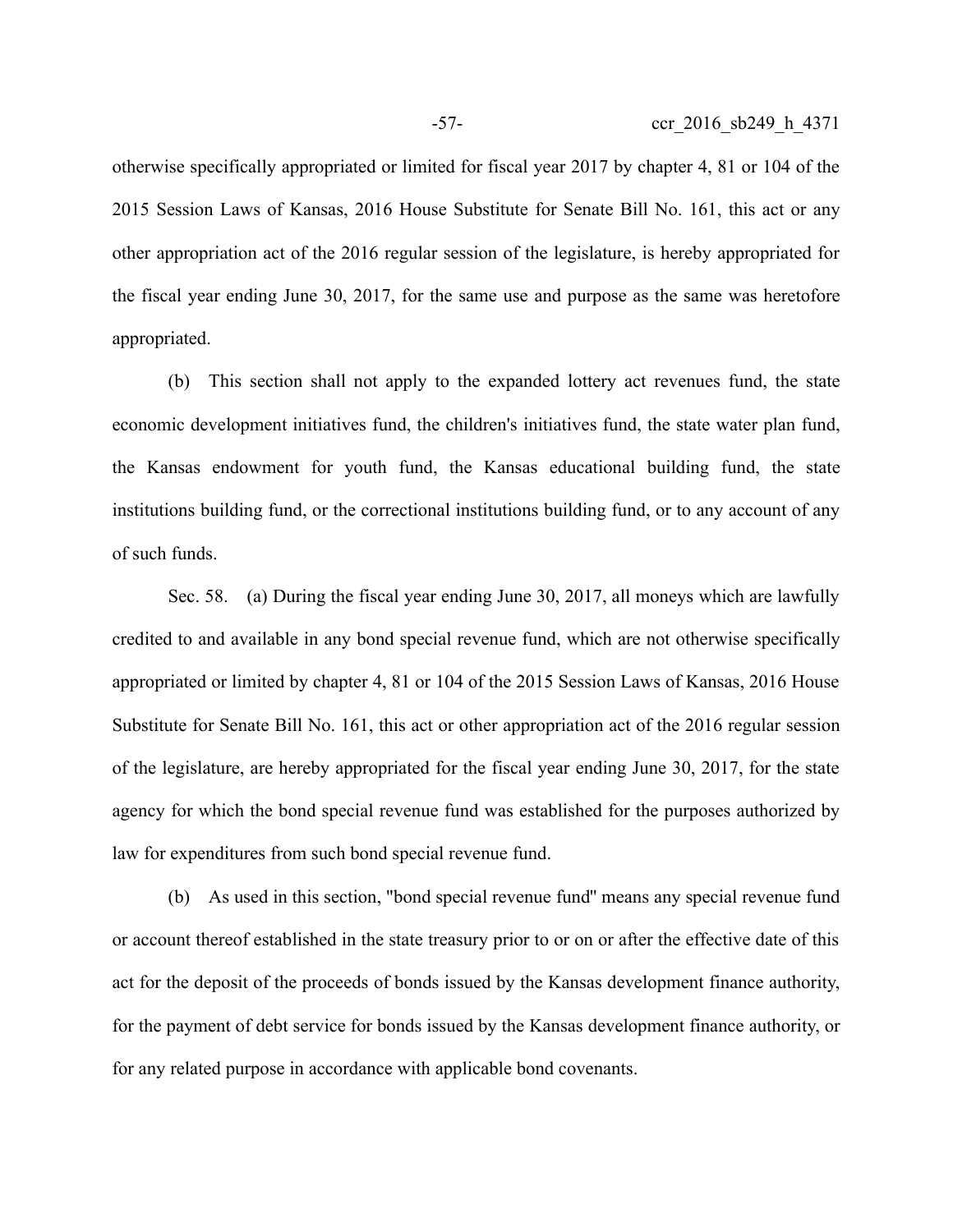otherwise specifically appropriated or limited for fiscal year 2017 by chapter 4, 81 or 104 of the 2015 Session Laws of Kansas, 2016 House Substitute for Senate Bill No. 161, this act or any other appropriation act of the 2016 regular session of the legislature, is hereby appropriated for the fiscal year ending June 30, 2017, for the same use and purpose as the same was heretofore appropriated.

(b) This section shall not apply to the expanded lottery act revenues fund, the state economic development initiatives fund, the children's initiatives fund, the state water plan fund, the Kansas endowment for youth fund, the Kansas educational building fund, the state institutions building fund, or the correctional institutions building fund, or to any account of any of such funds.

Sec. 58. (a) During the fiscal year ending June 30, 2017, all moneys which are lawfully credited to and available in any bond special revenue fund, which are not otherwise specifically appropriated or limited by chapter 4, 81 or 104 of the 2015 Session Laws of Kansas, 2016 House Substitute for Senate Bill No. 161, this act or other appropriation act of the 2016 regular session of the legislature, are hereby appropriated for the fiscal year ending June 30, 2017, for the state agency for which the bond special revenue fund was established for the purposes authorized by law for expenditures from such bond special revenue fund.

(b) As used in this section, "bond special revenue fund" means any special revenue fund or account thereof established in the state treasury prior to or on or after the effective date of this act for the deposit of the proceeds of bonds issued by the Kansas development finance authority, for the payment of debt service for bonds issued by the Kansas development finance authority, or for any related purpose in accordance with applicable bond covenants.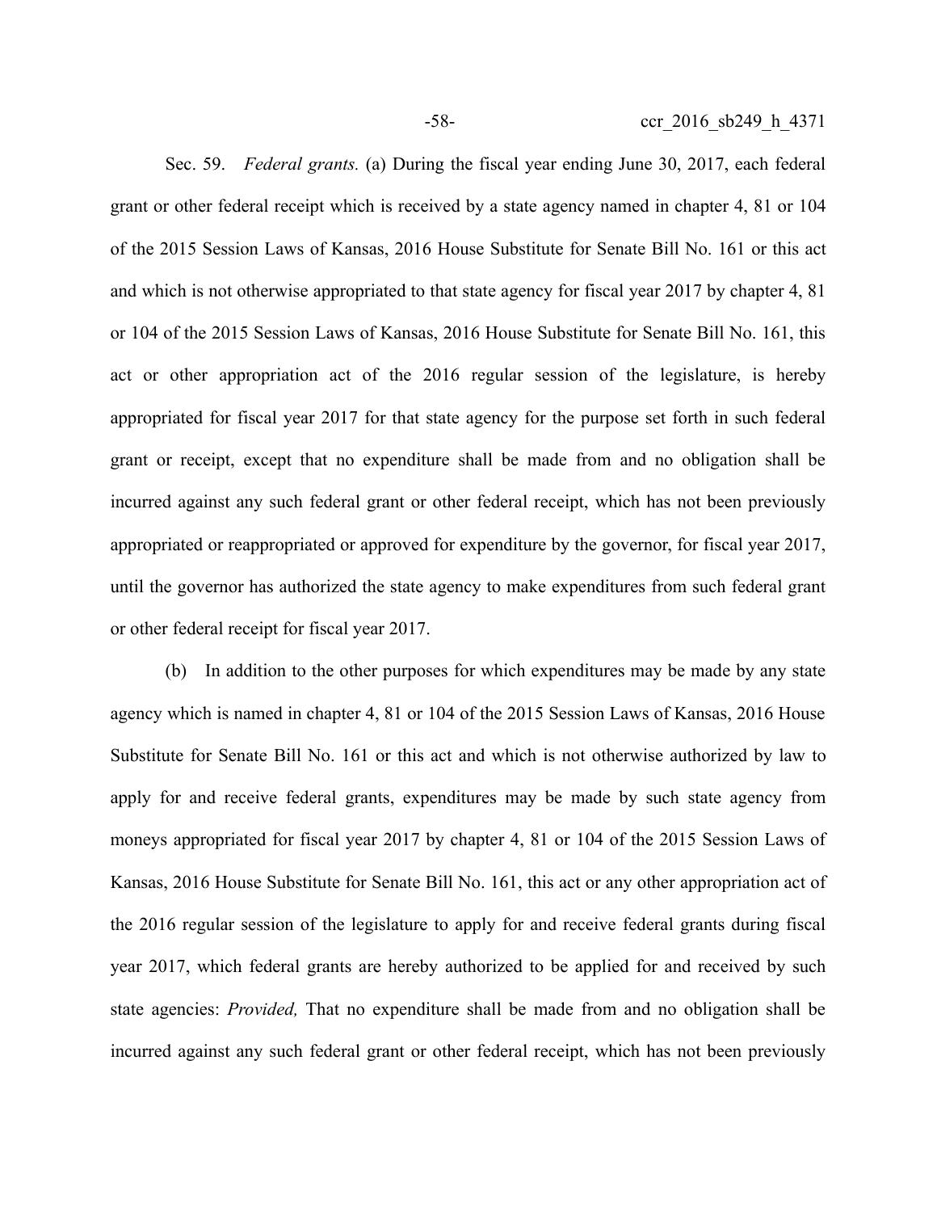Sec. 59. *Federal grants.* (a) During the fiscal year ending June 30, 2017, each federal grant or other federal receipt which is received by a state agency named in chapter 4, 81 or 104 of the 2015 Session Laws of Kansas, 2016 House Substitute for Senate Bill No. 161 or this act and which is not otherwise appropriated to that state agency for fiscal year 2017 by chapter 4, 81 or 104 of the 2015 Session Laws of Kansas, 2016 House Substitute for Senate Bill No. 161, this act or other appropriation act of the 2016 regular session of the legislature, is hereby appropriated for fiscal year 2017 for that state agency for the purpose set forth in such federal grant or receipt, except that no expenditure shall be made from and no obligation shall be incurred against any such federal grant or other federal receipt, which has not been previously appropriated or reappropriated or approved for expenditure by the governor, for fiscal year 2017, until the governor has authorized the state agency to make expenditures from such federal grant or other federal receipt for fiscal year 2017.

(b) In addition to the other purposes for which expenditures may be made by any state agency which is named in chapter 4, 81 or 104 of the 2015 Session Laws of Kansas, 2016 House Substitute for Senate Bill No. 161 or this act and which is not otherwise authorized by law to apply for and receive federal grants, expenditures may be made by such state agency from moneys appropriated for fiscal year 2017 by chapter 4, 81 or 104 of the 2015 Session Laws of Kansas, 2016 House Substitute for Senate Bill No. 161, this act or any other appropriation act of the 2016 regular session of the legislature to apply for and receive federal grants during fiscal year 2017, which federal grants are hereby authorized to be applied for and received by such state agencies: *Provided,* That no expenditure shall be made from and no obligation shall be incurred against any such federal grant or other federal receipt, which has not been previously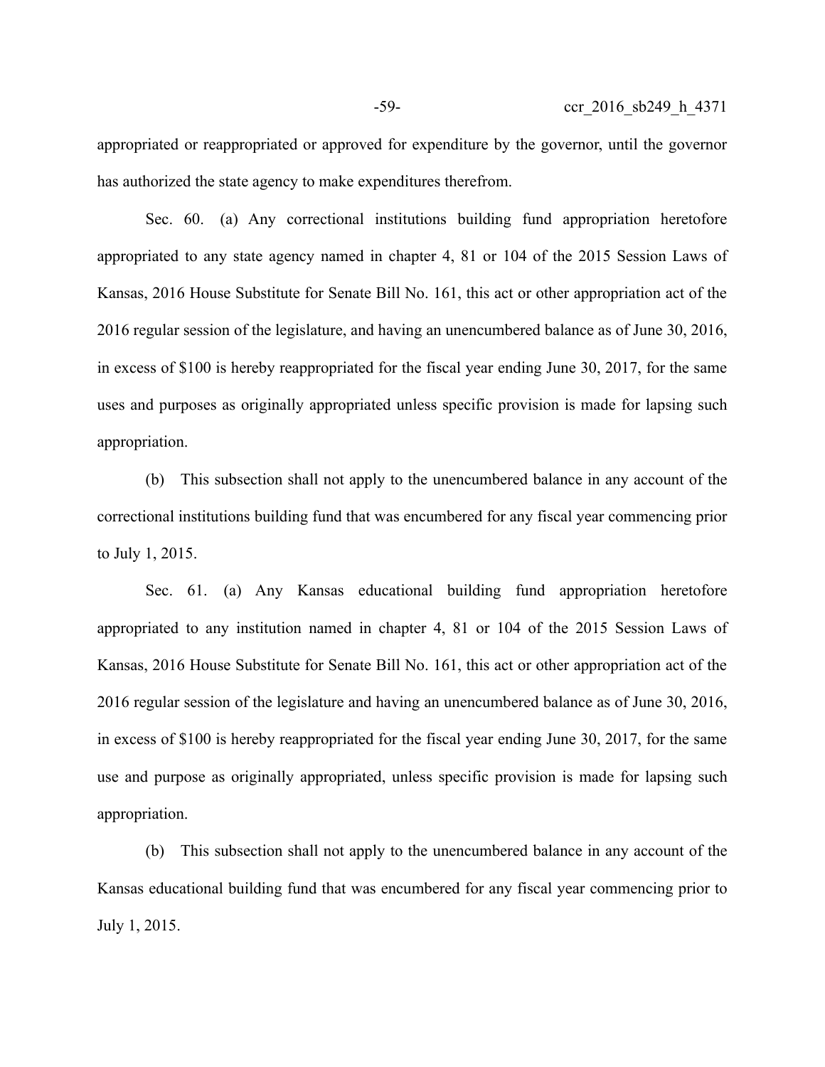appropriated or reappropriated or approved for expenditure by the governor, until the governor has authorized the state agency to make expenditures therefrom.

Sec. 60. (a) Any correctional institutions building fund appropriation heretofore appropriated to any state agency named in chapter 4, 81 or 104 of the 2015 Session Laws of Kansas, 2016 House Substitute for Senate Bill No. 161, this act or other appropriation act of the 2016 regular session of the legislature, and having an unencumbered balance as of June 30, 2016, in excess of $100 is hereby reappropriated for the fiscal year ending June 30, 2017, for the same uses and purposes as originally appropriated unless specific provision is made for lapsing such appropriation.

(b) This subsection shall not apply to the unencumbered balance in any account of the correctional institutions building fund that was encumbered for any fiscal year commencing prior to July 1, 2015.

Sec. 61. (a) Any Kansas educational building fund appropriation heretofore appropriated to any institution named in chapter 4, 81 or 104 of the 2015 Session Laws of Kansas, 2016 House Substitute for Senate Bill No. 161, this act or other appropriation act of the 2016 regular session of the legislature and having an unencumbered balance as of June 30, 2016, in excess of $100 is hereby reappropriated for the fiscal year ending June 30, 2017, for the same use and purpose as originally appropriated, unless specific provision is made for lapsing such appropriation.

(b) This subsection shall not apply to the unencumbered balance in any account of the Kansas educational building fund that was encumbered for any fiscal year commencing prior to July 1, 2015.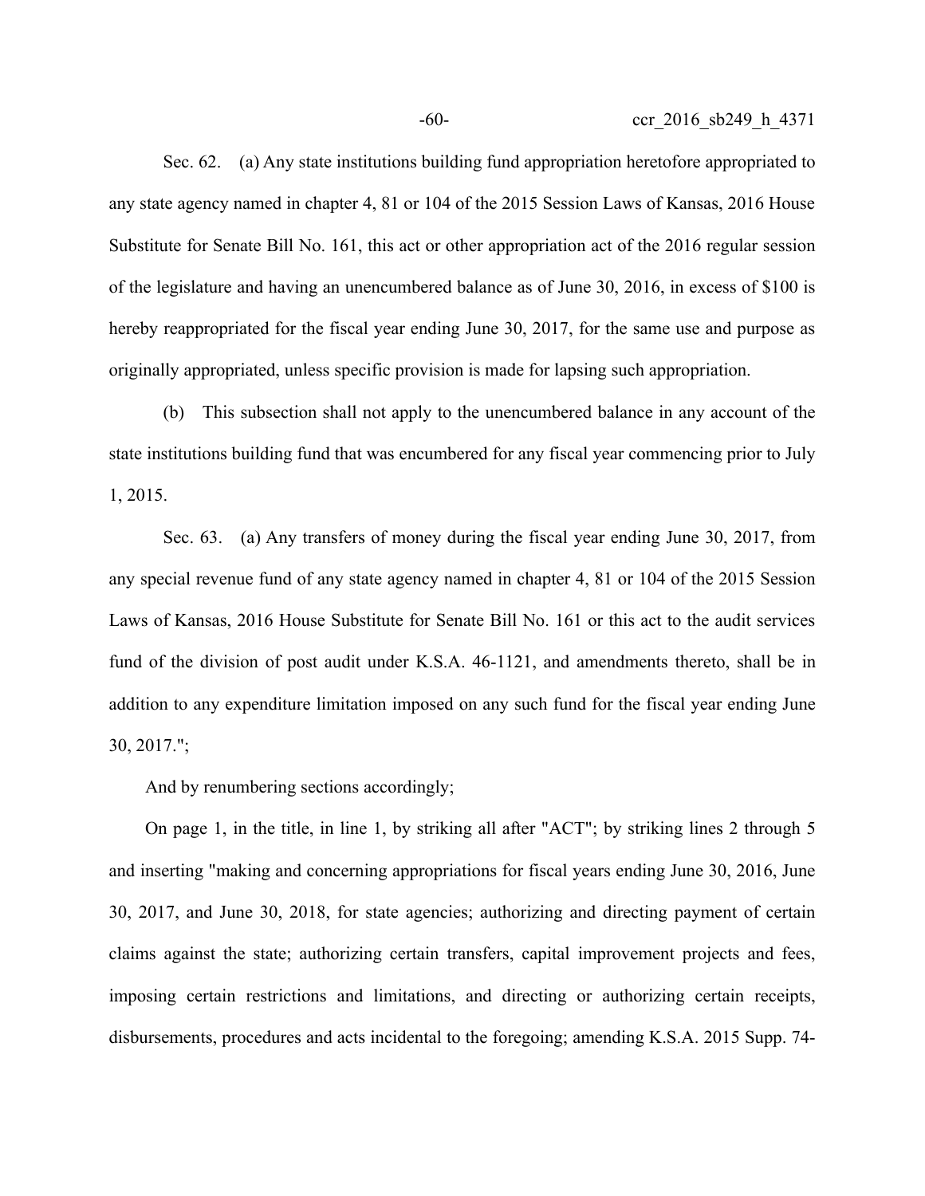Sec. 62. (a) Any state institutions building fund appropriation heretofore appropriated to any state agency named in chapter 4, 81 or 104 of the 2015 Session Laws of Kansas, 2016 House Substitute for Senate Bill No. 161, this act or other appropriation act of the 2016 regular session of the legislature and having an unencumbered balance as of June 30, 2016, in excess of $100 is hereby reappropriated for the fiscal year ending June 30, 2017, for the same use and purpose as originally appropriated, unless specific provision is made for lapsing such appropriation.

(b) This subsection shall not apply to the unencumbered balance in any account of the state institutions building fund that was encumbered for any fiscal year commencing prior to July 1, 2015.

Sec. 63. (a) Any transfers of money during the fiscal year ending June 30, 2017, from any special revenue fund of any state agency named in chapter 4, 81 or 104 of the 2015 Session Laws of Kansas, 2016 House Substitute for Senate Bill No. 161 or this act to the audit services fund of the division of post audit under K.S.A. 46-1121, and amendments thereto, shall be in addition to any expenditure limitation imposed on any such fund for the fiscal year ending June 30, 2017.";

And by renumbering sections accordingly;

On page 1, in the title, in line 1, by striking all after "ACT"; by striking lines 2 through 5 and inserting "making and concerning appropriations for fiscal years ending June 30, 2016, June 30, 2017, and June 30, 2018, for state agencies; authorizing and directing payment of certain claims against the state; authorizing certain transfers, capital improvement projects and fees, imposing certain restrictions and limitations, and directing or authorizing certain receipts, disbursements, procedures and acts incidental to the foregoing; amending K.S.A. 2015 Supp. 74-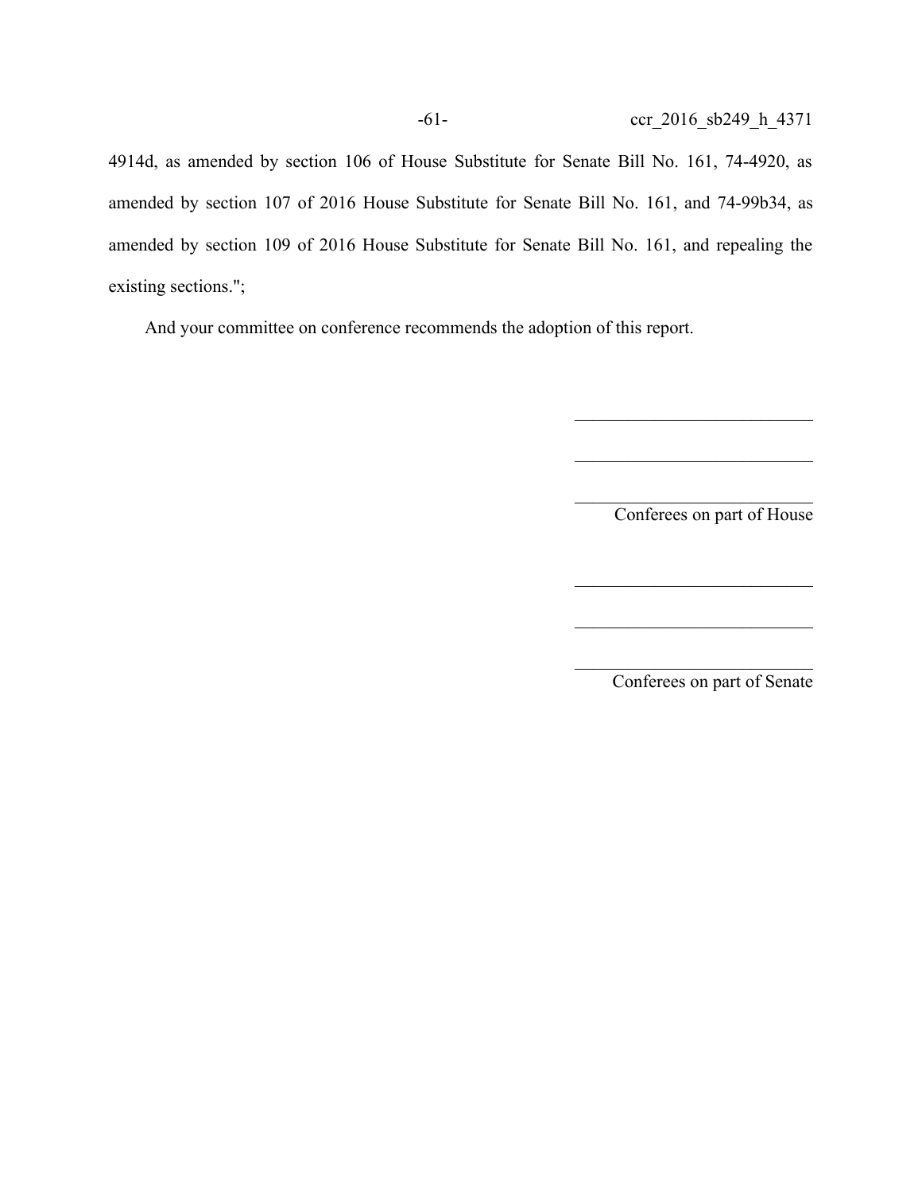4914d, as amended by section 106 of House Substitute for Senate Bill No. 161, 74-4920, as amended by section 107 of 2016 House Substitute for Senate Bill No. 161, and 74-99b34, as amended by section 109 of 2016 House Substitute for Senate Bill No. 161, and repealing the existing sections.";

And your committee on conference recommends the adoption of this report.

___________________________

___________________________

___________________________
Conferees on part of House

___________________________

___________________________

___________________________
Conferees on part of Senate